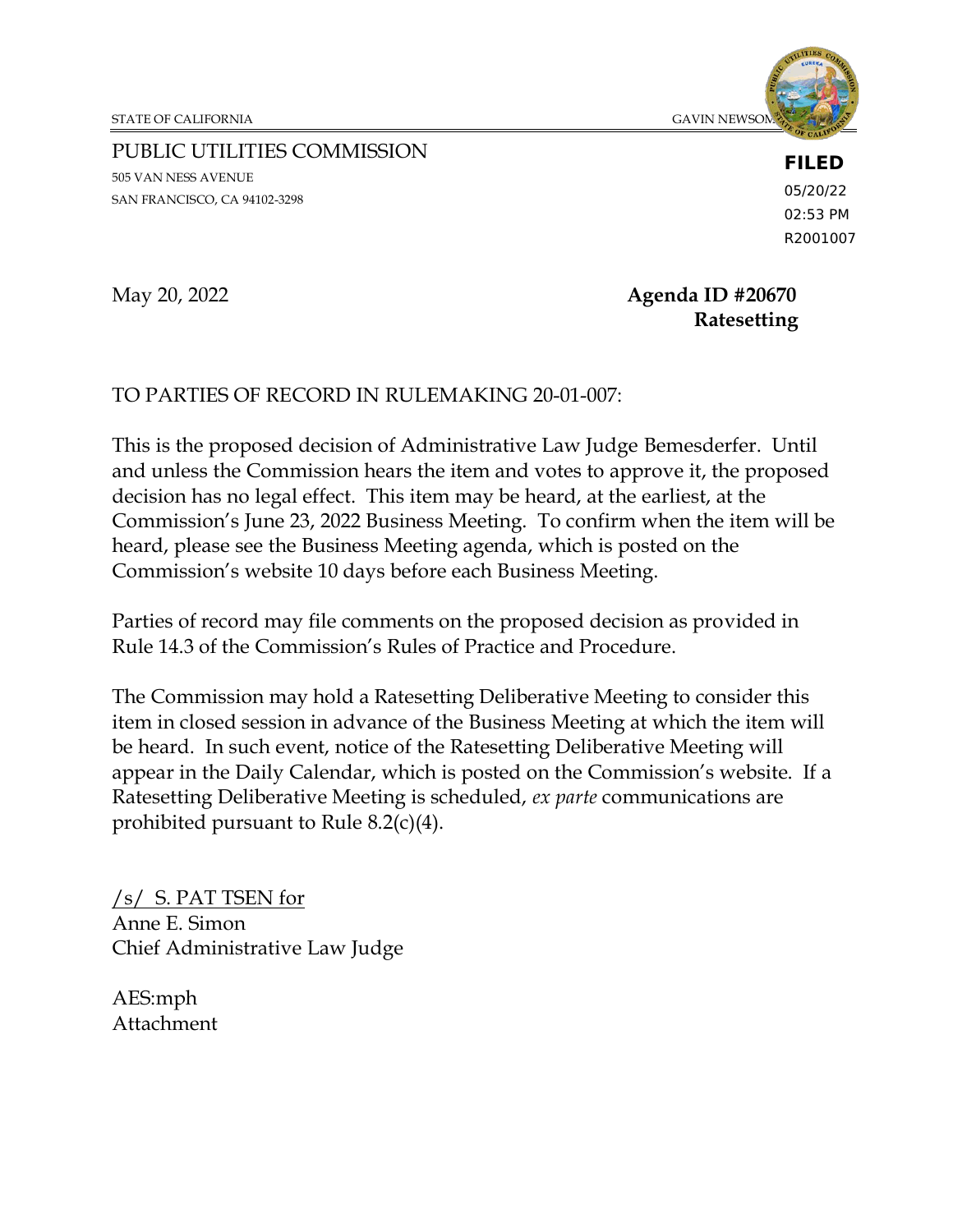STATE OF CALIFORNIA GAVIN NEWSOM

PUBLIC UTILITIES COMMISSION
505 VAN NESS AVENUE
SAN FRANCISCO, CA 94102-3298

**FILED**
05/20/22
02:53 PM
R2001007

May 20, 2022

**Agenda ID #20670**
**Ratesetting**

TO PARTIES OF RECORD IN RULEMAKING 20-01-007:

This is the proposed decision of Administrative Law Judge Bemesderfer. Until and unless the Commission hears the item and votes to approve it, the proposed decision has no legal effect. This item may be heard, at the earliest, at the Commission's June 23, 2022 Business Meeting. To confirm when the item will be heard, please see the Business Meeting agenda, which is posted on the Commission's website 10 days before each Business Meeting.

Parties of record may file comments on the proposed decision as provided in Rule 14.3 of the Commission's Rules of Practice and Procedure.

The Commission may hold a Ratesetting Deliberative Meeting to consider this item in closed session in advance of the Business Meeting at which the item will be heard. In such event, notice of the Ratesetting Deliberative Meeting will appear in the Daily Calendar, which is posted on the Commission's website. If a Ratesetting Deliberative Meeting is scheduled, *ex parte* communications are prohibited pursuant to Rule 8.2(c)(4).

/s/ S. PAT TSEN for
Anne E. Simon
Chief Administrative Law Judge

AES:mph
Attachment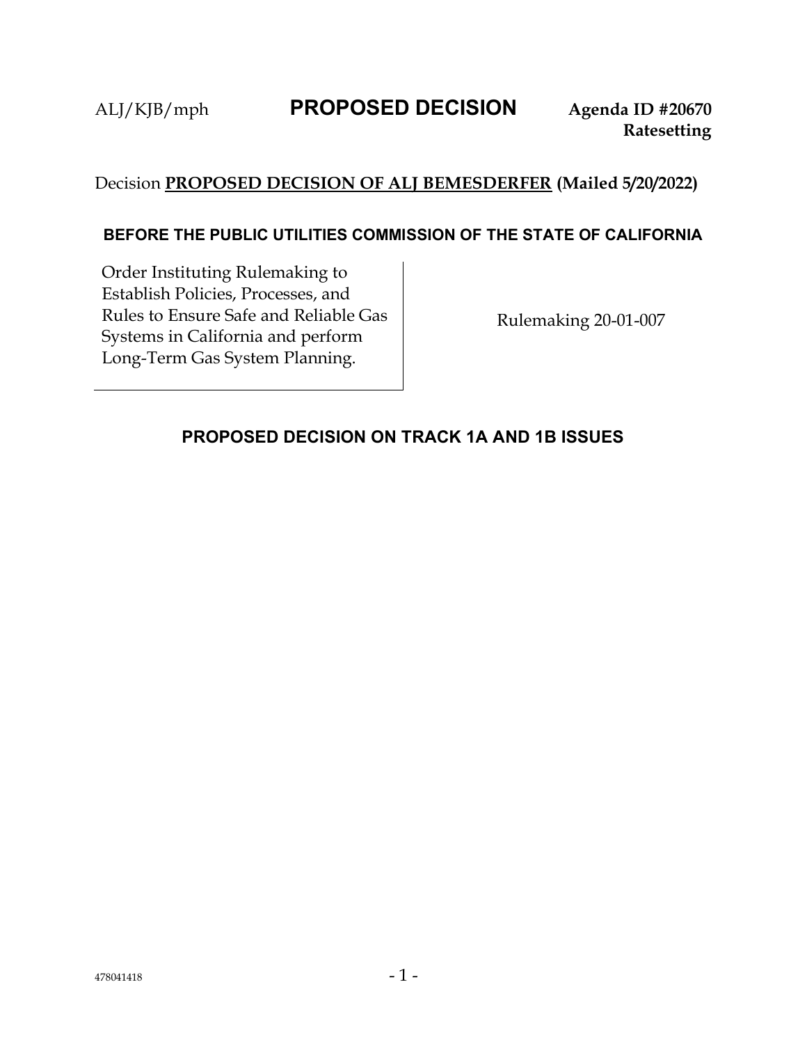ALJ/KJB/mph **PROPOSED DECISION** **Agenda ID #20670**
**Ratesetting**

Decision **PROPOSED DECISION OF ALJ BEMESDERFER (Mailed 5/20/2022)**

**BEFORE THE PUBLIC UTILITIES COMMISSION OF THE STATE OF CALIFORNIA**

| Order Instituting Rulemaking to Establish Policies, Processes, and Rules to Ensure Safe and Reliable Gas Systems in California and perform Long-Term Gas System Planning. | Rulemaking 20-01-007 |
|---|---|

## PROPOSED DECISION ON TRACK 1A AND 1B ISSUES

478041418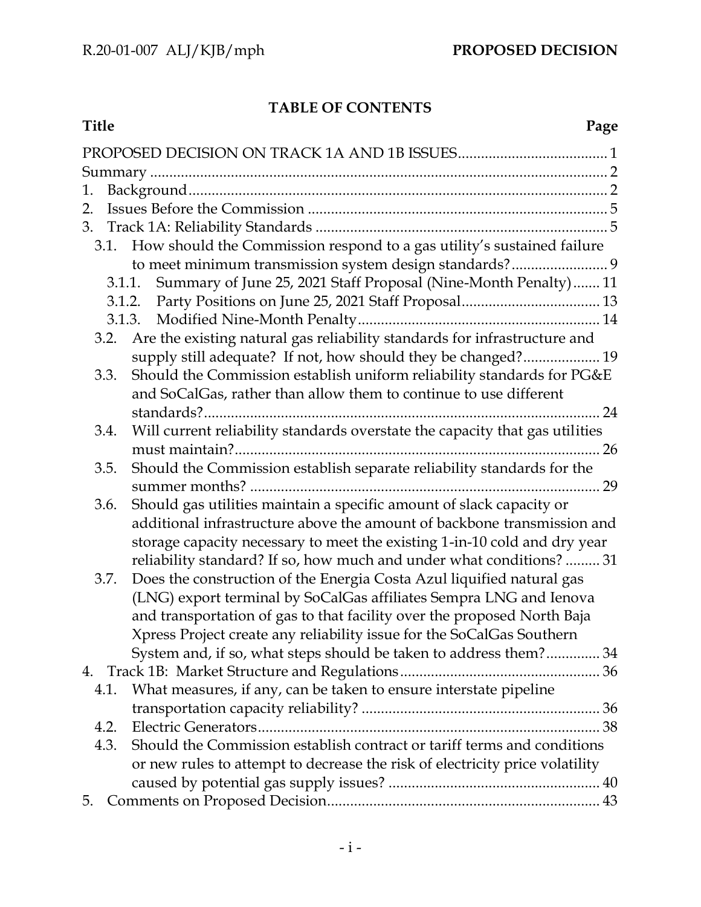## TABLE OF CONTENTS

| Title | Page |
|---|---|
| PROPOSED DECISION ON TRACK 1A AND 1B ISSUES | 1 |
| Summary | 2 |
| 1. Background | 2 |
| 2. Issues Before the Commission | 5 |
| 3. Track 1A: Reliability Standards | 5 |
| 3.1. How should the Commission respond to a gas utility's sustained failure to meet minimum transmission system design standards? | 9 |
| 3.1.1. Summary of June 25, 2021 Staff Proposal (Nine-Month Penalty) | 11 |
| 3.1.2. Party Positions on June 25, 2021 Staff Proposal | 13 |
| 3.1.3. Modified Nine-Month Penalty | 14 |
| 3.2. Are the existing natural gas reliability standards for infrastructure and supply still adequate? If not, how should they be changed? | 19 |
| 3.3. Should the Commission establish uniform reliability standards for PG&E and SoCalGas, rather than allow them to continue to use different standards? | 24 |
| 3.4. Will current reliability standards overstate the capacity that gas utilities must maintain? | 26 |
| 3.5. Should the Commission establish separate reliability standards for the summer months? | 29 |
| 3.6. Should gas utilities maintain a specific amount of slack capacity or additional infrastructure above the amount of backbone transmission and storage capacity necessary to meet the existing 1-in-10 cold and dry year reliability standard? If so, how much and under what conditions? | 31 |
| 3.7. Does the construction of the Energia Costa Azul liquified natural gas (LNG) export terminal by SoCalGas affiliates Sempra LNG and Ienova and transportation of gas to that facility over the proposed North Baja Xpress Project create any reliability issue for the SoCalGas Southern System and, if so, what steps should be taken to address them? | 34 |
| 4. Track 1B: Market Structure and Regulations | 36 |
| 4.1. What measures, if any, can be taken to ensure interstate pipeline transportation capacity reliability? | 36 |
| 4.2. Electric Generators | 38 |
| 4.3. Should the Commission establish contract or tariff terms and conditions or new rules to attempt to decrease the risk of electricity price volatility caused by potential gas supply issues? | 40 |
| 5. Comments on Proposed Decision | 43 |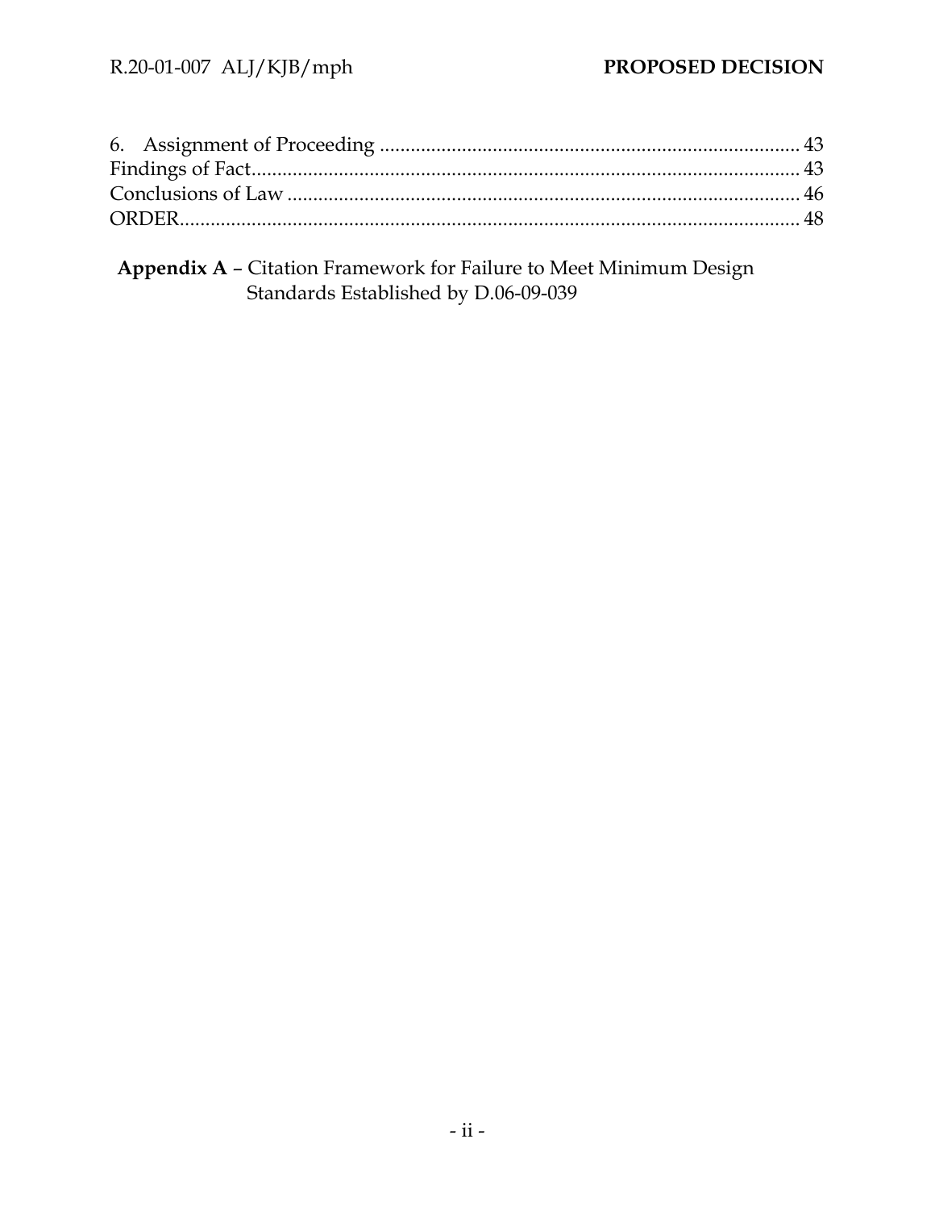6. Assignment of Proceeding ........................................................................................ 43

Findings of Fact................................................................................................................ 43

Conclusions of Law ......................................................................................................... 46

ORDER.............................................................................................................................. 48

**Appendix A** – Citation Framework for Failure to Meet Minimum Design Standards Established by D.06-09-039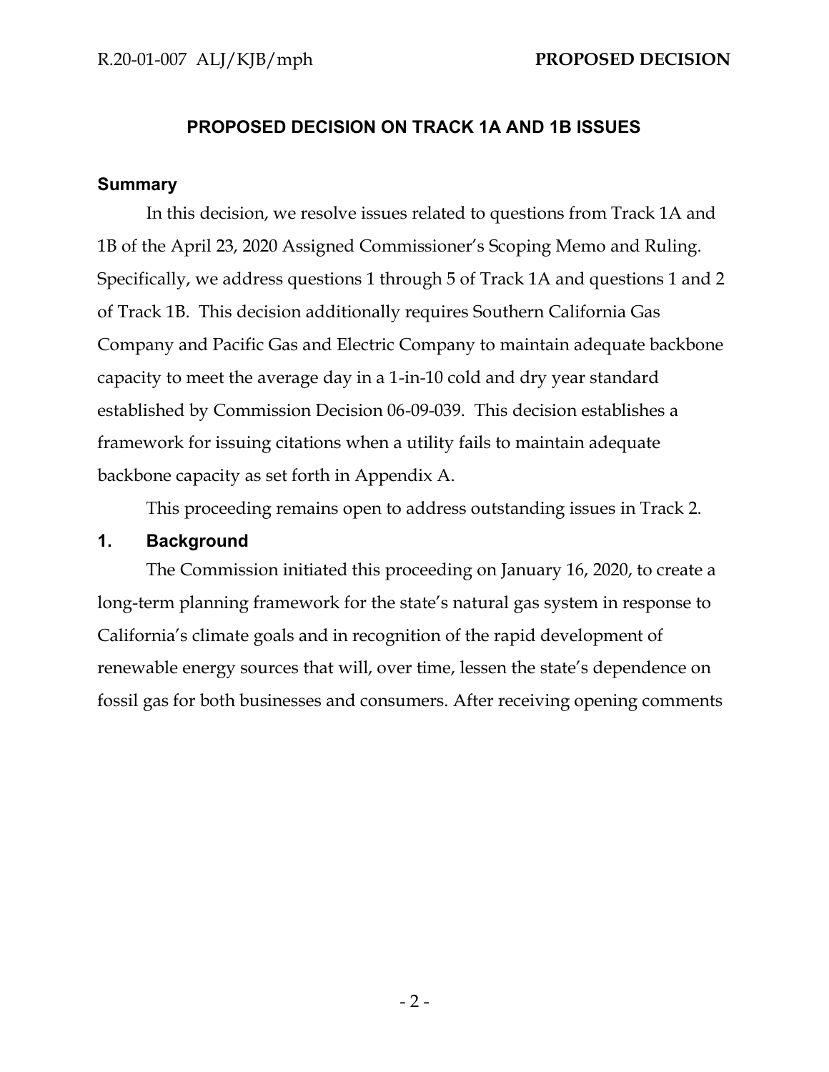## PROPOSED DECISION ON TRACK 1A AND 1B ISSUES

### Summary

In this decision, we resolve issues related to questions from Track 1A and 1B of the April 23, 2020 Assigned Commissioner's Scoping Memo and Ruling. Specifically, we address questions 1 through 5 of Track 1A and questions 1 and 2 of Track 1B. This decision additionally requires Southern California Gas Company and Pacific Gas and Electric Company to maintain adequate backbone capacity to meet the average day in a 1-in-10 cold and dry year standard established by Commission Decision 06-09-039. This decision establishes a framework for issuing citations when a utility fails to maintain adequate backbone capacity as set forth in Appendix A.

This proceeding remains open to address outstanding issues in Track 2.

### 1. Background

The Commission initiated this proceeding on January 16, 2020, to create a long-term planning framework for the state's natural gas system in response to California's climate goals and in recognition of the rapid development of renewable energy sources that will, over time, lessen the state's dependence on fossil gas for both businesses and consumers. After receiving opening comments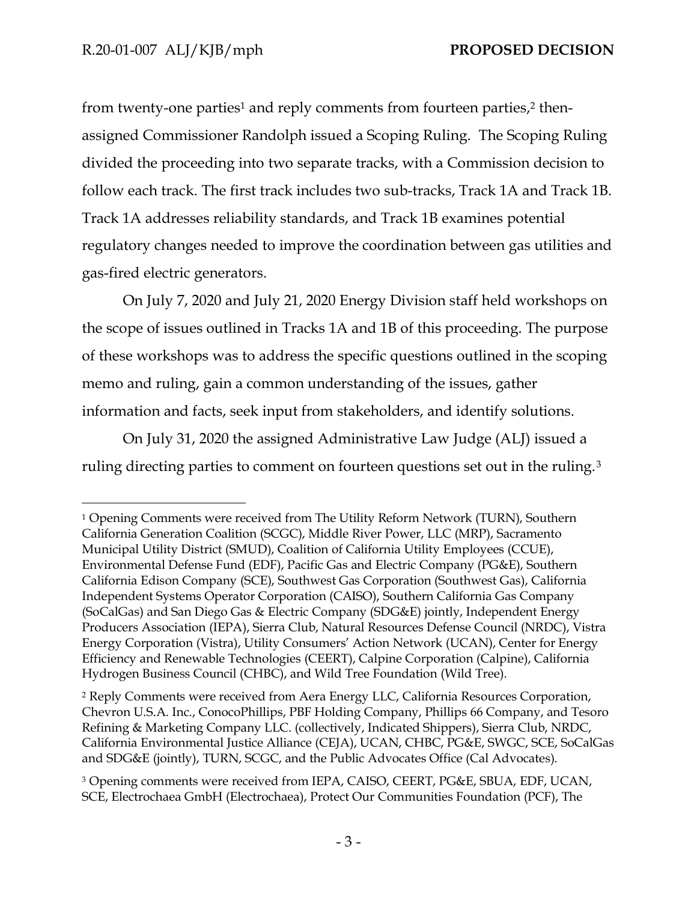from twenty-one parties[1] and reply comments from fourteen parties,[2] then-assigned Commissioner Randolph issued a Scoping Ruling. The Scoping Ruling divided the proceeding into two separate tracks, with a Commission decision to follow each track. The first track includes two sub-tracks, Track 1A and Track 1B. Track 1A addresses reliability standards, and Track 1B examines potential regulatory changes needed to improve the coordination between gas utilities and gas-fired electric generators.

On July 7, 2020 and July 21, 2020 Energy Division staff held workshops on the scope of issues outlined in Tracks 1A and 1B of this proceeding. The purpose of these workshops was to address the specific questions outlined in the scoping memo and ruling, gain a common understanding of the issues, gather information and facts, seek input from stakeholders, and identify solutions.

On July 31, 2020 the assigned Administrative Law Judge (ALJ) issued a ruling directing parties to comment on fourteen questions set out in the ruling.[3]

---

[1] Opening Comments were received from The Utility Reform Network (TURN), Southern California Generation Coalition (SCGC), Middle River Power, LLC (MRP), Sacramento Municipal Utility District (SMUD), Coalition of California Utility Employees (CCUE), Environmental Defense Fund (EDF), Pacific Gas and Electric Company (PG&E), Southern California Edison Company (SCE), Southwest Gas Corporation (Southwest Gas), California Independent Systems Operator Corporation (CAISO), Southern California Gas Company (SoCalGas) and San Diego Gas & Electric Company (SDG&E) jointly, Independent Energy Producers Association (IEPA), Sierra Club, Natural Resources Defense Council (NRDC), Vistra Energy Corporation (Vistra), Utility Consumers' Action Network (UCAN), Center for Energy Efficiency and Renewable Technologies (CEERT), Calpine Corporation (Calpine), California Hydrogen Business Council (CHBC), and Wild Tree Foundation (Wild Tree).

[2] Reply Comments were received from Aera Energy LLC, California Resources Corporation, Chevron U.S.A. Inc., ConocoPhillips, PBF Holding Company, Phillips 66 Company, and Tesoro Refining & Marketing Company LLC. (collectively, Indicated Shippers), Sierra Club, NRDC, California Environmental Justice Alliance (CEJA), UCAN, CHBC, PG&E, SWGC, SCE, SoCalGas and SDG&E (jointly), TURN, SCGC, and the Public Advocates Office (Cal Advocates).

[3] Opening comments were received from IEPA, CAISO, CEERT, PG&E, SBUA, EDF, UCAN, SCE, Electrochaea GmbH (Electrochaea), Protect Our Communities Foundation (PCF), The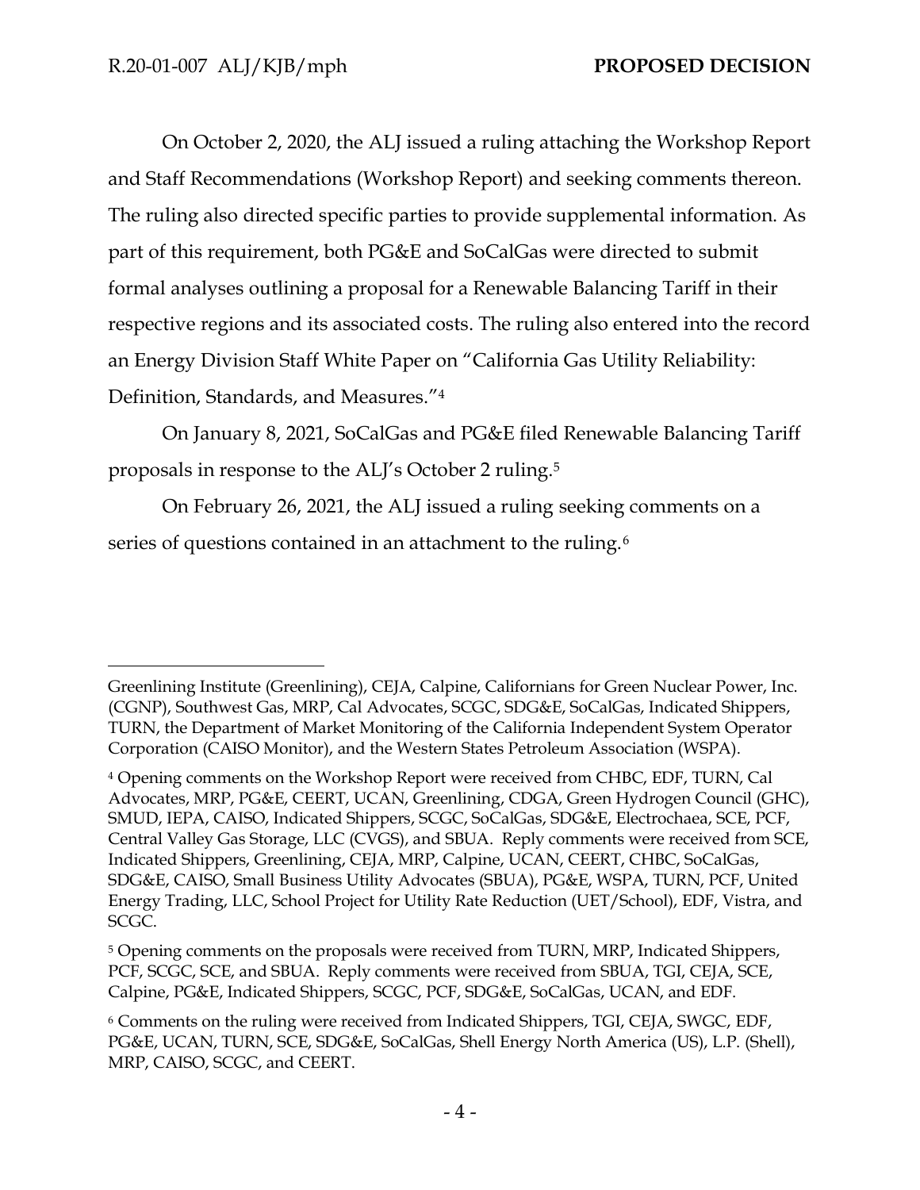On October 2, 2020, the ALJ issued a ruling attaching the Workshop Report and Staff Recommendations (Workshop Report) and seeking comments thereon. The ruling also directed specific parties to provide supplemental information. As part of this requirement, both PG&E and SoCalGas were directed to submit formal analyses outlining a proposal for a Renewable Balancing Tariff in their respective regions and its associated costs. The ruling also entered into the record an Energy Division Staff White Paper on "California Gas Utility Reliability: Definition, Standards, and Measures."[4]

On January 8, 2021, SoCalGas and PG&E filed Renewable Balancing Tariff proposals in response to the ALJ's October 2 ruling.[5]

On February 26, 2021, the ALJ issued a ruling seeking comments on a series of questions contained in an attachment to the ruling.[6]

---

Greenlining Institute (Greenlining), CEJA, Calpine, Californians for Green Nuclear Power, Inc. (CGNP), Southwest Gas, MRP, Cal Advocates, SCGC, SDG&E, SoCalGas, Indicated Shippers, TURN, the Department of Market Monitoring of the California Independent System Operator Corporation (CAISO Monitor), and the Western States Petroleum Association (WSPA).

[4] Opening comments on the Workshop Report were received from CHBC, EDF, TURN, Cal Advocates, MRP, PG&E, CEERT, UCAN, Greenlining, CDGA, Green Hydrogen Council (GHC), SMUD, IEPA, CAISO, Indicated Shippers, SCGC, SoCalGas, SDG&E, Electrochaea, SCE, PCF, Central Valley Gas Storage, LLC (CVGS), and SBUA. Reply comments were received from SCE, Indicated Shippers, Greenlining, CEJA, MRP, Calpine, UCAN, CEERT, CHBC, SoCalGas, SDG&E, CAISO, Small Business Utility Advocates (SBUA), PG&E, WSPA, TURN, PCF, United Energy Trading, LLC, School Project for Utility Rate Reduction (UET/School), EDF, Vistra, and SCGC.

[5] Opening comments on the proposals were received from TURN, MRP, Indicated Shippers, PCF, SCGC, SCE, and SBUA. Reply comments were received from SBUA, TGI, CEJA, SCE, Calpine, PG&E, Indicated Shippers, SCGC, PCF, SDG&E, SoCalGas, UCAN, and EDF.

[6] Comments on the ruling were received from Indicated Shippers, TGI, CEJA, SWGC, EDF, PG&E, UCAN, TURN, SCE, SDG&E, SoCalGas, Shell Energy North America (US), L.P. (Shell), MRP, CAISO, SCGC, and CEERT.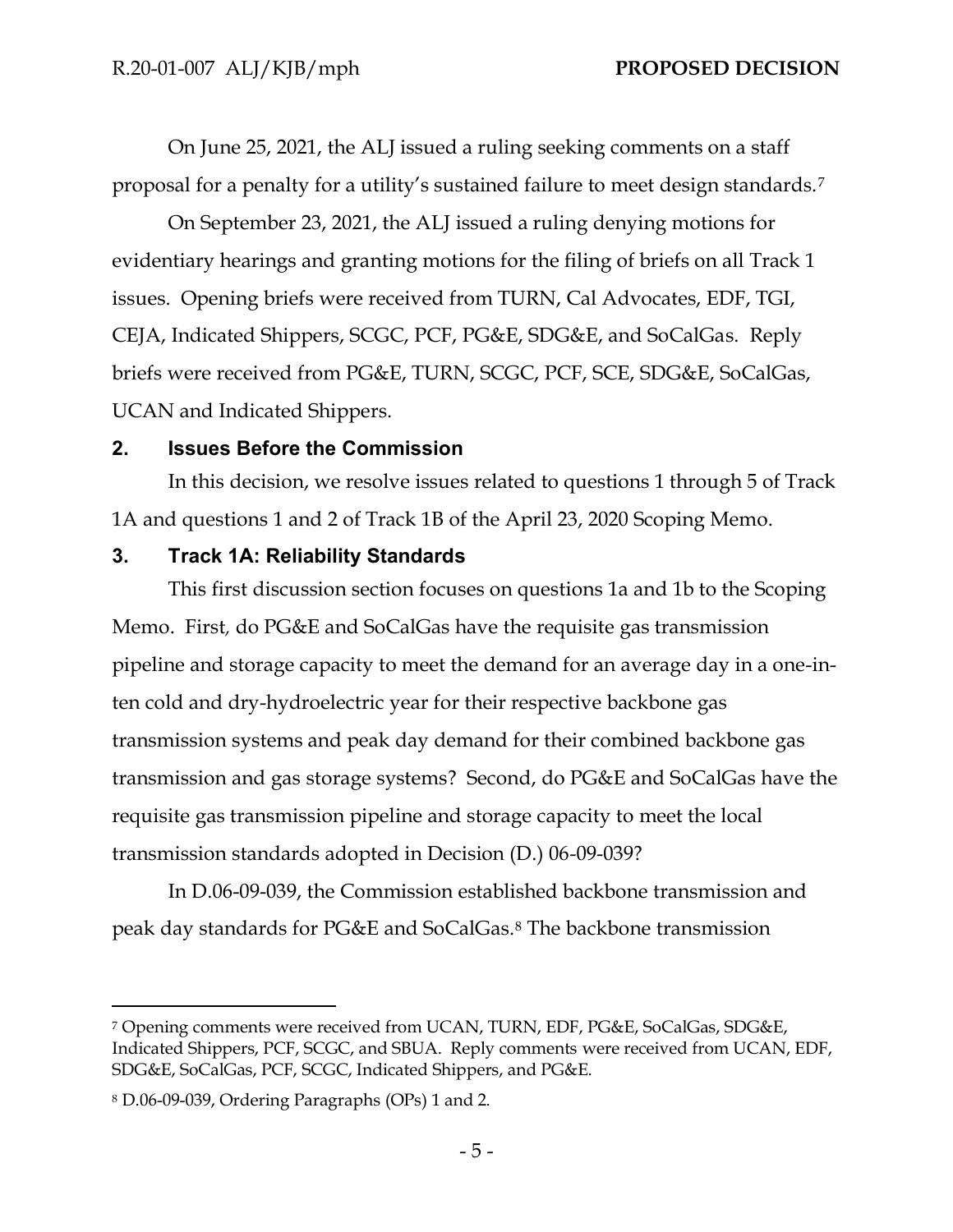On June 25, 2021, the ALJ issued a ruling seeking comments on a staff proposal for a penalty for a utility's sustained failure to meet design standards.[7]

On September 23, 2021, the ALJ issued a ruling denying motions for evidentiary hearings and granting motions for the filing of briefs on all Track 1 issues. Opening briefs were received from TURN, Cal Advocates, EDF, TGI, CEJA, Indicated Shippers, SCGC, PCF, PG&E, SDG&E, and SoCalGas. Reply briefs were received from PG&E, TURN, SCGC, PCF, SCE, SDG&E, SoCalGas, UCAN and Indicated Shippers.

## 2. Issues Before the Commission

In this decision, we resolve issues related to questions 1 through 5 of Track 1A and questions 1 and 2 of Track 1B of the April 23, 2020 Scoping Memo.

## 3. Track 1A: Reliability Standards

This first discussion section focuses on questions 1a and 1b to the Scoping Memo. First, do PG&E and SoCalGas have the requisite gas transmission pipeline and storage capacity to meet the demand for an average day in a one-in-ten cold and dry-hydroelectric year for their respective backbone gas transmission systems and peak day demand for their combined backbone gas transmission and gas storage systems? Second, do PG&E and SoCalGas have the requisite gas transmission pipeline and storage capacity to meet the local transmission standards adopted in Decision (D.) 06-09-039?

In D.06-09-039, the Commission established backbone transmission and peak day standards for PG&E and SoCalGas.[8] The backbone transmission

---

[7] Opening comments were received from UCAN, TURN, EDF, PG&E, SoCalGas, SDG&E, Indicated Shippers, PCF, SCGC, and SBUA. Reply comments were received from UCAN, EDF, SDG&E, SoCalGas, PCF, SCGC, Indicated Shippers, and PG&E.

[8] D.06-09-039, Ordering Paragraphs (OPs) 1 and 2.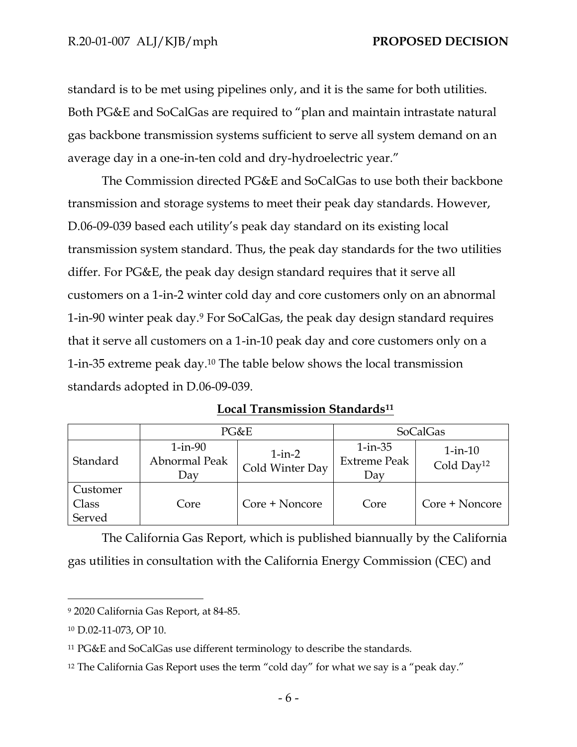standard is to be met using pipelines only, and it is the same for both utilities. Both PG&E and SoCalGas are required to "plan and maintain intrastate natural gas backbone transmission systems sufficient to serve all system demand on an average day in a one-in-ten cold and dry-hydroelectric year."

The Commission directed PG&E and SoCalGas to use both their backbone transmission and storage systems to meet their peak day standards. However, D.06-09-039 based each utility's peak day standard on its existing local transmission system standard. Thus, the peak day standards for the two utilities differ. For PG&E, the peak day design standard requires that it serve all customers on a 1-in-2 winter cold day and core customers only on an abnormal 1-in-90 winter peak day.[9] For SoCalGas, the peak day design standard requires that it serve all customers on a 1-in-10 peak day and core customers only on a 1-in-35 extreme peak day.[10] The table below shows the local transmission standards adopted in D.06-09-039.

**Local Transmission Standards[11]**

| | PG&E | | SoCalGas | |
|---|---|---|---|---|
| Standard | 1-in-90 Abnormal Peak Day | 1-in-2 Cold Winter Day | 1-in-35 Extreme Peak Day | 1-in-10 Cold Day[12] |
| Customer Class Served | Core | Core + Noncore | Core | Core + Noncore |

The California Gas Report, which is published biannually by the California gas utilities in consultation with the California Energy Commission (CEC) and

---

[9] 2020 California Gas Report, at 84-85.

[10] D.02-11-073, OP 10.

[11] PG&E and SoCalGas use different terminology to describe the standards.

[12] The California Gas Report uses the term "cold day" for what we say is a "peak day."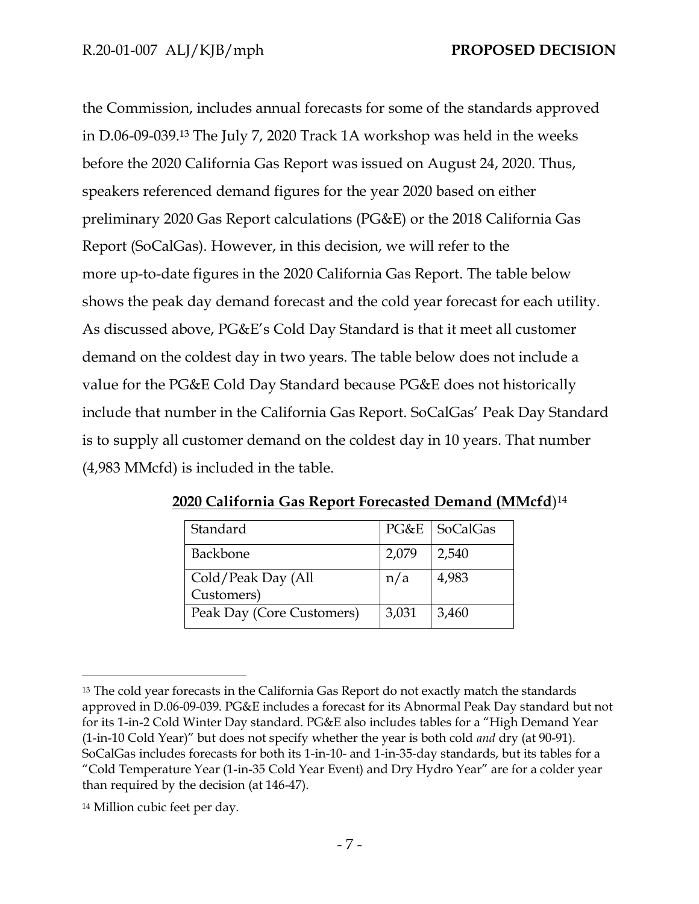the Commission, includes annual forecasts for some of the standards approved in D.06-09-039.[13] The July 7, 2020 Track 1A workshop was held in the weeks before the 2020 California Gas Report was issued on August 24, 2020. Thus, speakers referenced demand figures for the year 2020 based on either preliminary 2020 Gas Report calculations (PG&E) or the 2018 California Gas Report (SoCalGas). However, in this decision, we will refer to the more up-to-date figures in the 2020 California Gas Report. The table below shows the peak day demand forecast and the cold year forecast for each utility. As discussed above, PG&E's Cold Day Standard is that it meet all customer demand on the coldest day in two years. The table below does not include a value for the PG&E Cold Day Standard because PG&E does not historically include that number in the California Gas Report. SoCalGas' Peak Day Standard is to supply all customer demand on the coldest day in 10 years. That number (4,983 MMcfd) is included in the table.

**2020 California Gas Report Forecasted Demand (MMcfd)**[14]

| Standard | PG&E | SoCalGas |
|---|---|---|
| Backbone | 2,079 | 2,540 |
| Cold/Peak Day (All Customers) | n/a | 4,983 |
| Peak Day (Core Customers) | 3,031 | 3,460 |

---

[13] The cold year forecasts in the California Gas Report do not exactly match the standards approved in D.06-09-039. PG&E includes a forecast for its Abnormal Peak Day standard but not for its 1-in-2 Cold Winter Day standard. PG&E also includes tables for a "High Demand Year (1-in-10 Cold Year)" but does not specify whether the year is both cold *and* dry (at 90-91). SoCalGas includes forecasts for both its 1-in-10- and 1-in-35-day standards, but its tables for a "Cold Temperature Year (1-in-35 Cold Year Event) and Dry Hydro Year" are for a colder year than required by the decision (at 146-47).

[14] Million cubic feet per day.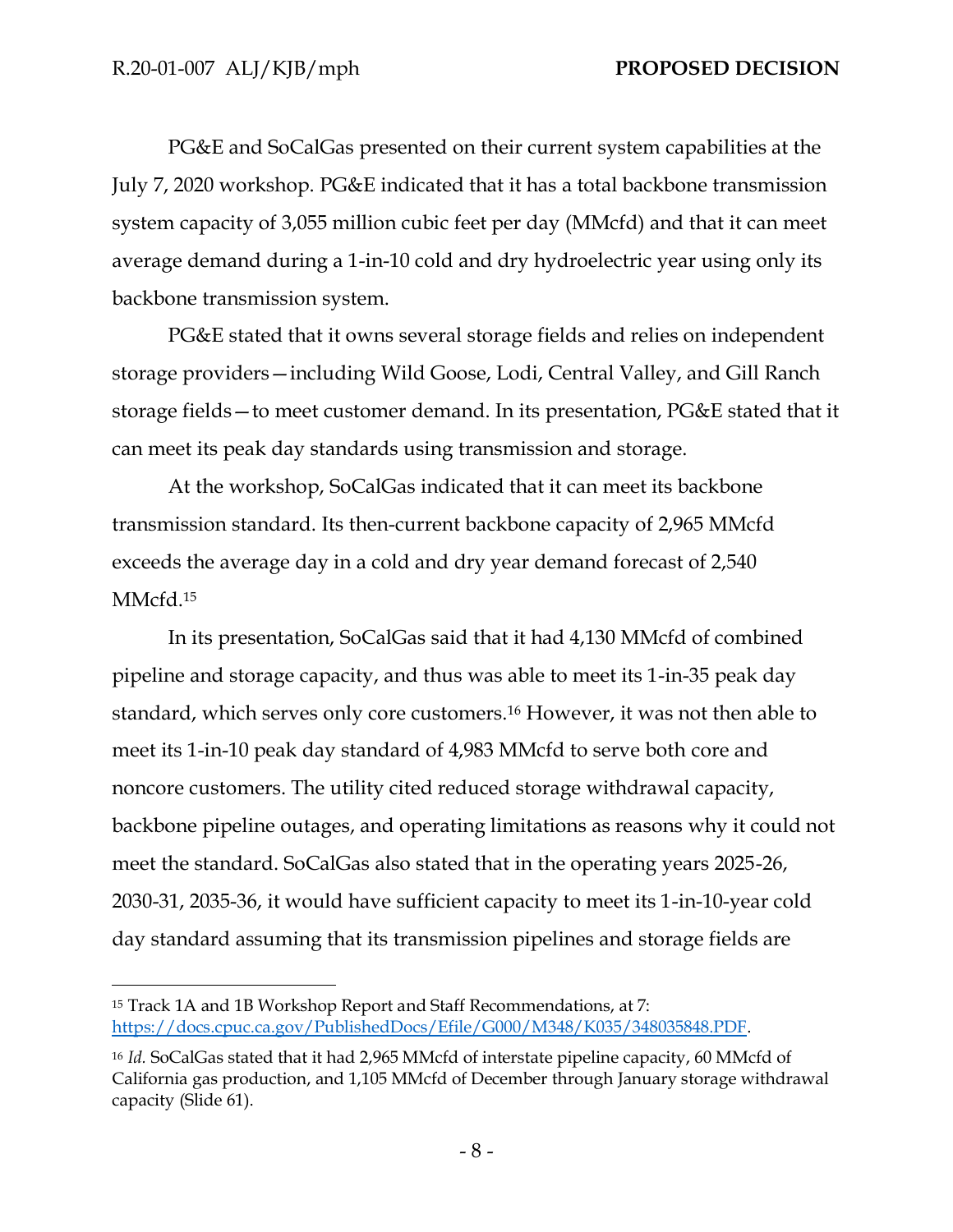PG&E and SoCalGas presented on their current system capabilities at the July 7, 2020 workshop. PG&E indicated that it has a total backbone transmission system capacity of 3,055 million cubic feet per day (MMcfd) and that it can meet average demand during a 1-in-10 cold and dry hydroelectric year using only its backbone transmission system.

PG&E stated that it owns several storage fields and relies on independent storage providers—including Wild Goose, Lodi, Central Valley, and Gill Ranch storage fields—to meet customer demand. In its presentation, PG&E stated that it can meet its peak day standards using transmission and storage.

At the workshop, SoCalGas indicated that it can meet its backbone transmission standard. Its then-current backbone capacity of 2,965 MMcfd exceeds the average day in a cold and dry year demand forecast of 2,540 MMcfd.[15]

In its presentation, SoCalGas said that it had 4,130 MMcfd of combined pipeline and storage capacity, and thus was able to meet its 1-in-35 peak day standard, which serves only core customers.[16] However, it was not then able to meet its 1-in-10 peak day standard of 4,983 MMcfd to serve both core and noncore customers. The utility cited reduced storage withdrawal capacity, backbone pipeline outages, and operating limitations as reasons why it could not meet the standard. SoCalGas also stated that in the operating years 2025-26, 2030-31, 2035-36, it would have sufficient capacity to meet its 1-in-10-year cold day standard assuming that its transmission pipelines and storage fields are

---

[15] Track 1A and 1B Workshop Report and Staff Recommendations, at 7: https://docs.cpuc.ca.gov/PublishedDocs/Efile/G000/M348/K035/348035848.PDF.

[16] *Id.* SoCalGas stated that it had 2,965 MMcfd of interstate pipeline capacity, 60 MMcfd of California gas production, and 1,105 MMcfd of December through January storage withdrawal capacity (Slide 61).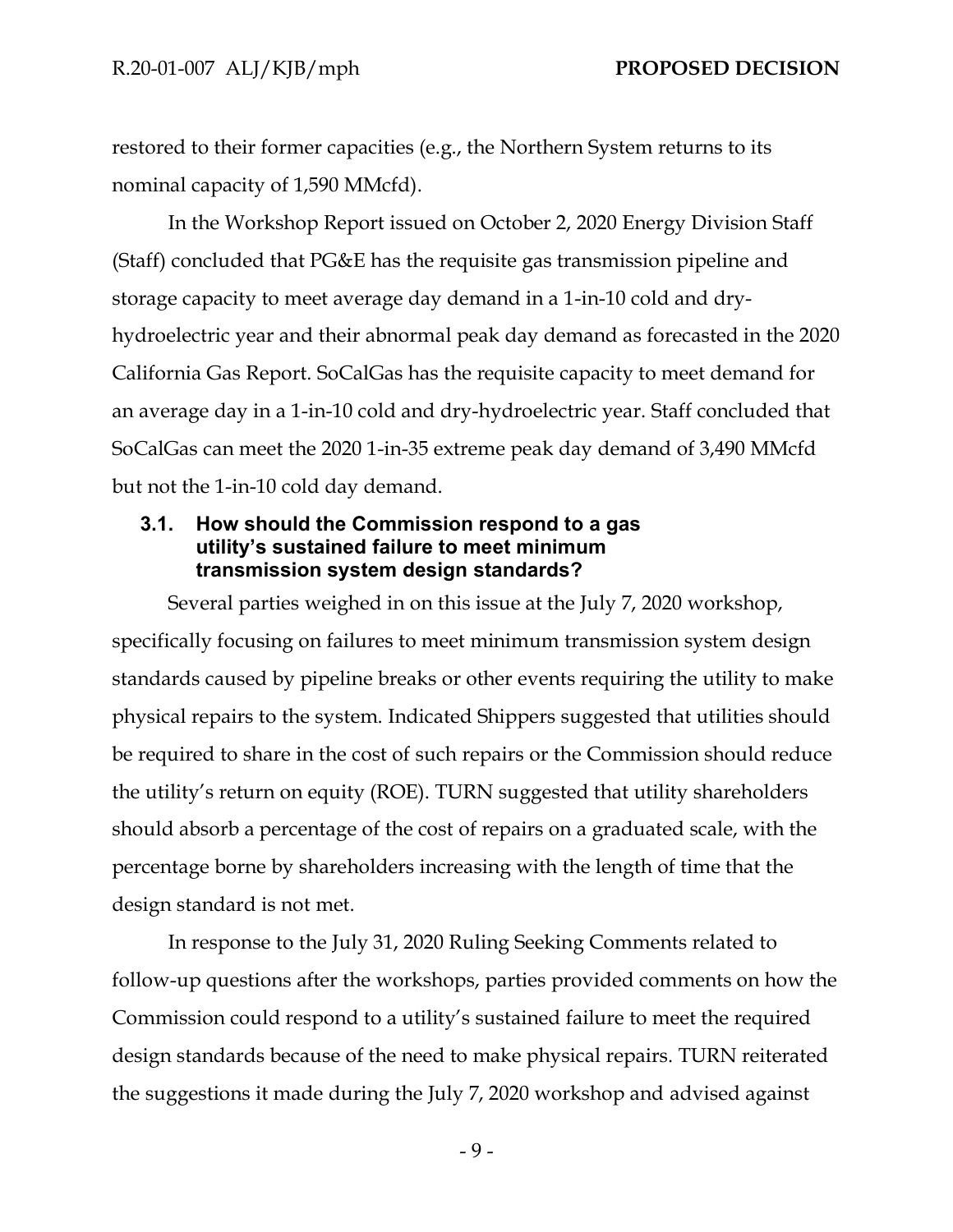restored to their former capacities (e.g., the Northern System returns to its nominal capacity of 1,590 MMcfd).

In the Workshop Report issued on October 2, 2020 Energy Division Staff (Staff) concluded that PG&E has the requisite gas transmission pipeline and storage capacity to meet average day demand in a 1-in-10 cold and dry-hydroelectric year and their abnormal peak day demand as forecasted in the 2020 California Gas Report. SoCalGas has the requisite capacity to meet demand for an average day in a 1-in-10 cold and dry-hydroelectric year. Staff concluded that SoCalGas can meet the 2020 1-in-35 extreme peak day demand of 3,490 MMcfd but not the 1-in-10 cold day demand.

### 3.1. How should the Commission respond to a gas utility's sustained failure to meet minimum transmission system design standards?

Several parties weighed in on this issue at the July 7, 2020 workshop, specifically focusing on failures to meet minimum transmission system design standards caused by pipeline breaks or other events requiring the utility to make physical repairs to the system. Indicated Shippers suggested that utilities should be required to share in the cost of such repairs or the Commission should reduce the utility's return on equity (ROE). TURN suggested that utility shareholders should absorb a percentage of the cost of repairs on a graduated scale, with the percentage borne by shareholders increasing with the length of time that the design standard is not met.

In response to the July 31, 2020 Ruling Seeking Comments related to follow-up questions after the workshops, parties provided comments on how the Commission could respond to a utility's sustained failure to meet the required design standards because of the need to make physical repairs. TURN reiterated the suggestions it made during the July 7, 2020 workshop and advised against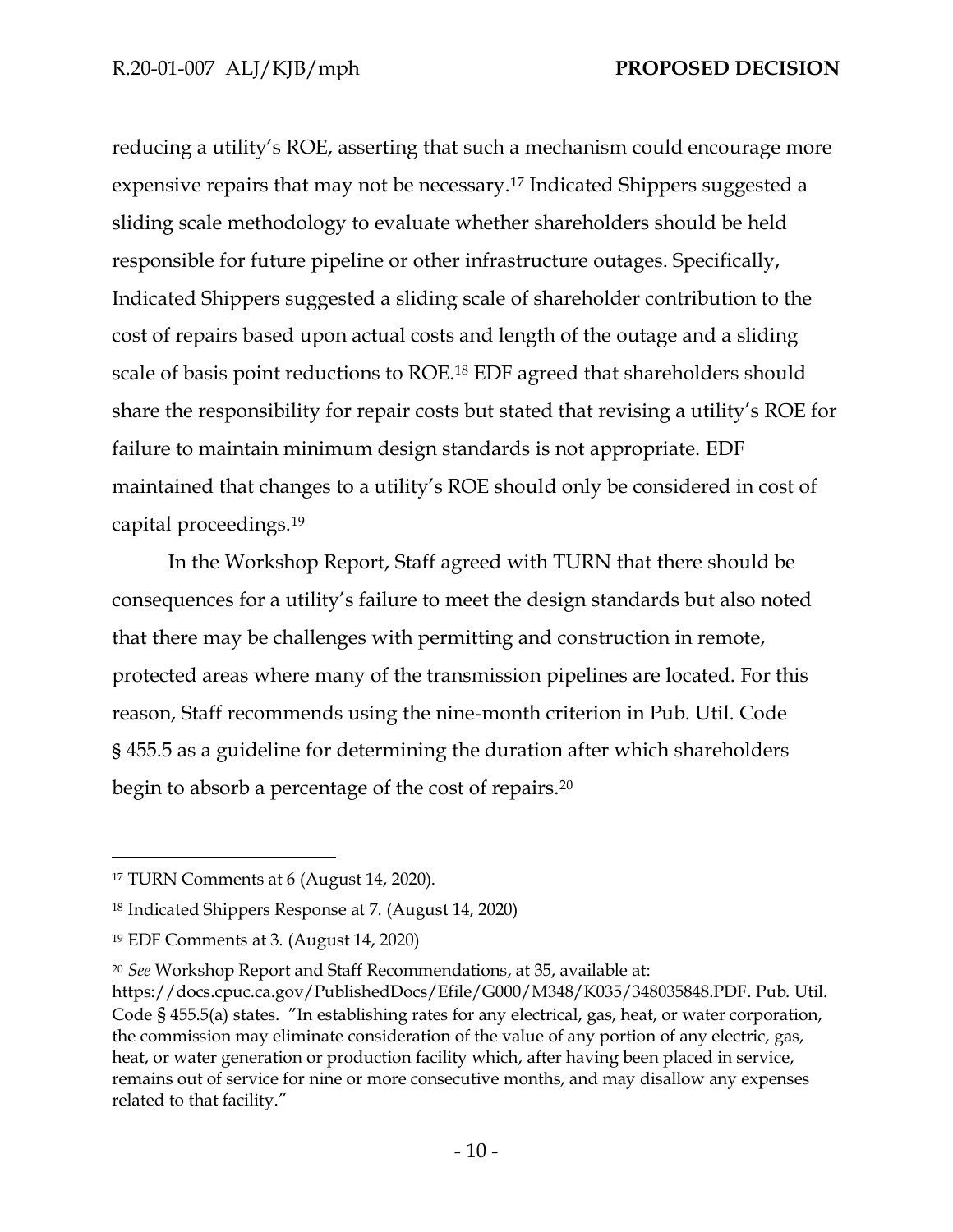reducing a utility's ROE, asserting that such a mechanism could encourage more expensive repairs that may not be necessary.[17] Indicated Shippers suggested a sliding scale methodology to evaluate whether shareholders should be held responsible for future pipeline or other infrastructure outages. Specifically, Indicated Shippers suggested a sliding scale of shareholder contribution to the cost of repairs based upon actual costs and length of the outage and a sliding scale of basis point reductions to ROE.[18] EDF agreed that shareholders should share the responsibility for repair costs but stated that revising a utility's ROE for failure to maintain minimum design standards is not appropriate. EDF maintained that changes to a utility's ROE should only be considered in cost of capital proceedings.[19]

In the Workshop Report, Staff agreed with TURN that there should be consequences for a utility's failure to meet the design standards but also noted that there may be challenges with permitting and construction in remote, protected areas where many of the transmission pipelines are located. For this reason, Staff recommends using the nine-month criterion in Pub. Util. Code § 455.5 as a guideline for determining the duration after which shareholders begin to absorb a percentage of the cost of repairs.[20]

---

[17] TURN Comments at 6 (August 14, 2020).

[18] Indicated Shippers Response at 7. (August 14, 2020)

[19] EDF Comments at 3. (August 14, 2020)

[20] *See* Workshop Report and Staff Recommendations, at 35, available at: https://docs.cpuc.ca.gov/PublishedDocs/Efile/G000/M348/K035/348035848.PDF. Pub. Util. Code § 455.5(a) states. "In establishing rates for any electrical, gas, heat, or water corporation, the commission may eliminate consideration of the value of any portion of any electric, gas, heat, or water generation or production facility which, after having been placed in service, remains out of service for nine or more consecutive months, and may disallow any expenses related to that facility."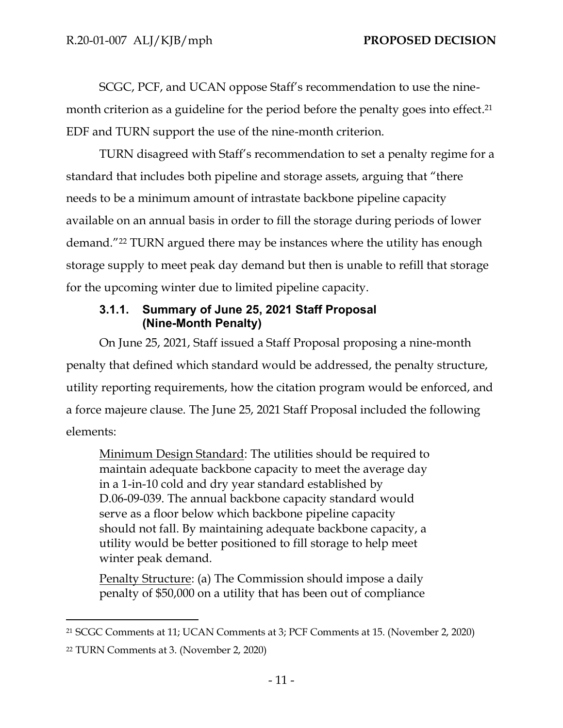SCGC, PCF, and UCAN oppose Staff's recommendation to use the nine-month criterion as a guideline for the period before the penalty goes into effect.[21] EDF and TURN support the use of the nine-month criterion.

TURN disagreed with Staff's recommendation to set a penalty regime for a standard that includes both pipeline and storage assets, arguing that "there needs to be a minimum amount of intrastate backbone pipeline capacity available on an annual basis in order to fill the storage during periods of lower demand."[22] TURN argued there may be instances where the utility has enough storage supply to meet peak day demand but then is unable to refill that storage for the upcoming winter due to limited pipeline capacity.

#### 3.1.1. Summary of June 25, 2021 Staff Proposal (Nine-Month Penalty)

On June 25, 2021, Staff issued a Staff Proposal proposing a nine-month penalty that defined which standard would be addressed, the penalty structure, utility reporting requirements, how the citation program would be enforced, and a force majeure clause. The June 25, 2021 Staff Proposal included the following elements:

> <u>Minimum Design Standard</u>: The utilities should be required to maintain adequate backbone capacity to meet the average day in a 1-in-10 cold and dry year standard established by D.06-09-039. The annual backbone capacity standard would serve as a floor below which backbone pipeline capacity should not fall. By maintaining adequate backbone capacity, a utility would be better positioned to fill storage to help meet winter peak demand.
>
> <u>Penalty Structure</u>: (a) The Commission should impose a daily penalty of $50,000 on a utility that has been out of compliance

---

[21] SCGC Comments at 11; UCAN Comments at 3; PCF Comments at 15. (November 2, 2020)

[22] TURN Comments at 3. (November 2, 2020)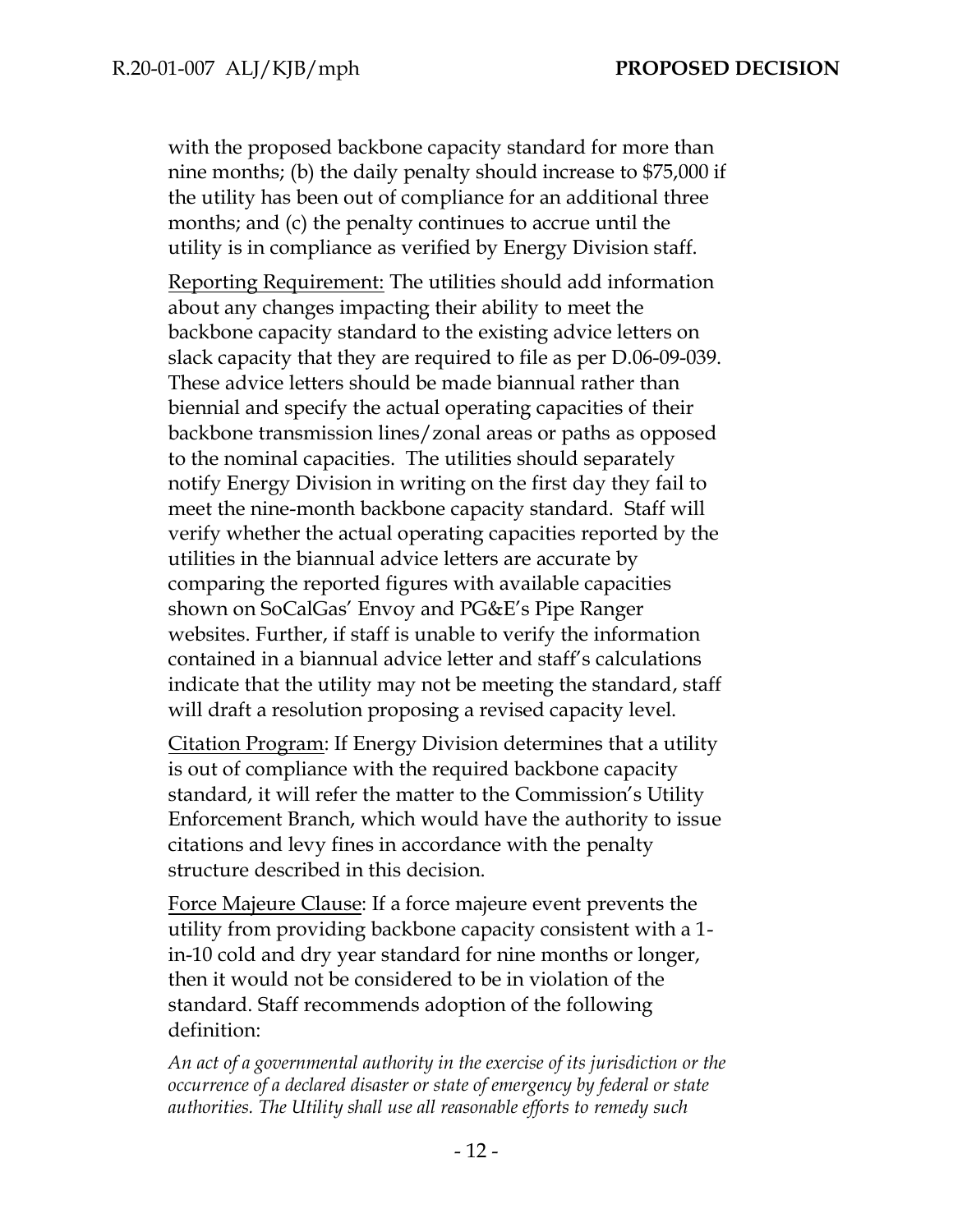with the proposed backbone capacity standard for more than nine months; (b) the daily penalty should increase to $75,000 if the utility has been out of compliance for an additional three months; and (c) the penalty continues to accrue until the utility is in compliance as verified by Energy Division staff.

<u>Reporting Requirement:</u> The utilities should add information about any changes impacting their ability to meet the backbone capacity standard to the existing advice letters on slack capacity that they are required to file as per D.06-09-039. These advice letters should be made biannual rather than biennial and specify the actual operating capacities of their backbone transmission lines/zonal areas or paths as opposed to the nominal capacities. The utilities should separately notify Energy Division in writing on the first day they fail to meet the nine-month backbone capacity standard. Staff will verify whether the actual operating capacities reported by the utilities in the biannual advice letters are accurate by comparing the reported figures with available capacities shown on SoCalGas' Envoy and PG&E's Pipe Ranger websites. Further, if staff is unable to verify the information contained in a biannual advice letter and staff's calculations indicate that the utility may not be meeting the standard, staff will draft a resolution proposing a revised capacity level.

<u>Citation Program</u>: If Energy Division determines that a utility is out of compliance with the required backbone capacity standard, it will refer the matter to the Commission's Utility Enforcement Branch, which would have the authority to issue citations and levy fines in accordance with the penalty structure described in this decision.

<u>Force Majeure Clause</u>: If a force majeure event prevents the utility from providing backbone capacity consistent with a 1-in-10 cold and dry year standard for nine months or longer, then it would not be considered to be in violation of the standard. Staff recommends adoption of the following definition:

*An act of a governmental authority in the exercise of its jurisdiction or the occurrence of a declared disaster or state of emergency by federal or state authorities. The Utility shall use all reasonable efforts to remedy such*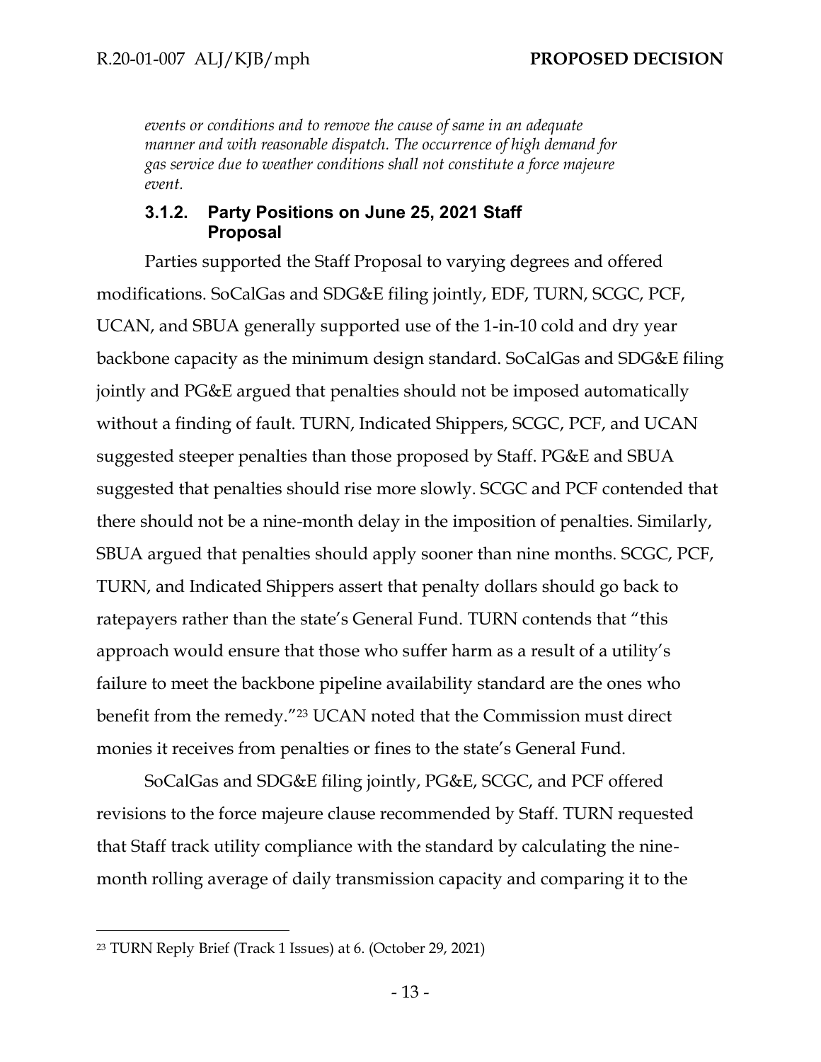*events or conditions and to remove the cause of same in an adequate manner and with reasonable dispatch. The occurrence of high demand for gas service due to weather conditions shall not constitute a force majeure event.*

### 3.1.2. Party Positions on June 25, 2021 Staff Proposal

Parties supported the Staff Proposal to varying degrees and offered modifications. SoCalGas and SDG&E filing jointly, EDF, TURN, SCGC, PCF, UCAN, and SBUA generally supported use of the 1-in-10 cold and dry year backbone capacity as the minimum design standard. SoCalGas and SDG&E filing jointly and PG&E argued that penalties should not be imposed automatically without a finding of fault. TURN, Indicated Shippers, SCGC, PCF, and UCAN suggested steeper penalties than those proposed by Staff. PG&E and SBUA suggested that penalties should rise more slowly. SCGC and PCF contended that there should not be a nine-month delay in the imposition of penalties. Similarly, SBUA argued that penalties should apply sooner than nine months. SCGC, PCF, TURN, and Indicated Shippers assert that penalty dollars should go back to ratepayers rather than the state's General Fund. TURN contends that "this approach would ensure that those who suffer harm as a result of a utility's failure to meet the backbone pipeline availability standard are the ones who benefit from the remedy."[23] UCAN noted that the Commission must direct monies it receives from penalties or fines to the state's General Fund.

SoCalGas and SDG&E filing jointly, PG&E, SCGC, and PCF offered revisions to the force majeure clause recommended by Staff. TURN requested that Staff track utility compliance with the standard by calculating the nine-month rolling average of daily transmission capacity and comparing it to the

---

[23] TURN Reply Brief (Track 1 Issues) at 6. (October 29, 2021)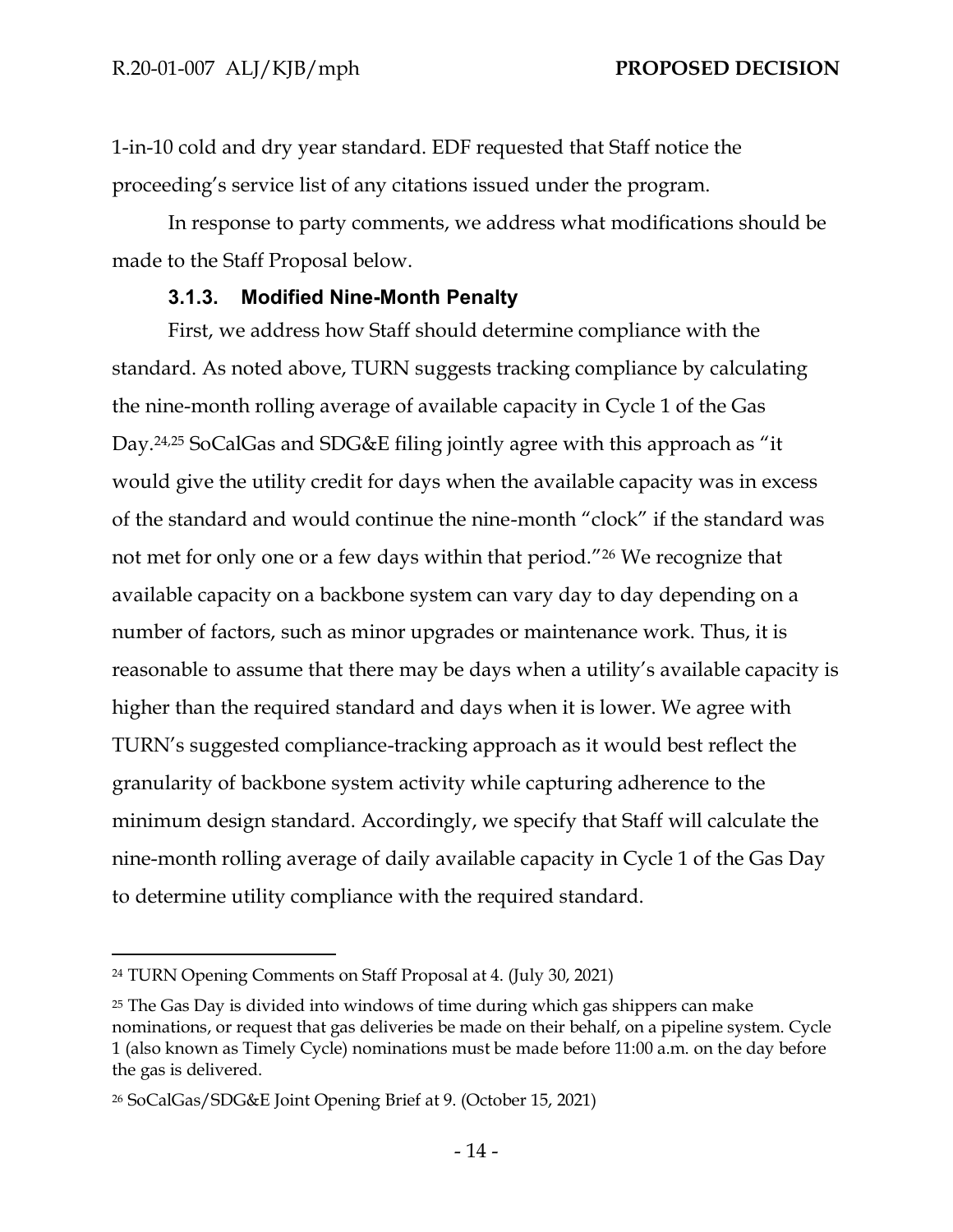1-in-10 cold and dry year standard. EDF requested that Staff notice the proceeding's service list of any citations issued under the program.

In response to party comments, we address what modifications should be made to the Staff Proposal below.

### 3.1.3. Modified Nine-Month Penalty

First, we address how Staff should determine compliance with the standard. As noted above, TURN suggests tracking compliance by calculating the nine-month rolling average of available capacity in Cycle 1 of the Gas Day.[24,25] SoCalGas and SDG&E filing jointly agree with this approach as "it would give the utility credit for days when the available capacity was in excess of the standard and would continue the nine-month "clock" if the standard was not met for only one or a few days within that period."[26] We recognize that available capacity on a backbone system can vary day to day depending on a number of factors, such as minor upgrades or maintenance work. Thus, it is reasonable to assume that there may be days when a utility's available capacity is higher than the required standard and days when it is lower. We agree with TURN's suggested compliance-tracking approach as it would best reflect the granularity of backbone system activity while capturing adherence to the minimum design standard. Accordingly, we specify that Staff will calculate the nine-month rolling average of daily available capacity in Cycle 1 of the Gas Day to determine utility compliance with the required standard.

---

[24] TURN Opening Comments on Staff Proposal at 4. (July 30, 2021)

[25] The Gas Day is divided into windows of time during which gas shippers can make nominations, or request that gas deliveries be made on their behalf, on a pipeline system. Cycle 1 (also known as Timely Cycle) nominations must be made before 11:00 a.m. on the day before the gas is delivered.

[26] SoCalGas/SDG&E Joint Opening Brief at 9. (October 15, 2021)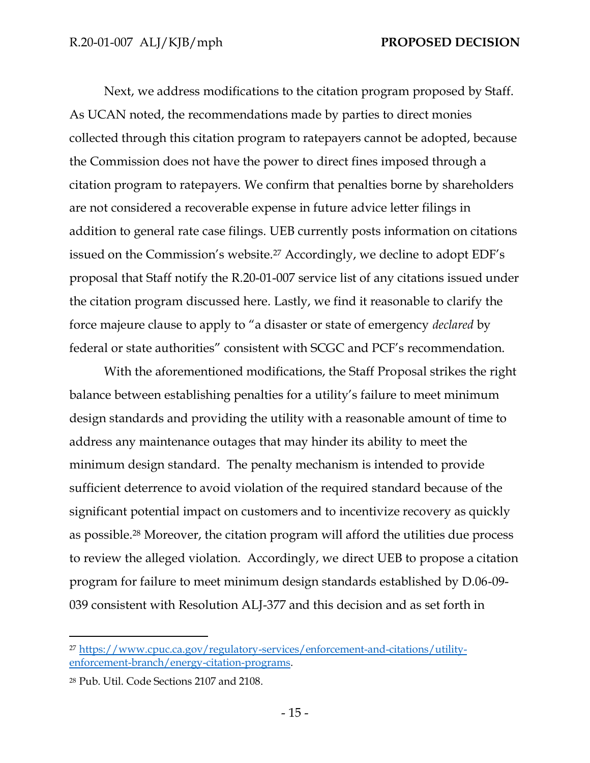Next, we address modifications to the citation program proposed by Staff. As UCAN noted, the recommendations made by parties to direct monies collected through this citation program to ratepayers cannot be adopted, because the Commission does not have the power to direct fines imposed through a citation program to ratepayers. We confirm that penalties borne by shareholders are not considered a recoverable expense in future advice letter filings in addition to general rate case filings. UEB currently posts information on citations issued on the Commission's website.[27] Accordingly, we decline to adopt EDF's proposal that Staff notify the R.20-01-007 service list of any citations issued under the citation program discussed here. Lastly, we find it reasonable to clarify the force majeure clause to apply to "a disaster or state of emergency *declared* by federal or state authorities" consistent with SCGC and PCF's recommendation.

With the aforementioned modifications, the Staff Proposal strikes the right balance between establishing penalties for a utility's failure to meet minimum design standards and providing the utility with a reasonable amount of time to address any maintenance outages that may hinder its ability to meet the minimum design standard. The penalty mechanism is intended to provide sufficient deterrence to avoid violation of the required standard because of the significant potential impact on customers and to incentivize recovery as quickly as possible.[28] Moreover, the citation program will afford the utilities due process to review the alleged violation. Accordingly, we direct UEB to propose a citation program for failure to meet minimum design standards established by D.06-09-039 consistent with Resolution ALJ-377 and this decision and as set forth in

---

[27] https://www.cpuc.ca.gov/regulatory-services/enforcement-and-citations/utility-enforcement-branch/energy-citation-programs.

[28] Pub. Util. Code Sections 2107 and 2108.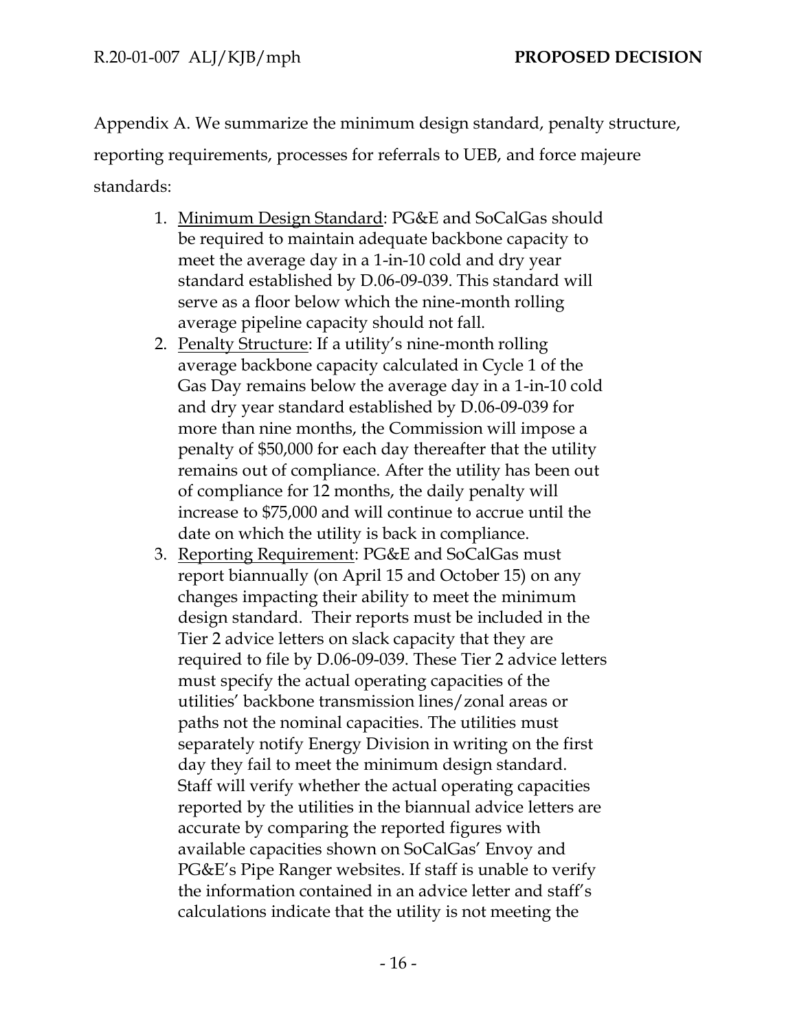Appendix A. We summarize the minimum design standard, penalty structure, reporting requirements, processes for referrals to UEB, and force majeure standards:

1. Minimum Design Standard: PG&E and SoCalGas should be required to maintain adequate backbone capacity to meet the average day in a 1-in-10 cold and dry year standard established by D.06-09-039. This standard will serve as a floor below which the nine-month rolling average pipeline capacity should not fall.
2. Penalty Structure: If a utility's nine-month rolling average backbone capacity calculated in Cycle 1 of the Gas Day remains below the average day in a 1-in-10 cold and dry year standard established by D.06-09-039 for more than nine months, the Commission will impose a penalty of $50,000 for each day thereafter that the utility remains out of compliance. After the utility has been out of compliance for 12 months, the daily penalty will increase to $75,000 and will continue to accrue until the date on which the utility is back in compliance.
3. Reporting Requirement: PG&E and SoCalGas must report biannually (on April 15 and October 15) on any changes impacting their ability to meet the minimum design standard. Their reports must be included in the Tier 2 advice letters on slack capacity that they are required to file by D.06-09-039. These Tier 2 advice letters must specify the actual operating capacities of the utilities' backbone transmission lines/zonal areas or paths not the nominal capacities. The utilities must separately notify Energy Division in writing on the first day they fail to meet the minimum design standard. Staff will verify whether the actual operating capacities reported by the utilities in the biannual advice letters are accurate by comparing the reported figures with available capacities shown on SoCalGas' Envoy and PG&E's Pipe Ranger websites. If staff is unable to verify the information contained in an advice letter and staff's calculations indicate that the utility is not meeting the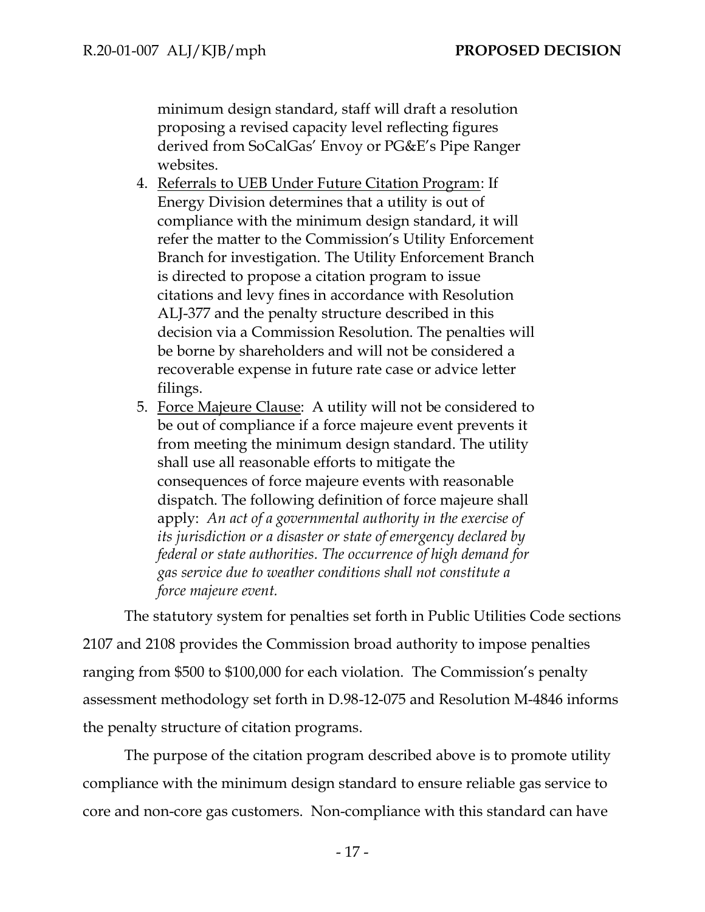minimum design standard, staff will draft a resolution proposing a revised capacity level reflecting figures derived from SoCalGas' Envoy or PG&E's Pipe Ranger websites.

4. <u>Referrals to UEB Under Future Citation Program</u>: If Energy Division determines that a utility is out of compliance with the minimum design standard, it will refer the matter to the Commission's Utility Enforcement Branch for investigation. The Utility Enforcement Branch is directed to propose a citation program to issue citations and levy fines in accordance with Resolution ALJ-377 and the penalty structure described in this decision via a Commission Resolution. The penalties will be borne by shareholders and will not be considered a recoverable expense in future rate case or advice letter filings.
5. <u>Force Majeure Clause</u>: A utility will not be considered to be out of compliance if a force majeure event prevents it from meeting the minimum design standard. The utility shall use all reasonable efforts to mitigate the consequences of force majeure events with reasonable dispatch. The following definition of force majeure shall apply: *An act of a governmental authority in the exercise of its jurisdiction or a disaster or state of emergency declared by federal or state authorities. The occurrence of high demand for gas service due to weather conditions shall not constitute a force majeure event.*

The statutory system for penalties set forth in Public Utilities Code sections 2107 and 2108 provides the Commission broad authority to impose penalties ranging from $500 to $100,000 for each violation. The Commission's penalty assessment methodology set forth in D.98-12-075 and Resolution M-4846 informs the penalty structure of citation programs.

The purpose of the citation program described above is to promote utility compliance with the minimum design standard to ensure reliable gas service to core and non-core gas customers. Non-compliance with this standard can have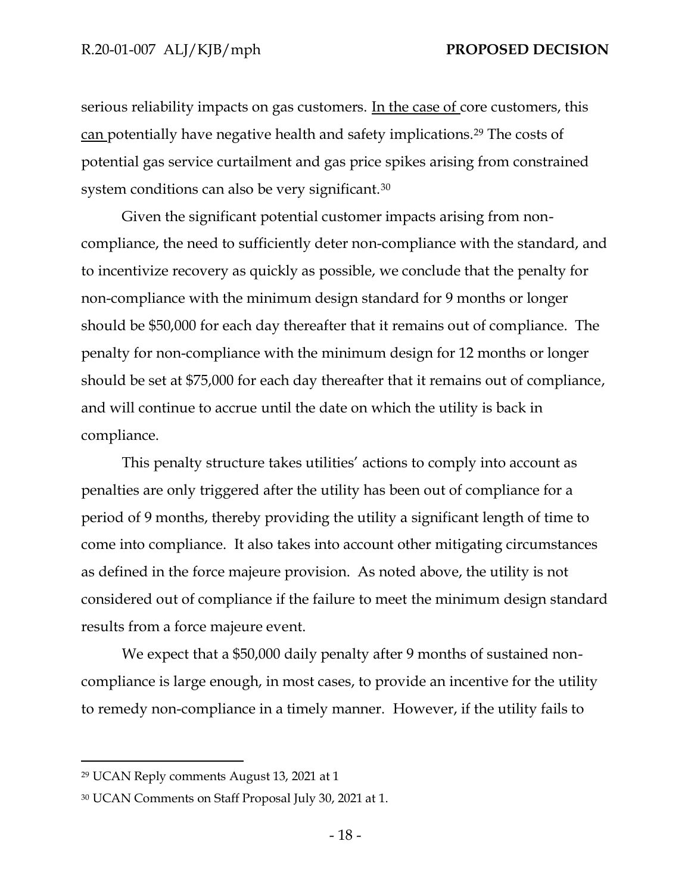serious reliability impacts on gas customers. <u>In the case of</u> core customers, this <u>can</u> potentially have negative health and safety implications.[29] The costs of potential gas service curtailment and gas price spikes arising from constrained system conditions can also be very significant.[30]

Given the significant potential customer impacts arising from non-compliance, the need to sufficiently deter non-compliance with the standard, and to incentivize recovery as quickly as possible, we conclude that the penalty for non-compliance with the minimum design standard for 9 months or longer should be $50,000 for each day thereafter that it remains out of compliance. The penalty for non-compliance with the minimum design for 12 months or longer should be set at $75,000 for each day thereafter that it remains out of compliance, and will continue to accrue until the date on which the utility is back in compliance.

This penalty structure takes utilities' actions to comply into account as penalties are only triggered after the utility has been out of compliance for a period of 9 months, thereby providing the utility a significant length of time to come into compliance. It also takes into account other mitigating circumstances as defined in the force majeure provision. As noted above, the utility is not considered out of compliance if the failure to meet the minimum design standard results from a force majeure event.

We expect that a $50,000 daily penalty after 9 months of sustained non-compliance is large enough, in most cases, to provide an incentive for the utility to remedy non-compliance in a timely manner. However, if the utility fails to

---

[29] UCAN Reply comments August 13, 2021 at 1

[30] UCAN Comments on Staff Proposal July 30, 2021 at 1.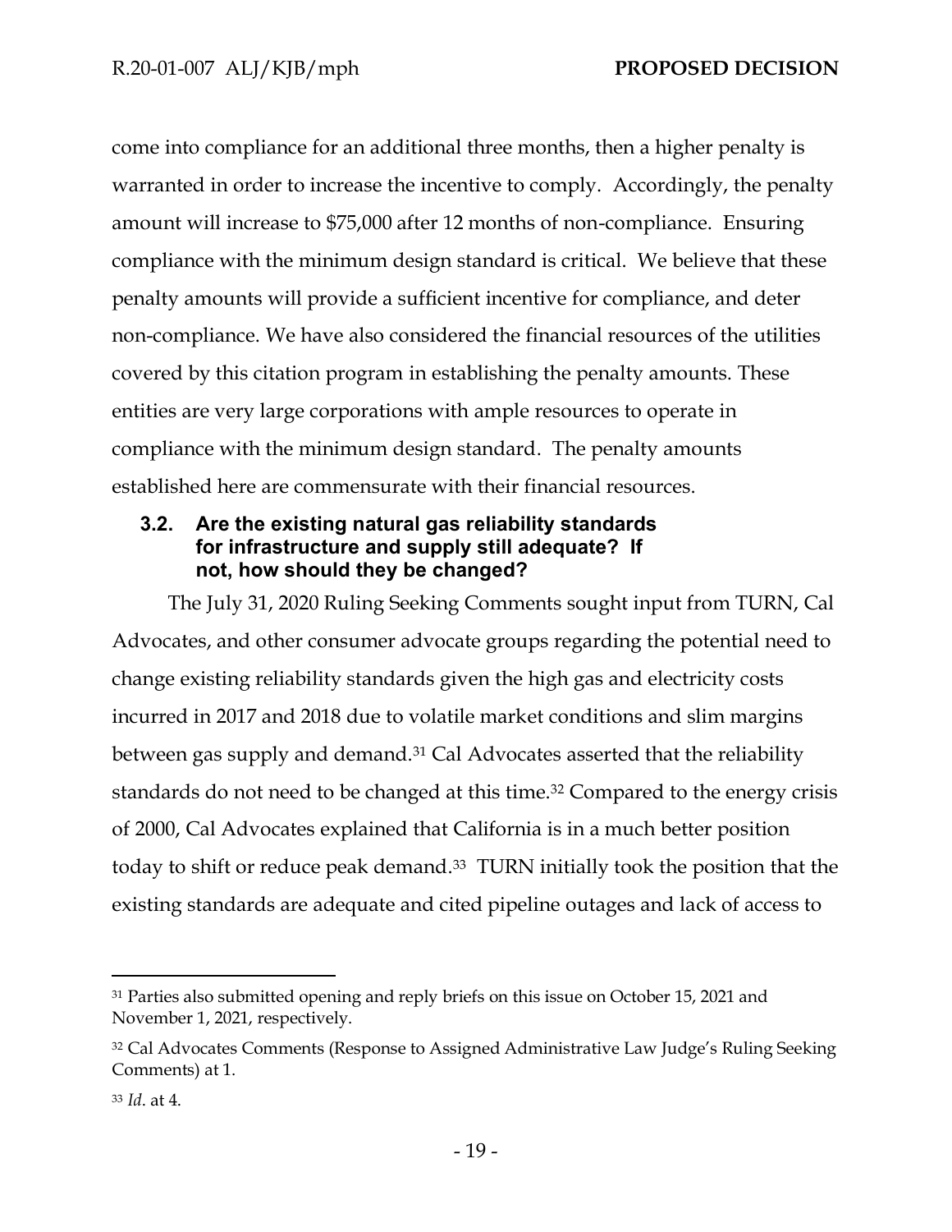come into compliance for an additional three months, then a higher penalty is warranted in order to increase the incentive to comply. Accordingly, the penalty amount will increase to $75,000 after 12 months of non-compliance. Ensuring compliance with the minimum design standard is critical. We believe that these penalty amounts will provide a sufficient incentive for compliance, and deter non-compliance. We have also considered the financial resources of the utilities covered by this citation program in establishing the penalty amounts. These entities are very large corporations with ample resources to operate in compliance with the minimum design standard. The penalty amounts established here are commensurate with their financial resources.

### 3.2. Are the existing natural gas reliability standards for infrastructure and supply still adequate? If not, how should they be changed?

The July 31, 2020 Ruling Seeking Comments sought input from TURN, Cal Advocates, and other consumer advocate groups regarding the potential need to change existing reliability standards given the high gas and electricity costs incurred in 2017 and 2018 due to volatile market conditions and slim margins between gas supply and demand.[31] Cal Advocates asserted that the reliability standards do not need to be changed at this time.[32] Compared to the energy crisis of 2000, Cal Advocates explained that California is in a much better position today to shift or reduce peak demand.[33] TURN initially took the position that the existing standards are adequate and cited pipeline outages and lack of access to

---

[31] Parties also submitted opening and reply briefs on this issue on October 15, 2021 and November 1, 2021, respectively.

[32] Cal Advocates Comments (Response to Assigned Administrative Law Judge's Ruling Seeking Comments) at 1.

[33] *Id*. at 4.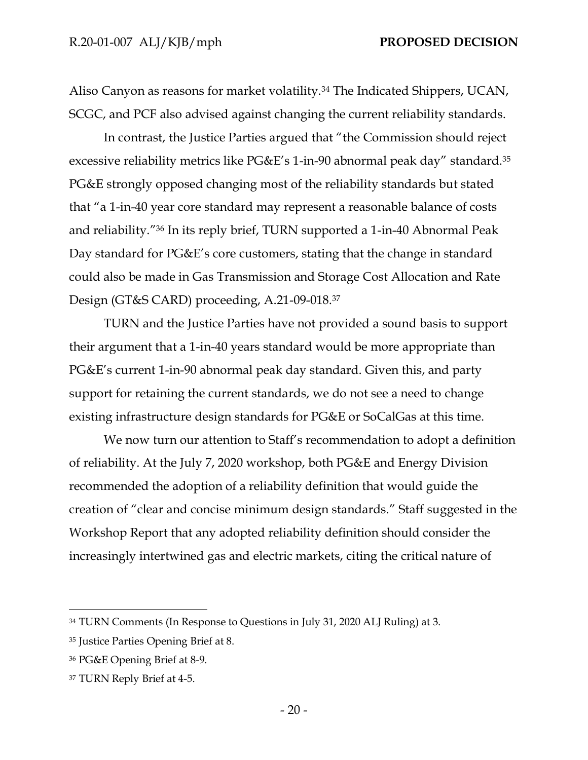Aliso Canyon as reasons for market volatility.[34] The Indicated Shippers, UCAN, SCGC, and PCF also advised against changing the current reliability standards.

In contrast, the Justice Parties argued that "the Commission should reject excessive reliability metrics like PG&E's 1-in-90 abnormal peak day" standard.[35] PG&E strongly opposed changing most of the reliability standards but stated that "a 1-in-40 year core standard may represent a reasonable balance of costs and reliability."[36] In its reply brief, TURN supported a 1-in-40 Abnormal Peak Day standard for PG&E's core customers, stating that the change in standard could also be made in Gas Transmission and Storage Cost Allocation and Rate Design (GT&S CARD) proceeding, A.21-09-018.[37]

TURN and the Justice Parties have not provided a sound basis to support their argument that a 1-in-40 years standard would be more appropriate than PG&E's current 1-in-90 abnormal peak day standard. Given this, and party support for retaining the current standards, we do not see a need to change existing infrastructure design standards for PG&E or SoCalGas at this time.

We now turn our attention to Staff's recommendation to adopt a definition of reliability. At the July 7, 2020 workshop, both PG&E and Energy Division recommended the adoption of a reliability definition that would guide the creation of "clear and concise minimum design standards." Staff suggested in the Workshop Report that any adopted reliability definition should consider the increasingly intertwined gas and electric markets, citing the critical nature of

---

[34] TURN Comments (In Response to Questions in July 31, 2020 ALJ Ruling) at 3.

[35] Justice Parties Opening Brief at 8.

[36] PG&E Opening Brief at 8-9.

[37] TURN Reply Brief at 4-5.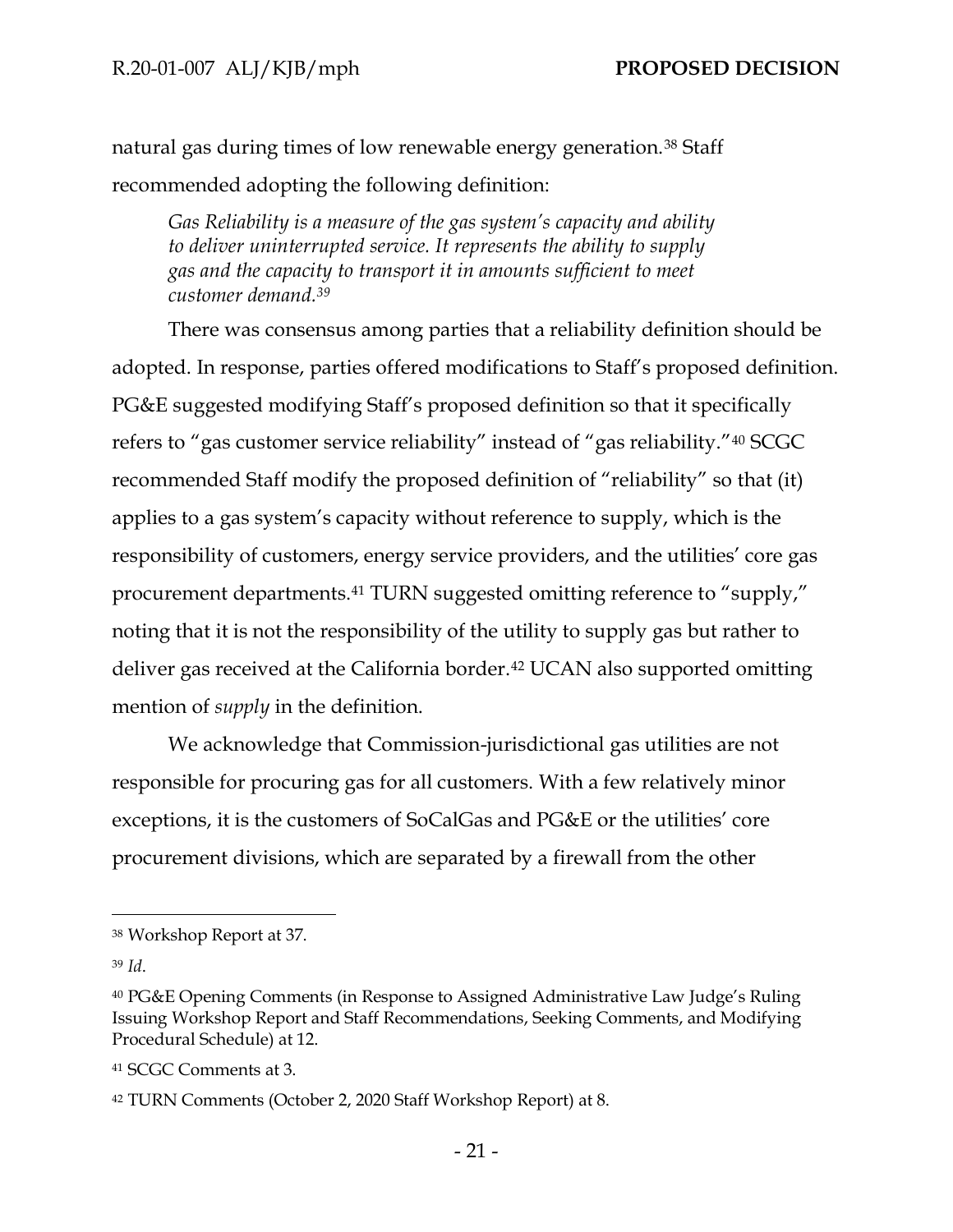natural gas during times of low renewable energy generation.[38] Staff recommended adopting the following definition:

> *Gas Reliability is a measure of the gas system's capacity and ability to deliver uninterrupted service. It represents the ability to supply gas and the capacity to transport it in amounts sufficient to meet customer demand.[39]*

There was consensus among parties that a reliability definition should be adopted. In response, parties offered modifications to Staff's proposed definition. PG&E suggested modifying Staff's proposed definition so that it specifically refers to "gas customer service reliability" instead of "gas reliability."[40] SCGC recommended Staff modify the proposed definition of "reliability" so that (it) applies to a gas system's capacity without reference to supply, which is the responsibility of customers, energy service providers, and the utilities' core gas procurement departments.[41] TURN suggested omitting reference to "supply," noting that it is not the responsibility of the utility to supply gas but rather to deliver gas received at the California border.[42] UCAN also supported omitting mention of *supply* in the definition.

We acknowledge that Commission-jurisdictional gas utilities are not responsible for procuring gas for all customers. With a few relatively minor exceptions, it is the customers of SoCalGas and PG&E or the utilities' core procurement divisions, which are separated by a firewall from the other

---

[38] Workshop Report at 37.

[39] *Id*.

[40] PG&E Opening Comments (in Response to Assigned Administrative Law Judge's Ruling Issuing Workshop Report and Staff Recommendations, Seeking Comments, and Modifying Procedural Schedule) at 12.

[41] SCGC Comments at 3.

[42] TURN Comments (October 2, 2020 Staff Workshop Report) at 8.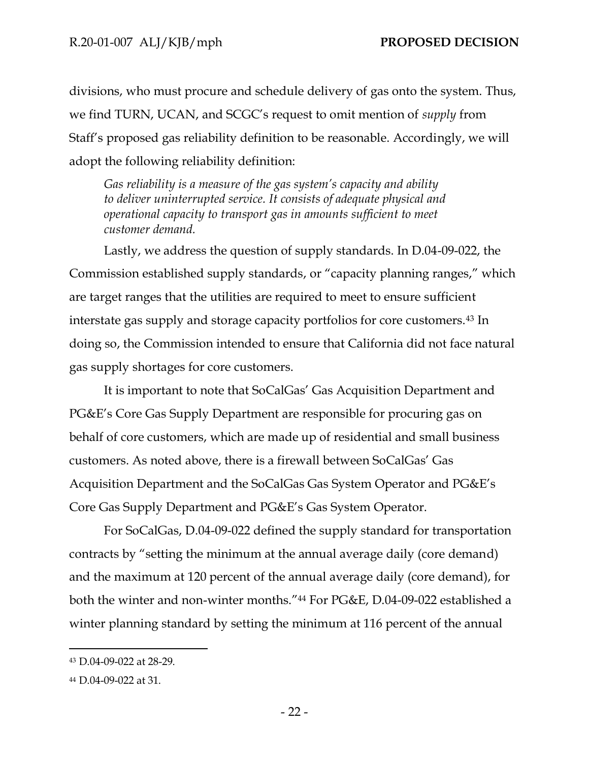divisions, who must procure and schedule delivery of gas onto the system. Thus, we find TURN, UCAN, and SCGC's request to omit mention of *supply* from Staff's proposed gas reliability definition to be reasonable. Accordingly, we will adopt the following reliability definition:

> *Gas reliability is a measure of the gas system's capacity and ability to deliver uninterrupted service. It consists of adequate physical and operational capacity to transport gas in amounts sufficient to meet customer demand.*

Lastly, we address the question of supply standards. In D.04-09-022, the Commission established supply standards, or "capacity planning ranges," which are target ranges that the utilities are required to meet to ensure sufficient interstate gas supply and storage capacity portfolios for core customers.[43] In doing so, the Commission intended to ensure that California did not face natural gas supply shortages for core customers.

It is important to note that SoCalGas' Gas Acquisition Department and PG&E's Core Gas Supply Department are responsible for procuring gas on behalf of core customers, which are made up of residential and small business customers. As noted above, there is a firewall between SoCalGas' Gas Acquisition Department and the SoCalGas Gas System Operator and PG&E's Core Gas Supply Department and PG&E's Gas System Operator.

For SoCalGas, D.04-09-022 defined the supply standard for transportation contracts by "setting the minimum at the annual average daily (core demand) and the maximum at 120 percent of the annual average daily (core demand), for both the winter and non-winter months."[44] For PG&E, D.04-09-022 established a winter planning standard by setting the minimum at 116 percent of the annual

---

[43] D.04-09-022 at 28-29.

[44] D.04-09-022 at 31.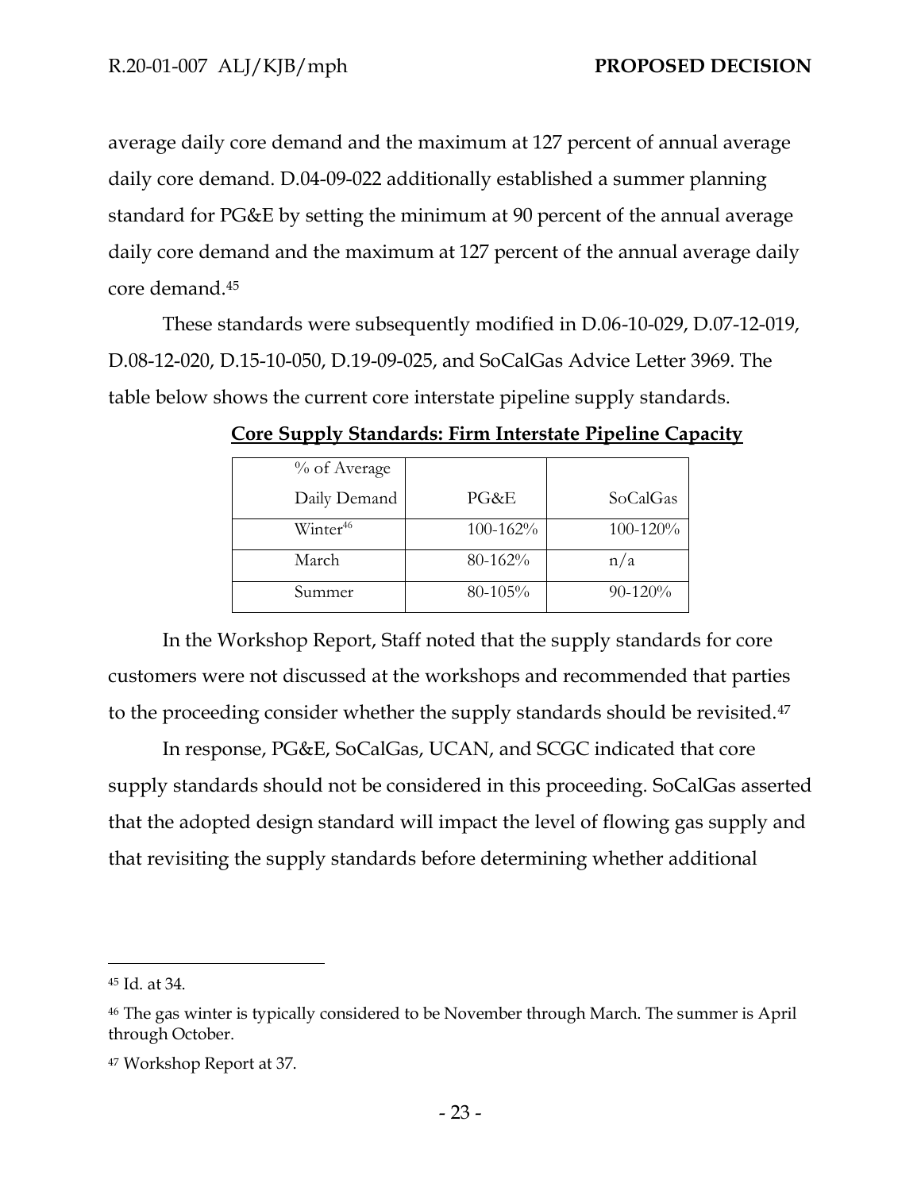average daily core demand and the maximum at 127 percent of annual average daily core demand. D.04-09-022 additionally established a summer planning standard for PG&E by setting the minimum at 90 percent of the annual average daily core demand and the maximum at 127 percent of the annual average daily core demand.[45]

These standards were subsequently modified in D.06-10-029, D.07-12-019, D.08-12-020, D.15-10-050, D.19-09-025, and SoCalGas Advice Letter 3969. The table below shows the current core interstate pipeline supply standards.

**Core Supply Standards: Firm Interstate Pipeline Capacity**

| % of Average Daily Demand | PG&E | SoCalGas |
|---|---|---|
| Winter[46] | 100-162% | 100-120% |
| March | 80-162% | n/a |
| Summer | 80-105% | 90-120% |

In the Workshop Report, Staff noted that the supply standards for core customers were not discussed at the workshops and recommended that parties to the proceeding consider whether the supply standards should be revisited.[47]

In response, PG&E, SoCalGas, UCAN, and SCGC indicated that core supply standards should not be considered in this proceeding. SoCalGas asserted that the adopted design standard will impact the level of flowing gas supply and that revisiting the supply standards before determining whether additional

---

[45] Id. at 34.

[46] The gas winter is typically considered to be November through March. The summer is April through October.

[47] Workshop Report at 37.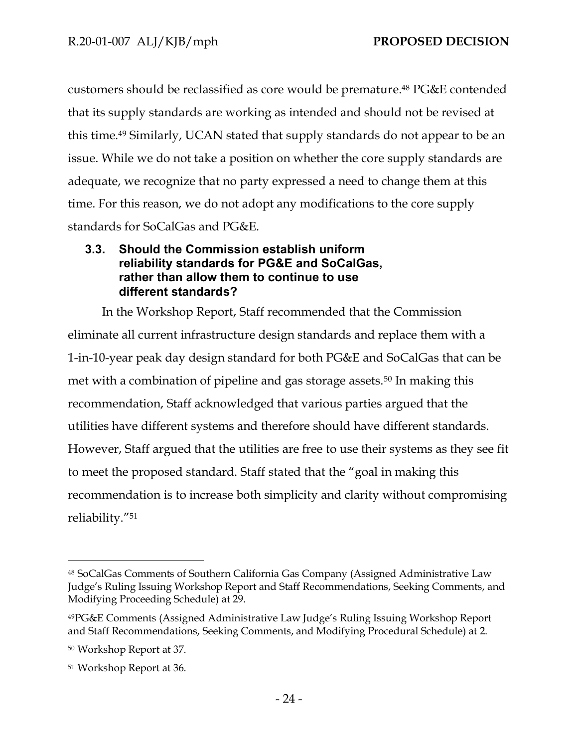customers should be reclassified as core would be premature.[48] PG&E contended that its supply standards are working as intended and should not be revised at this time.[49] Similarly, UCAN stated that supply standards do not appear to be an issue. While we do not take a position on whether the core supply standards are adequate, we recognize that no party expressed a need to change them at this time. For this reason, we do not adopt any modifications to the core supply standards for SoCalGas and PG&E.

### 3.3. Should the Commission establish uniform reliability standards for PG&E and SoCalGas, rather than allow them to continue to use different standards?

In the Workshop Report, Staff recommended that the Commission eliminate all current infrastructure design standards and replace them with a 1-in-10-year peak day design standard for both PG&E and SoCalGas that can be met with a combination of pipeline and gas storage assets.[50] In making this recommendation, Staff acknowledged that various parties argued that the utilities have different systems and therefore should have different standards. However, Staff argued that the utilities are free to use their systems as they see fit to meet the proposed standard. Staff stated that the "goal in making this recommendation is to increase both simplicity and clarity without compromising reliability."[51]

---

[48] SoCalGas Comments of Southern California Gas Company (Assigned Administrative Law Judge's Ruling Issuing Workshop Report and Staff Recommendations, Seeking Comments, and Modifying Proceeding Schedule) at 29.

[49] PG&E Comments (Assigned Administrative Law Judge's Ruling Issuing Workshop Report and Staff Recommendations, Seeking Comments, and Modifying Procedural Schedule) at 2.

[50] Workshop Report at 37.

[51] Workshop Report at 36.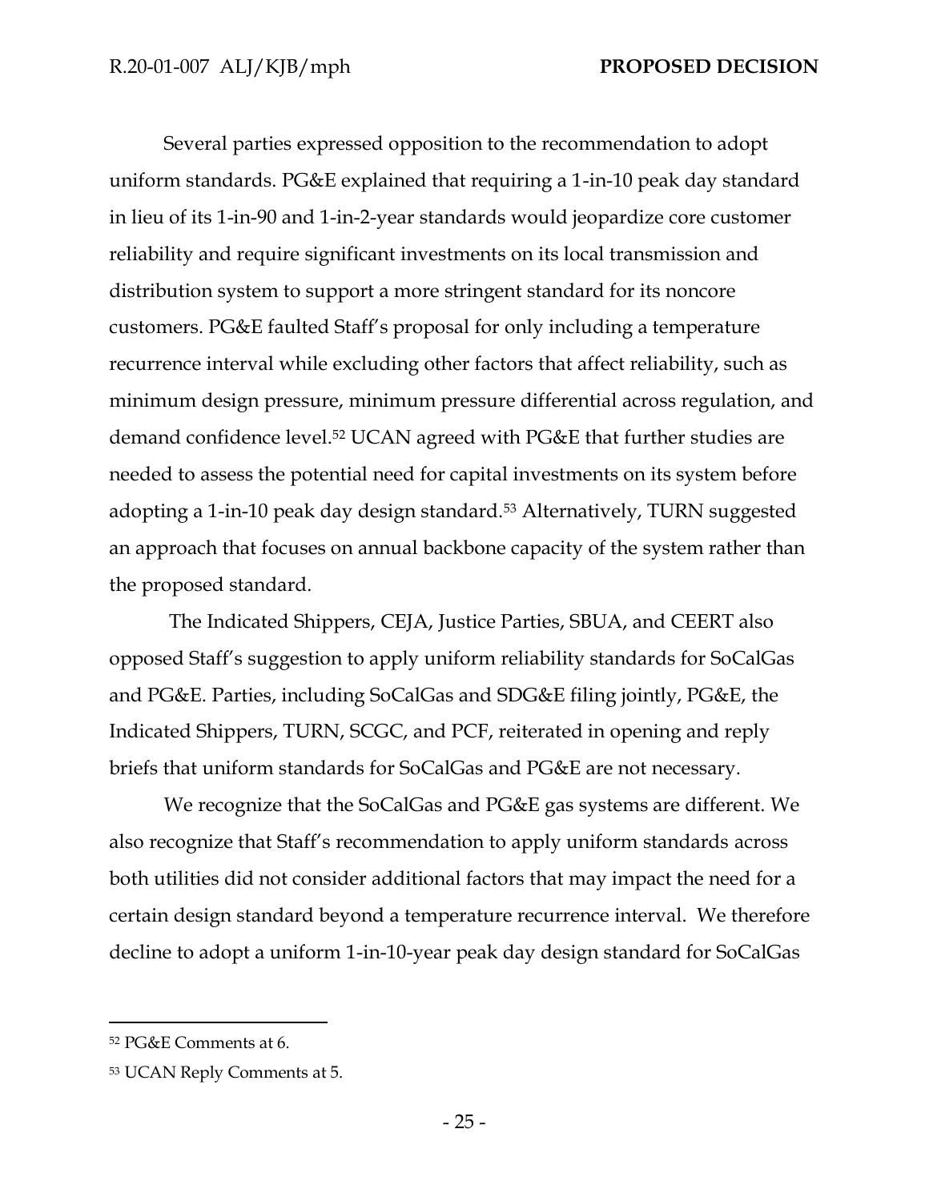Several parties expressed opposition to the recommendation to adopt uniform standards. PG&E explained that requiring a 1-in-10 peak day standard in lieu of its 1-in-90 and 1-in-2-year standards would jeopardize core customer reliability and require significant investments on its local transmission and distribution system to support a more stringent standard for its noncore customers. PG&E faulted Staff's proposal for only including a temperature recurrence interval while excluding other factors that affect reliability, such as minimum design pressure, minimum pressure differential across regulation, and demand confidence level.[52] UCAN agreed with PG&E that further studies are needed to assess the potential need for capital investments on its system before adopting a 1-in-10 peak day design standard.[53] Alternatively, TURN suggested an approach that focuses on annual backbone capacity of the system rather than the proposed standard.

The Indicated Shippers, CEJA, Justice Parties, SBUA, and CEERT also opposed Staff's suggestion to apply uniform reliability standards for SoCalGas and PG&E. Parties, including SoCalGas and SDG&E filing jointly, PG&E, the Indicated Shippers, TURN, SCGC, and PCF, reiterated in opening and reply briefs that uniform standards for SoCalGas and PG&E are not necessary.

We recognize that the SoCalGas and PG&E gas systems are different. We also recognize that Staff's recommendation to apply uniform standards across both utilities did not consider additional factors that may impact the need for a certain design standard beyond a temperature recurrence interval. We therefore decline to adopt a uniform 1-in-10-year peak day design standard for SoCalGas

---

[52] PG&E Comments at 6.

[53] UCAN Reply Comments at 5.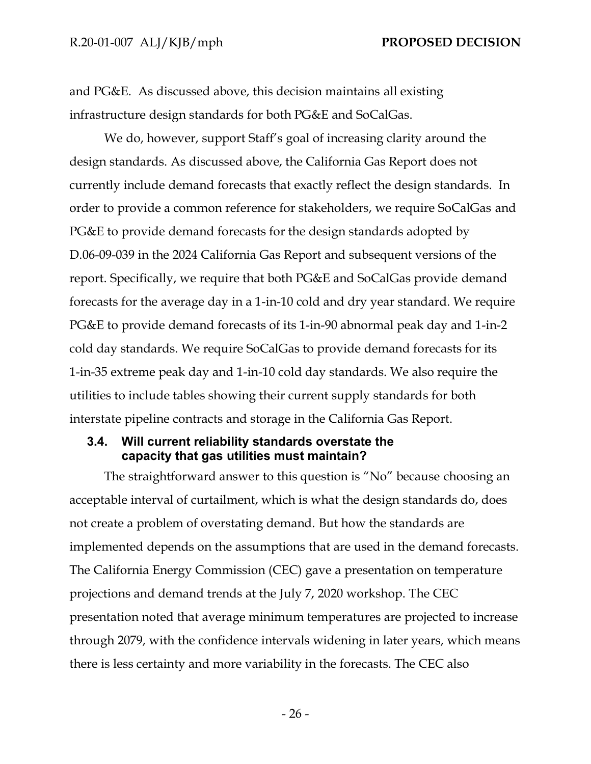and PG&E. As discussed above, this decision maintains all existing infrastructure design standards for both PG&E and SoCalGas.

We do, however, support Staff's goal of increasing clarity around the design standards. As discussed above, the California Gas Report does not currently include demand forecasts that exactly reflect the design standards. In order to provide a common reference for stakeholders, we require SoCalGas and PG&E to provide demand forecasts for the design standards adopted by D.06-09-039 in the 2024 California Gas Report and subsequent versions of the report. Specifically, we require that both PG&E and SoCalGas provide demand forecasts for the average day in a 1-in-10 cold and dry year standard. We require PG&E to provide demand forecasts of its 1-in-90 abnormal peak day and 1-in-2 cold day standards. We require SoCalGas to provide demand forecasts for its 1-in-35 extreme peak day and 1-in-10 cold day standards. We also require the utilities to include tables showing their current supply standards for both interstate pipeline contracts and storage in the California Gas Report.

### 3.4. Will current reliability standards overstate the capacity that gas utilities must maintain?

The straightforward answer to this question is "No" because choosing an acceptable interval of curtailment, which is what the design standards do, does not create a problem of overstating demand. But how the standards are implemented depends on the assumptions that are used in the demand forecasts. The California Energy Commission (CEC) gave a presentation on temperature projections and demand trends at the July 7, 2020 workshop. The CEC presentation noted that average minimum temperatures are projected to increase through 2079, with the confidence intervals widening in later years, which means there is less certainty and more variability in the forecasts. The CEC also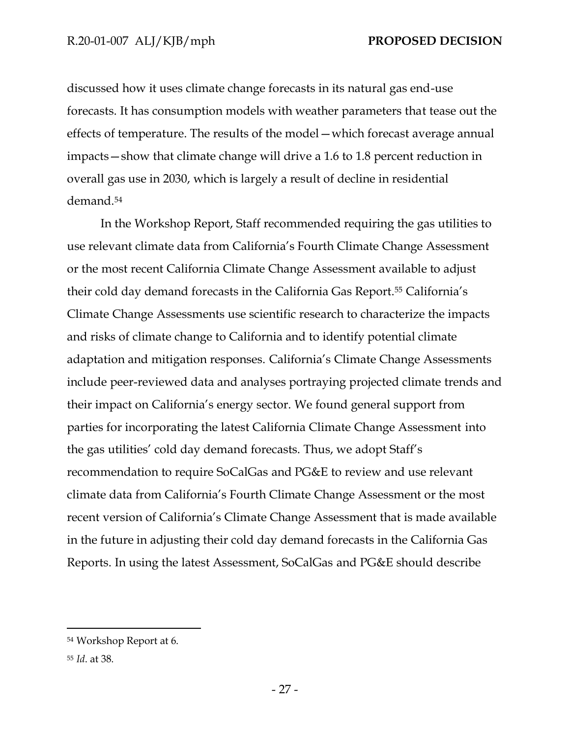discussed how it uses climate change forecasts in its natural gas end-use forecasts. It has consumption models with weather parameters that tease out the effects of temperature. The results of the model—which forecast average annual impacts—show that climate change will drive a 1.6 to 1.8 percent reduction in overall gas use in 2030, which is largely a result of decline in residential demand.[54]

In the Workshop Report, Staff recommended requiring the gas utilities to use relevant climate data from California's Fourth Climate Change Assessment or the most recent California Climate Change Assessment available to adjust their cold day demand forecasts in the California Gas Report.[55] California's Climate Change Assessments use scientific research to characterize the impacts and risks of climate change to California and to identify potential climate adaptation and mitigation responses. California's Climate Change Assessments include peer-reviewed data and analyses portraying projected climate trends and their impact on California's energy sector. We found general support from parties for incorporating the latest California Climate Change Assessment into the gas utilities' cold day demand forecasts. Thus, we adopt Staff's recommendation to require SoCalGas and PG&E to review and use relevant climate data from California's Fourth Climate Change Assessment or the most recent version of California's Climate Change Assessment that is made available in the future in adjusting their cold day demand forecasts in the California Gas Reports. In using the latest Assessment, SoCalGas and PG&E should describe

---

[54] Workshop Report at 6.

[55] *Id*. at 38.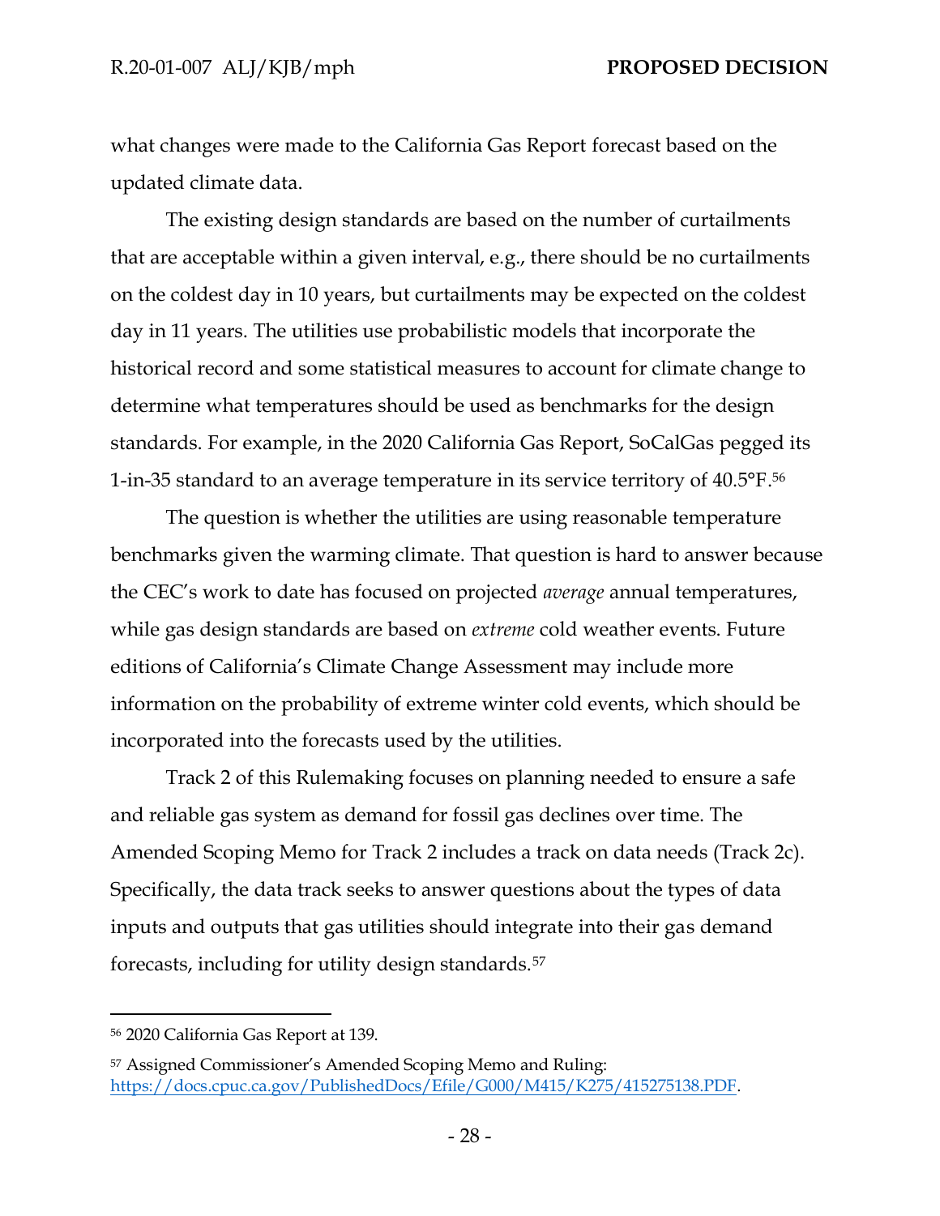what changes were made to the California Gas Report forecast based on the updated climate data.

The existing design standards are based on the number of curtailments that are acceptable within a given interval, e.g., there should be no curtailments on the coldest day in 10 years, but curtailments may be expected on the coldest day in 11 years. The utilities use probabilistic models that incorporate the historical record and some statistical measures to account for climate change to determine what temperatures should be used as benchmarks for the design standards. For example, in the 2020 California Gas Report, SoCalGas pegged its 1-in-35 standard to an average temperature in its service territory of 40.5°F.[56]

The question is whether the utilities are using reasonable temperature benchmarks given the warming climate. That question is hard to answer because the CEC's work to date has focused on projected *average* annual temperatures, while gas design standards are based on *extreme* cold weather events. Future editions of California's Climate Change Assessment may include more information on the probability of extreme winter cold events, which should be incorporated into the forecasts used by the utilities.

Track 2 of this Rulemaking focuses on planning needed to ensure a safe and reliable gas system as demand for fossil gas declines over time. The Amended Scoping Memo for Track 2 includes a track on data needs (Track 2c). Specifically, the data track seeks to answer questions about the types of data inputs and outputs that gas utilities should integrate into their gas demand forecasts, including for utility design standards.[57]

---

[56] 2020 California Gas Report at 139.

[57] Assigned Commissioner's Amended Scoping Memo and Ruling: https://docs.cpuc.ca.gov/PublishedDocs/Efile/G000/M415/K275/415275138.PDF.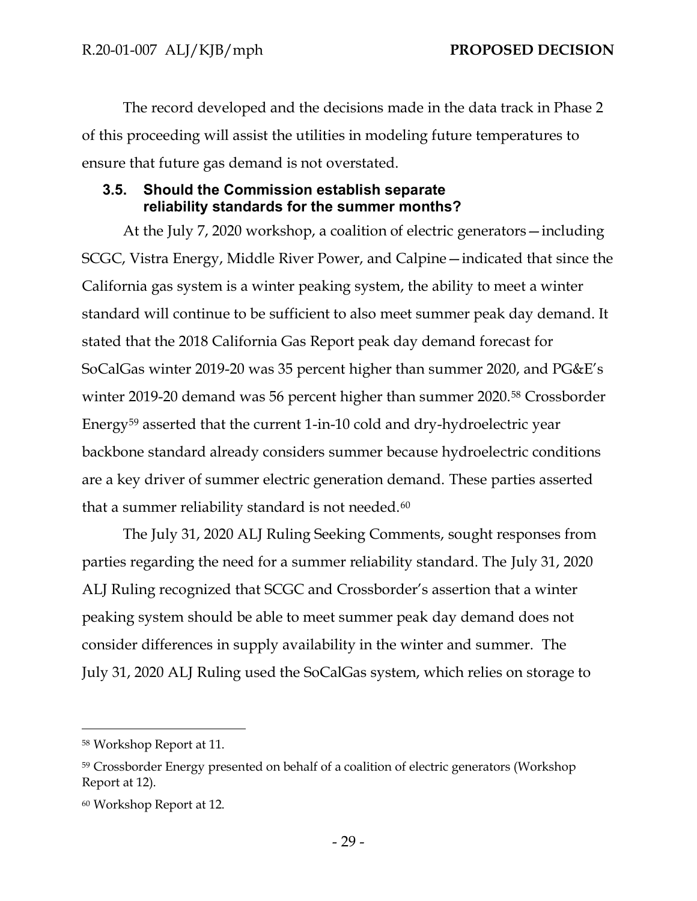The record developed and the decisions made in the data track in Phase 2 of this proceeding will assist the utilities in modeling future temperatures to ensure that future gas demand is not overstated.

### 3.5. Should the Commission establish separate reliability standards for the summer months?

At the July 7, 2020 workshop, a coalition of electric generators—including SCGC, Vistra Energy, Middle River Power, and Calpine—indicated that since the California gas system is a winter peaking system, the ability to meet a winter standard will continue to be sufficient to also meet summer peak day demand. It stated that the 2018 California Gas Report peak day demand forecast for SoCalGas winter 2019-20 was 35 percent higher than summer 2020, and PG&E's winter 2019-20 demand was 56 percent higher than summer 2020.[58] Crossborder Energy[59] asserted that the current 1-in-10 cold and dry-hydroelectric year backbone standard already considers summer because hydroelectric conditions are a key driver of summer electric generation demand. These parties asserted that a summer reliability standard is not needed.[60]

The July 31, 2020 ALJ Ruling Seeking Comments, sought responses from parties regarding the need for a summer reliability standard. The July 31, 2020 ALJ Ruling recognized that SCGC and Crossborder's assertion that a winter peaking system should be able to meet summer peak day demand does not consider differences in supply availability in the winter and summer. The July 31, 2020 ALJ Ruling used the SoCalGas system, which relies on storage to

---

[58] Workshop Report at 11.

[59] Crossborder Energy presented on behalf of a coalition of electric generators (Workshop Report at 12).

[60] Workshop Report at 12.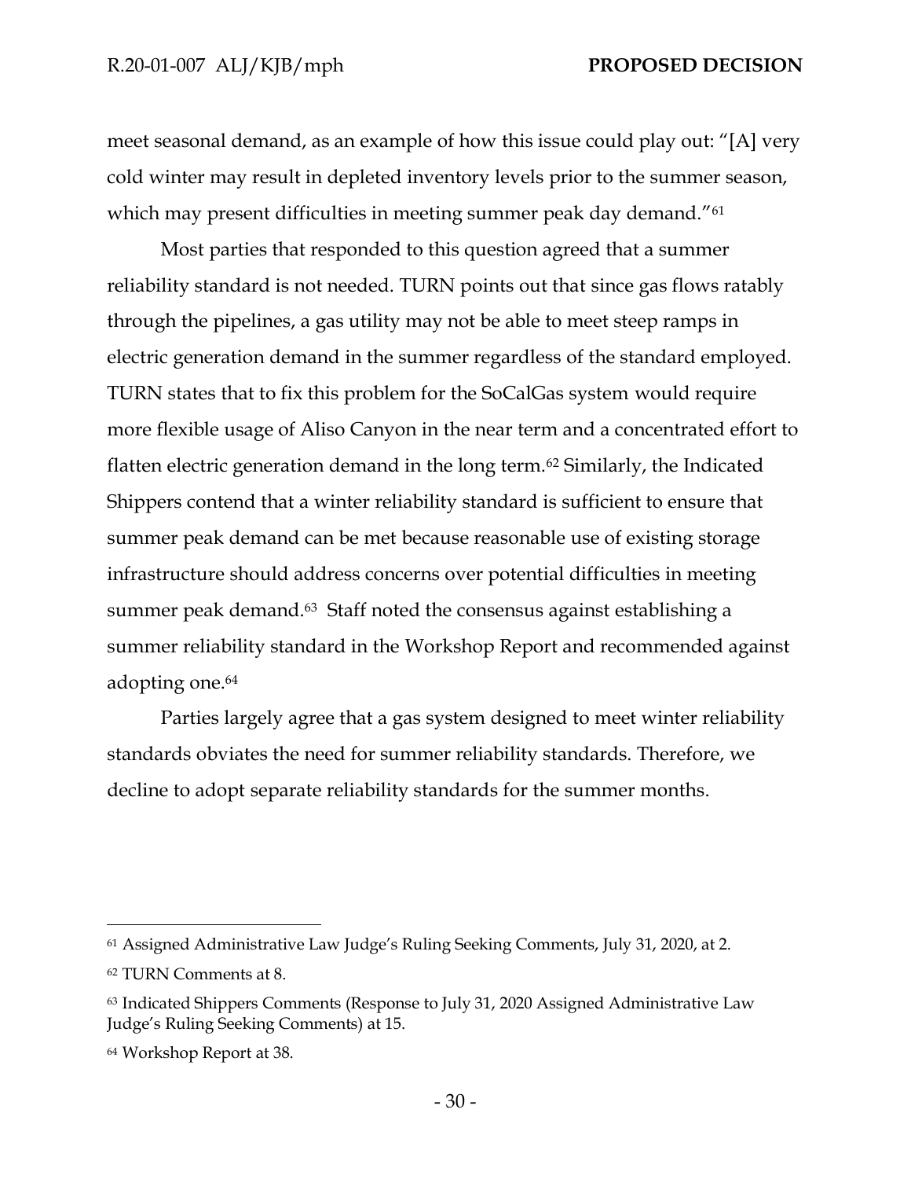meet seasonal demand, as an example of how this issue could play out: "[A] very cold winter may result in depleted inventory levels prior to the summer season, which may present difficulties in meeting summer peak day demand."[61]

Most parties that responded to this question agreed that a summer reliability standard is not needed. TURN points out that since gas flows ratably through the pipelines, a gas utility may not be able to meet steep ramps in electric generation demand in the summer regardless of the standard employed. TURN states that to fix this problem for the SoCalGas system would require more flexible usage of Aliso Canyon in the near term and a concentrated effort to flatten electric generation demand in the long term.[62] Similarly, the Indicated Shippers contend that a winter reliability standard is sufficient to ensure that summer peak demand can be met because reasonable use of existing storage infrastructure should address concerns over potential difficulties in meeting summer peak demand.[63] Staff noted the consensus against establishing a summer reliability standard in the Workshop Report and recommended against adopting one.[64]

Parties largely agree that a gas system designed to meet winter reliability standards obviates the need for summer reliability standards. Therefore, we decline to adopt separate reliability standards for the summer months.

---

[61] Assigned Administrative Law Judge's Ruling Seeking Comments, July 31, 2020, at 2.

[62] TURN Comments at 8.

[63] Indicated Shippers Comments (Response to July 31, 2020 Assigned Administrative Law Judge's Ruling Seeking Comments) at 15.

[64] Workshop Report at 38.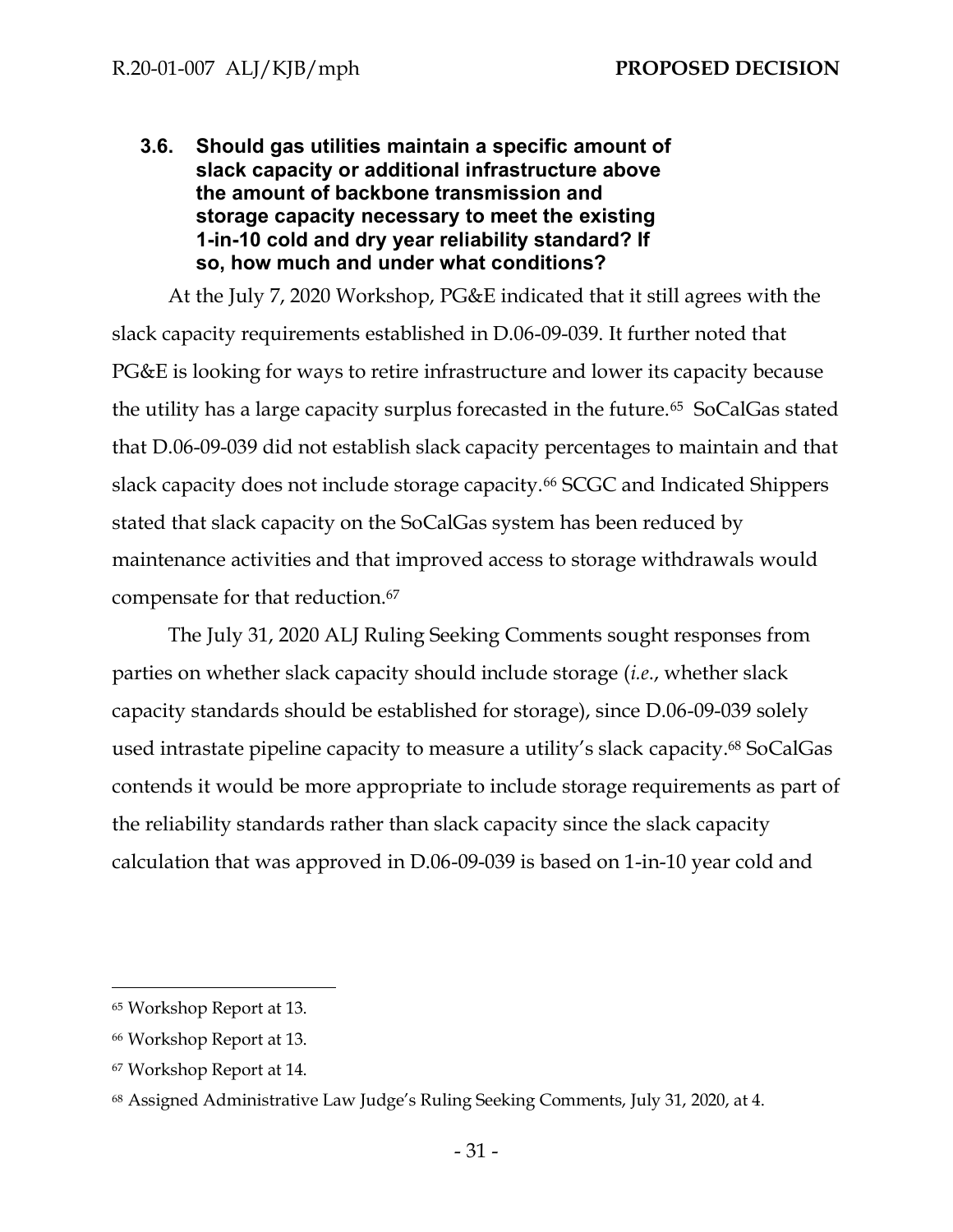### 3.6. Should gas utilities maintain a specific amount of slack capacity or additional infrastructure above the amount of backbone transmission and storage capacity necessary to meet the existing 1-in-10 cold and dry year reliability standard? If so, how much and under what conditions?

At the July 7, 2020 Workshop, PG&E indicated that it still agrees with the slack capacity requirements established in D.06-09-039. It further noted that PG&E is looking for ways to retire infrastructure and lower its capacity because the utility has a large capacity surplus forecasted in the future.[65] SoCalGas stated that D.06-09-039 did not establish slack capacity percentages to maintain and that slack capacity does not include storage capacity.[66] SCGC and Indicated Shippers stated that slack capacity on the SoCalGas system has been reduced by maintenance activities and that improved access to storage withdrawals would compensate for that reduction.[67]

The July 31, 2020 ALJ Ruling Seeking Comments sought responses from parties on whether slack capacity should include storage (*i.e.*, whether slack capacity standards should be established for storage), since D.06-09-039 solely used intrastate pipeline capacity to measure a utility's slack capacity.[68] SoCalGas contends it would be more appropriate to include storage requirements as part of the reliability standards rather than slack capacity since the slack capacity calculation that was approved in D.06-09-039 is based on 1-in-10 year cold and

---

[65] Workshop Report at 13.

[66] Workshop Report at 13.

[67] Workshop Report at 14.

[68] Assigned Administrative Law Judge's Ruling Seeking Comments, July 31, 2020, at 4.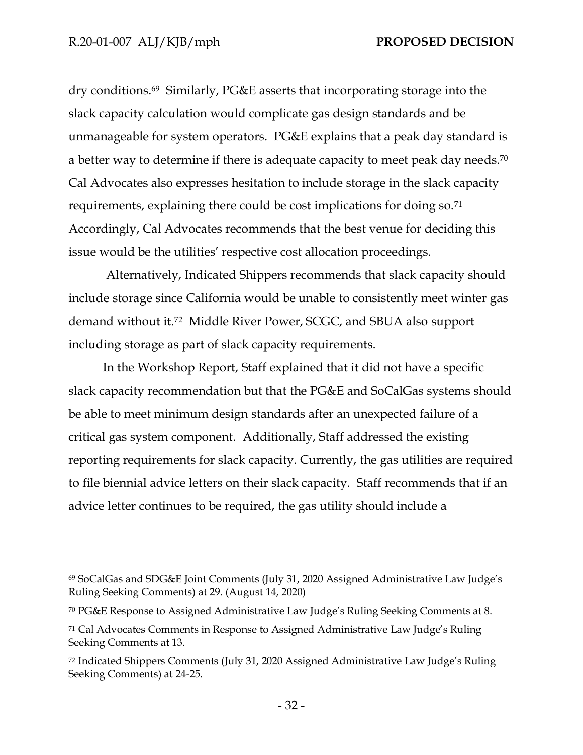dry conditions.[69] Similarly, PG&E asserts that incorporating storage into the slack capacity calculation would complicate gas design standards and be unmanageable for system operators. PG&E explains that a peak day standard is a better way to determine if there is adequate capacity to meet peak day needs.[70] Cal Advocates also expresses hesitation to include storage in the slack capacity requirements, explaining there could be cost implications for doing so.[71] Accordingly, Cal Advocates recommends that the best venue for deciding this issue would be the utilities' respective cost allocation proceedings.

Alternatively, Indicated Shippers recommends that slack capacity should include storage since California would be unable to consistently meet winter gas demand without it.[72] Middle River Power, SCGC, and SBUA also support including storage as part of slack capacity requirements.

In the Workshop Report, Staff explained that it did not have a specific slack capacity recommendation but that the PG&E and SoCalGas systems should be able to meet minimum design standards after an unexpected failure of a critical gas system component. Additionally, Staff addressed the existing reporting requirements for slack capacity. Currently, the gas utilities are required to file biennial advice letters on their slack capacity. Staff recommends that if an advice letter continues to be required, the gas utility should include a

---

[69] SoCalGas and SDG&E Joint Comments (July 31, 2020 Assigned Administrative Law Judge's Ruling Seeking Comments) at 29. (August 14, 2020)

[70] PG&E Response to Assigned Administrative Law Judge's Ruling Seeking Comments at 8.

[71] Cal Advocates Comments in Response to Assigned Administrative Law Judge's Ruling Seeking Comments at 13.

[72] Indicated Shippers Comments (July 31, 2020 Assigned Administrative Law Judge's Ruling Seeking Comments) at 24-25.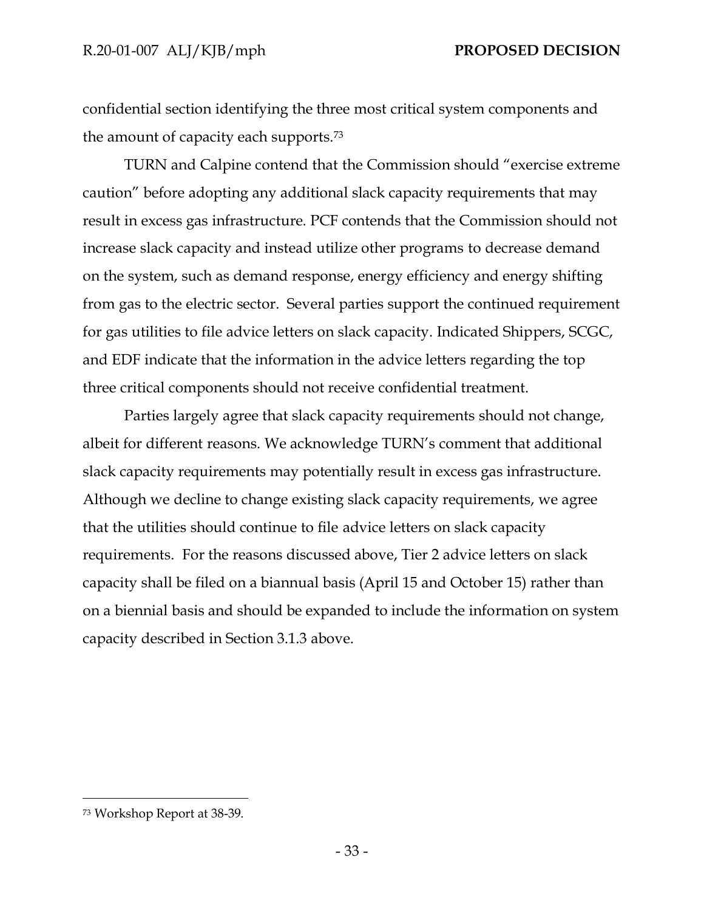confidential section identifying the three most critical system components and the amount of capacity each supports.[73]

TURN and Calpine contend that the Commission should "exercise extreme caution" before adopting any additional slack capacity requirements that may result in excess gas infrastructure. PCF contends that the Commission should not increase slack capacity and instead utilize other programs to decrease demand on the system, such as demand response, energy efficiency and energy shifting from gas to the electric sector. Several parties support the continued requirement for gas utilities to file advice letters on slack capacity. Indicated Shippers, SCGC, and EDF indicate that the information in the advice letters regarding the top three critical components should not receive confidential treatment.

Parties largely agree that slack capacity requirements should not change, albeit for different reasons. We acknowledge TURN's comment that additional slack capacity requirements may potentially result in excess gas infrastructure. Although we decline to change existing slack capacity requirements, we agree that the utilities should continue to file advice letters on slack capacity requirements. For the reasons discussed above, Tier 2 advice letters on slack capacity shall be filed on a biannual basis (April 15 and October 15) rather than on a biennial basis and should be expanded to include the information on system capacity described in Section 3.1.3 above.

---

[73] Workshop Report at 38-39.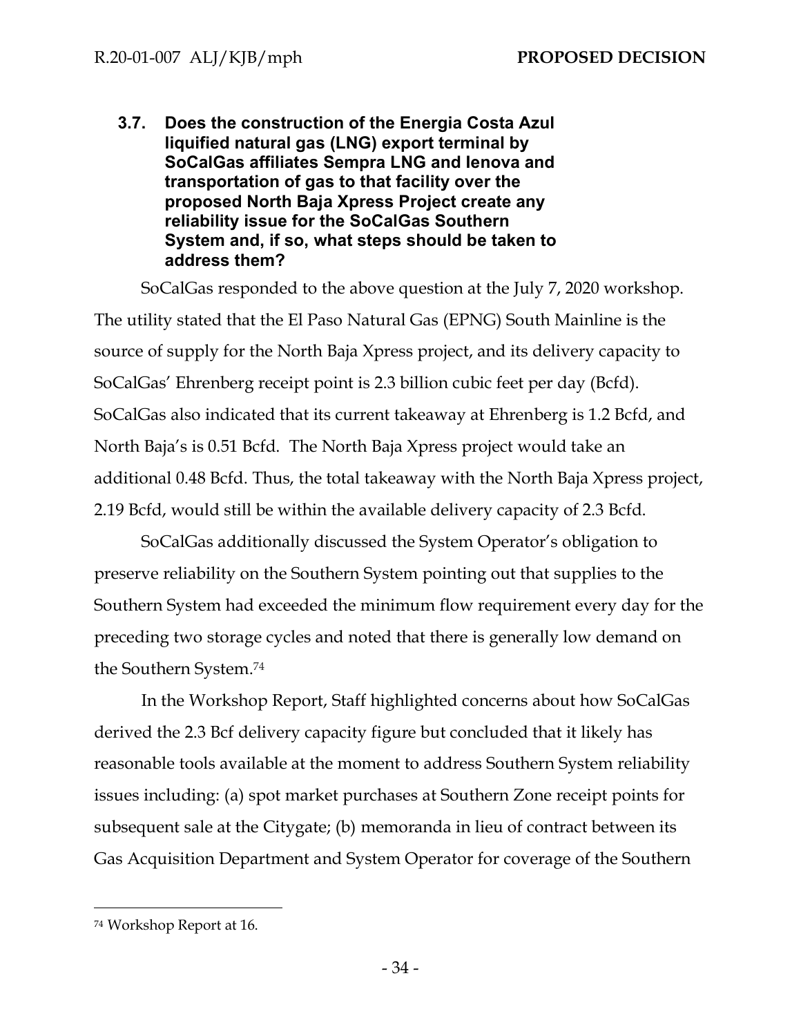### 3.7. Does the construction of the Energia Costa Azul liquified natural gas (LNG) export terminal by SoCalGas affiliates Sempra LNG and Ienova and transportation of gas to that facility over the proposed North Baja Xpress Project create any reliability issue for the SoCalGas Southern System and, if so, what steps should be taken to address them?

SoCalGas responded to the above question at the July 7, 2020 workshop. The utility stated that the El Paso Natural Gas (EPNG) South Mainline is the source of supply for the North Baja Xpress project, and its delivery capacity to SoCalGas' Ehrenberg receipt point is 2.3 billion cubic feet per day (Bcfd). SoCalGas also indicated that its current takeaway at Ehrenberg is 1.2 Bcfd, and North Baja's is 0.51 Bcfd. The North Baja Xpress project would take an additional 0.48 Bcfd. Thus, the total takeaway with the North Baja Xpress project, 2.19 Bcfd, would still be within the available delivery capacity of 2.3 Bcfd.

SoCalGas additionally discussed the System Operator's obligation to preserve reliability on the Southern System pointing out that supplies to the Southern System had exceeded the minimum flow requirement every day for the preceding two storage cycles and noted that there is generally low demand on the Southern System.[74]

In the Workshop Report, Staff highlighted concerns about how SoCalGas derived the 2.3 Bcf delivery capacity figure but concluded that it likely has reasonable tools available at the moment to address Southern System reliability issues including: (a) spot market purchases at Southern Zone receipt points for subsequent sale at the Citygate; (b) memoranda in lieu of contract between its Gas Acquisition Department and System Operator for coverage of the Southern

[74] Workshop Report at 16.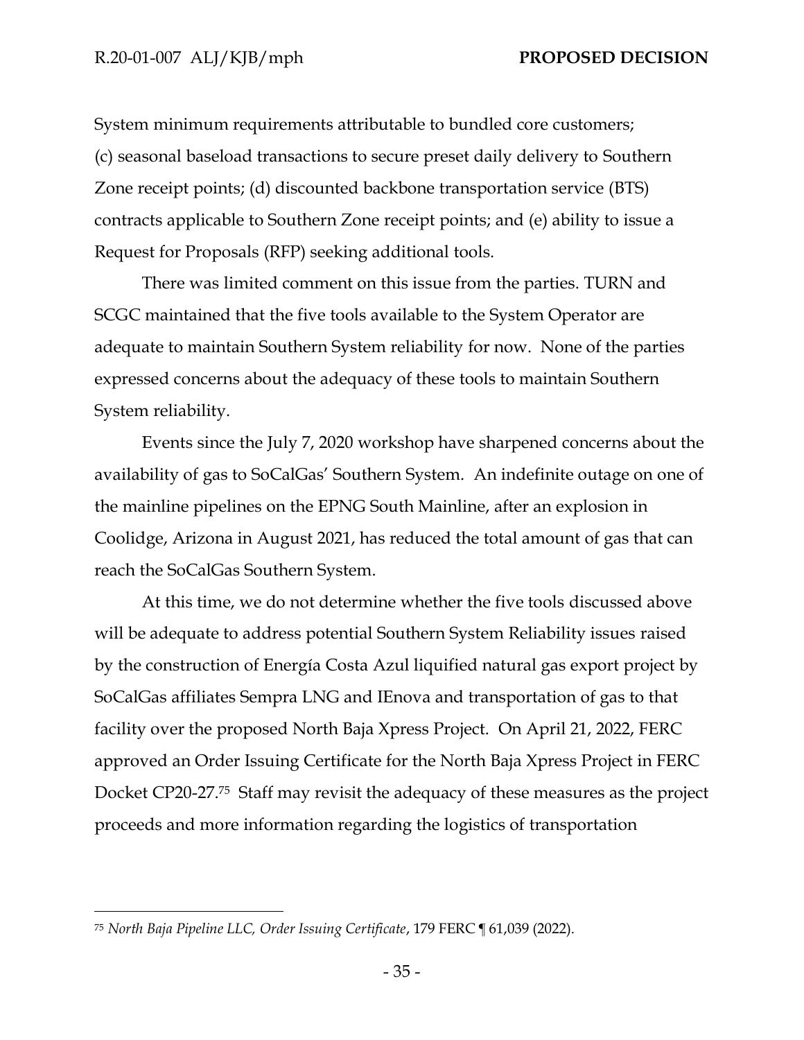System minimum requirements attributable to bundled core customers; (c) seasonal baseload transactions to secure preset daily delivery to Southern Zone receipt points; (d) discounted backbone transportation service (BTS) contracts applicable to Southern Zone receipt points; and (e) ability to issue a Request for Proposals (RFP) seeking additional tools.

There was limited comment on this issue from the parties. TURN and SCGC maintained that the five tools available to the System Operator are adequate to maintain Southern System reliability for now. None of the parties expressed concerns about the adequacy of these tools to maintain Southern System reliability.

Events since the July 7, 2020 workshop have sharpened concerns about the availability of gas to SoCalGas' Southern System. An indefinite outage on one of the mainline pipelines on the EPNG South Mainline, after an explosion in Coolidge, Arizona in August 2021, has reduced the total amount of gas that can reach the SoCalGas Southern System.

At this time, we do not determine whether the five tools discussed above will be adequate to address potential Southern System Reliability issues raised by the construction of Energía Costa Azul liquified natural gas export project by SoCalGas affiliates Sempra LNG and IEnova and transportation of gas to that facility over the proposed North Baja Xpress Project. On April 21, 2022, FERC approved an Order Issuing Certificate for the North Baja Xpress Project in FERC Docket CP20-27.[75] Staff may revisit the adequacy of these measures as the project proceeds and more information regarding the logistics of transportation

---

[75] *North Baja Pipeline LLC, Order Issuing Certificate*, 179 FERC ¶ 61,039 (2022).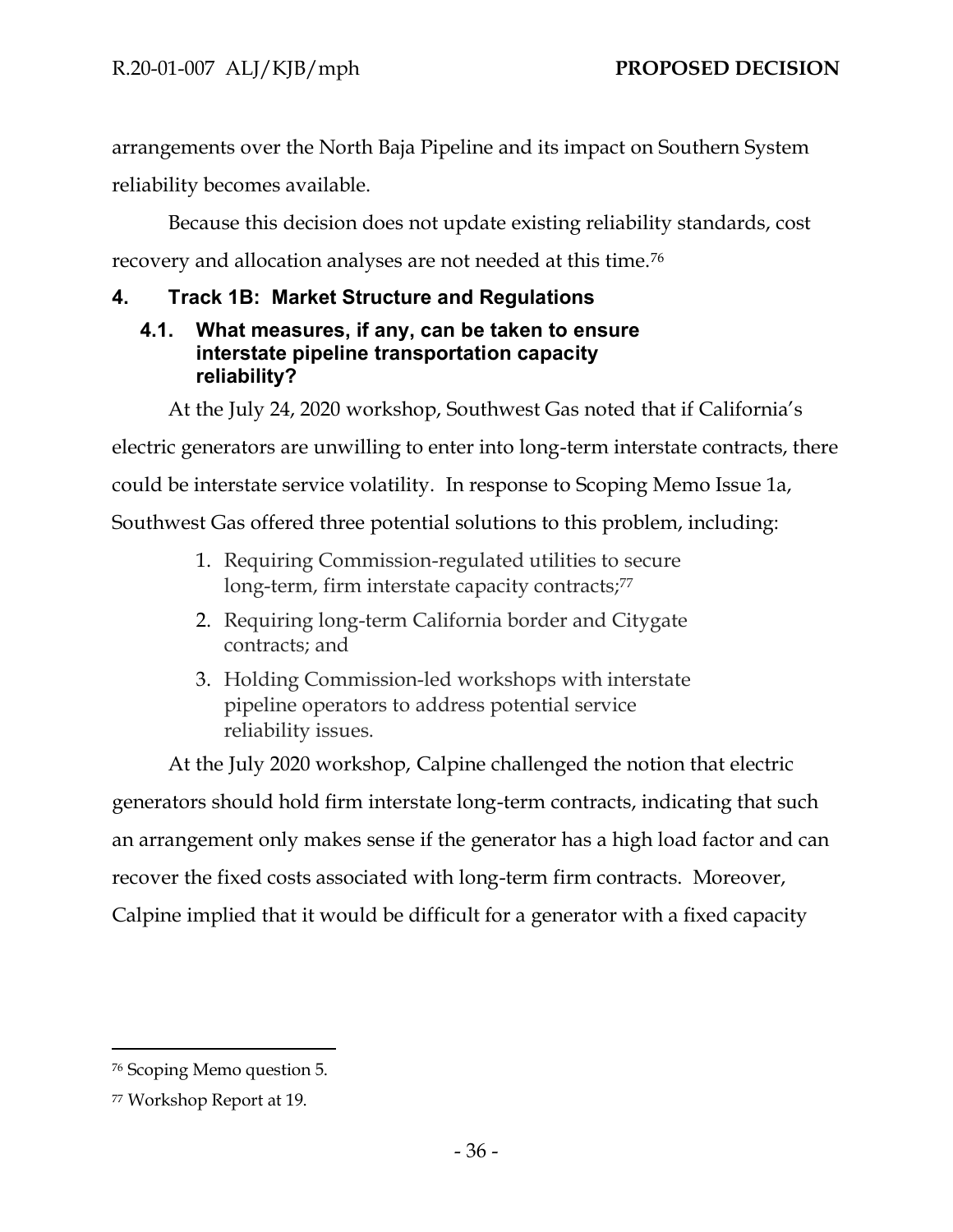arrangements over the North Baja Pipeline and its impact on Southern System reliability becomes available.

Because this decision does not update existing reliability standards, cost recovery and allocation analyses are not needed at this time.[76]

## 4. Track 1B: Market Structure and Regulations

### 4.1. What measures, if any, can be taken to ensure interstate pipeline transportation capacity reliability?

At the July 24, 2020 workshop, Southwest Gas noted that if California's electric generators are unwilling to enter into long-term interstate contracts, there could be interstate service volatility. In response to Scoping Memo Issue 1a, Southwest Gas offered three potential solutions to this problem, including:

1. Requiring Commission-regulated utilities to secure long-term, firm interstate capacity contracts;[77]
2. Requiring long-term California border and Citygate contracts; and
3. Holding Commission-led workshops with interstate pipeline operators to address potential service reliability issues.

At the July 2020 workshop, Calpine challenged the notion that electric generators should hold firm interstate long-term contracts, indicating that such an arrangement only makes sense if the generator has a high load factor and can recover the fixed costs associated with long-term firm contracts. Moreover, Calpine implied that it would be difficult for a generator with a fixed capacity

---

[76] Scoping Memo question 5.

[77] Workshop Report at 19.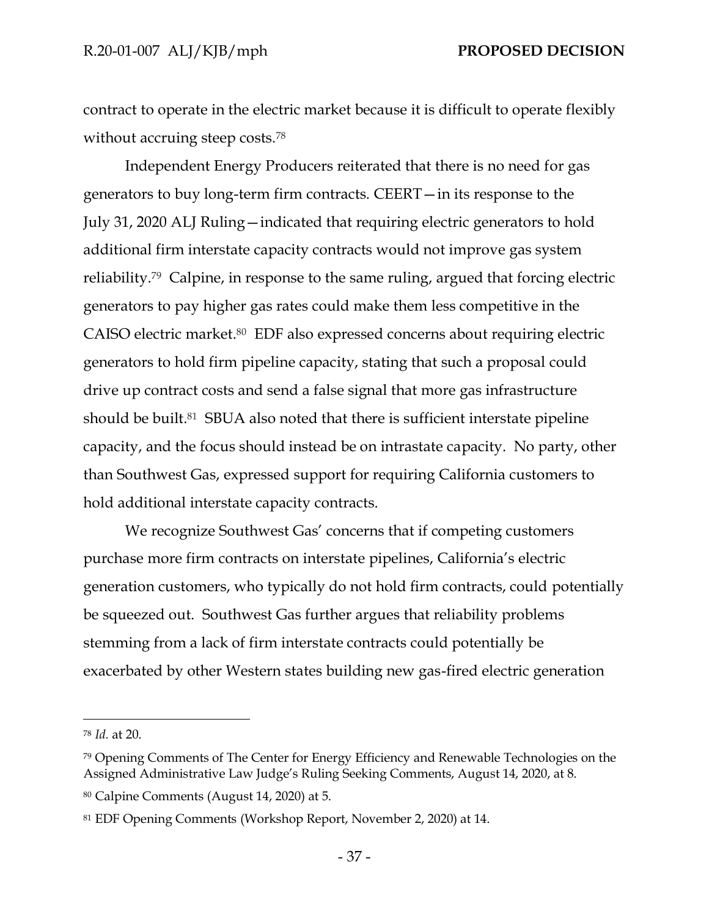contract to operate in the electric market because it is difficult to operate flexibly without accruing steep costs.[78]

Independent Energy Producers reiterated that there is no need for gas generators to buy long-term firm contracts. CEERT—in its response to the July 31, 2020 ALJ Ruling—indicated that requiring electric generators to hold additional firm interstate capacity contracts would not improve gas system reliability.[79] Calpine, in response to the same ruling, argued that forcing electric generators to pay higher gas rates could make them less competitive in the CAISO electric market.[80] EDF also expressed concerns about requiring electric generators to hold firm pipeline capacity, stating that such a proposal could drive up contract costs and send a false signal that more gas infrastructure should be built.[81] SBUA also noted that there is sufficient interstate pipeline capacity, and the focus should instead be on intrastate capacity. No party, other than Southwest Gas, expressed support for requiring California customers to hold additional interstate capacity contracts.

We recognize Southwest Gas' concerns that if competing customers purchase more firm contracts on interstate pipelines, California's electric generation customers, who typically do not hold firm contracts, could potentially be squeezed out. Southwest Gas further argues that reliability problems stemming from a lack of firm interstate contracts could potentially be exacerbated by other Western states building new gas-fired electric generation

---

[78] *Id.* at 20.

[79] Opening Comments of The Center for Energy Efficiency and Renewable Technologies on the Assigned Administrative Law Judge's Ruling Seeking Comments, August 14, 2020, at 8.

[80] Calpine Comments (August 14, 2020) at 5.

[81] EDF Opening Comments (Workshop Report, November 2, 2020) at 14.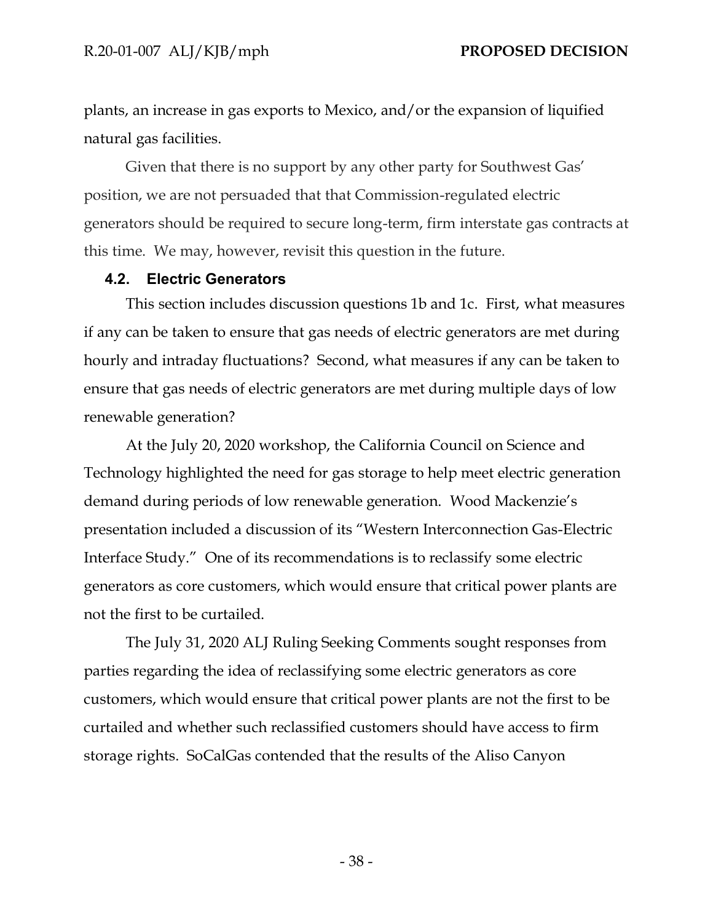plants, an increase in gas exports to Mexico, and/or the expansion of liquified natural gas facilities.

Given that there is no support by any other party for Southwest Gas' position, we are not persuaded that that Commission-regulated electric generators should be required to secure long-term, firm interstate gas contracts at this time. We may, however, revisit this question in the future.

### 4.2. Electric Generators

This section includes discussion questions 1b and 1c. First, what measures if any can be taken to ensure that gas needs of electric generators are met during hourly and intraday fluctuations? Second, what measures if any can be taken to ensure that gas needs of electric generators are met during multiple days of low renewable generation?

At the July 20, 2020 workshop, the California Council on Science and Technology highlighted the need for gas storage to help meet electric generation demand during periods of low renewable generation. Wood Mackenzie's presentation included a discussion of its "Western Interconnection Gas-Electric Interface Study." One of its recommendations is to reclassify some electric generators as core customers, which would ensure that critical power plants are not the first to be curtailed.

The July 31, 2020 ALJ Ruling Seeking Comments sought responses from parties regarding the idea of reclassifying some electric generators as core customers, which would ensure that critical power plants are not the first to be curtailed and whether such reclassified customers should have access to firm storage rights. SoCalGas contended that the results of the Aliso Canyon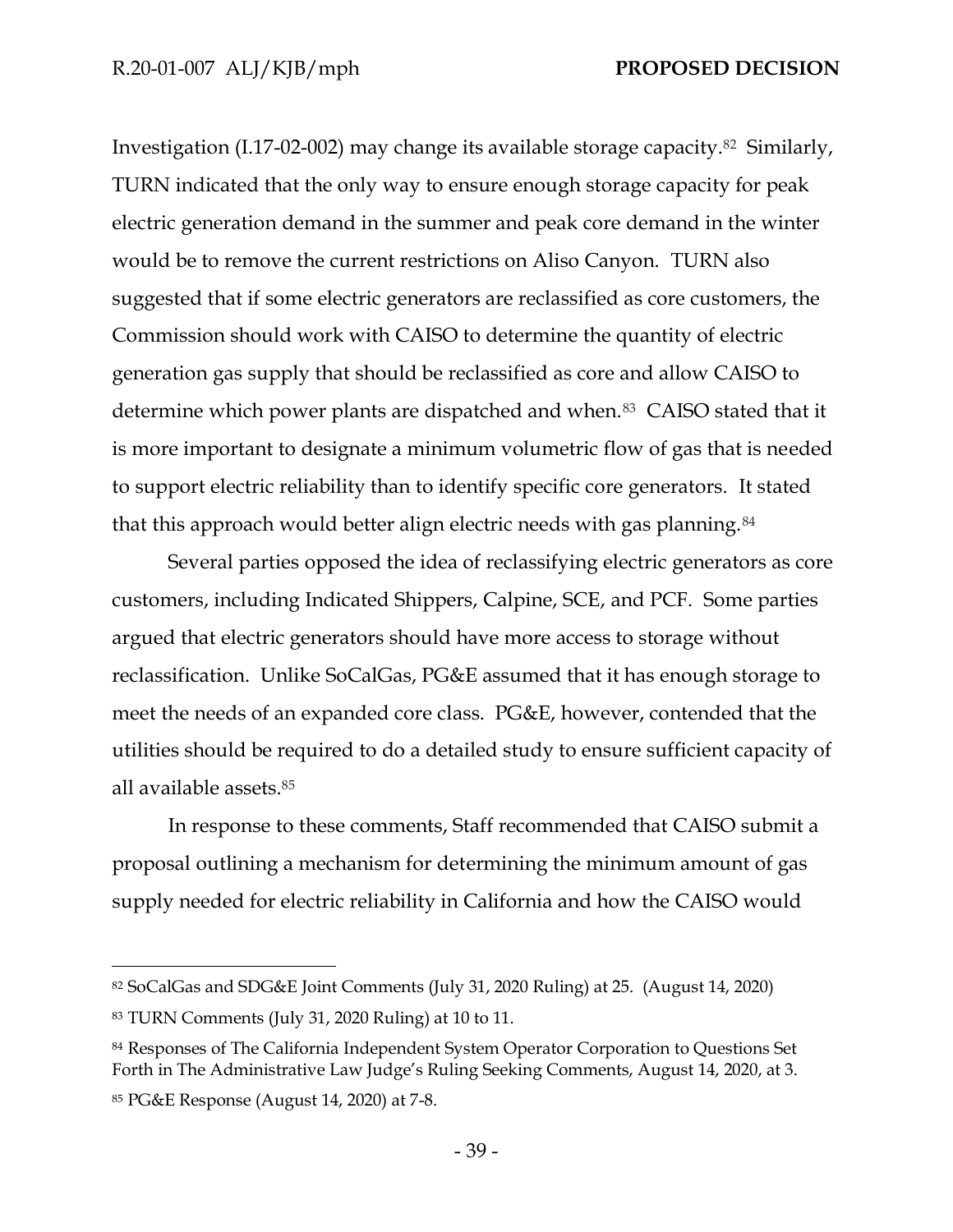Investigation (I.17-02-002) may change its available storage capacity.[82] Similarly, TURN indicated that the only way to ensure enough storage capacity for peak electric generation demand in the summer and peak core demand in the winter would be to remove the current restrictions on Aliso Canyon. TURN also suggested that if some electric generators are reclassified as core customers, the Commission should work with CAISO to determine the quantity of electric generation gas supply that should be reclassified as core and allow CAISO to determine which power plants are dispatched and when.[83] CAISO stated that it is more important to designate a minimum volumetric flow of gas that is needed to support electric reliability than to identify specific core generators. It stated that this approach would better align electric needs with gas planning.[84]

Several parties opposed the idea of reclassifying electric generators as core customers, including Indicated Shippers, Calpine, SCE, and PCF. Some parties argued that electric generators should have more access to storage without reclassification. Unlike SoCalGas, PG&E assumed that it has enough storage to meet the needs of an expanded core class. PG&E, however, contended that the utilities should be required to do a detailed study to ensure sufficient capacity of all available assets.[85]

In response to these comments, Staff recommended that CAISO submit a proposal outlining a mechanism for determining the minimum amount of gas supply needed for electric reliability in California and how the CAISO would

---

[82] SoCalGas and SDG&E Joint Comments (July 31, 2020 Ruling) at 25. (August 14, 2020)

[83] TURN Comments (July 31, 2020 Ruling) at 10 to 11.

[84] Responses of The California Independent System Operator Corporation to Questions Set Forth in The Administrative Law Judge's Ruling Seeking Comments, August 14, 2020, at 3.

[85] PG&E Response (August 14, 2020) at 7-8.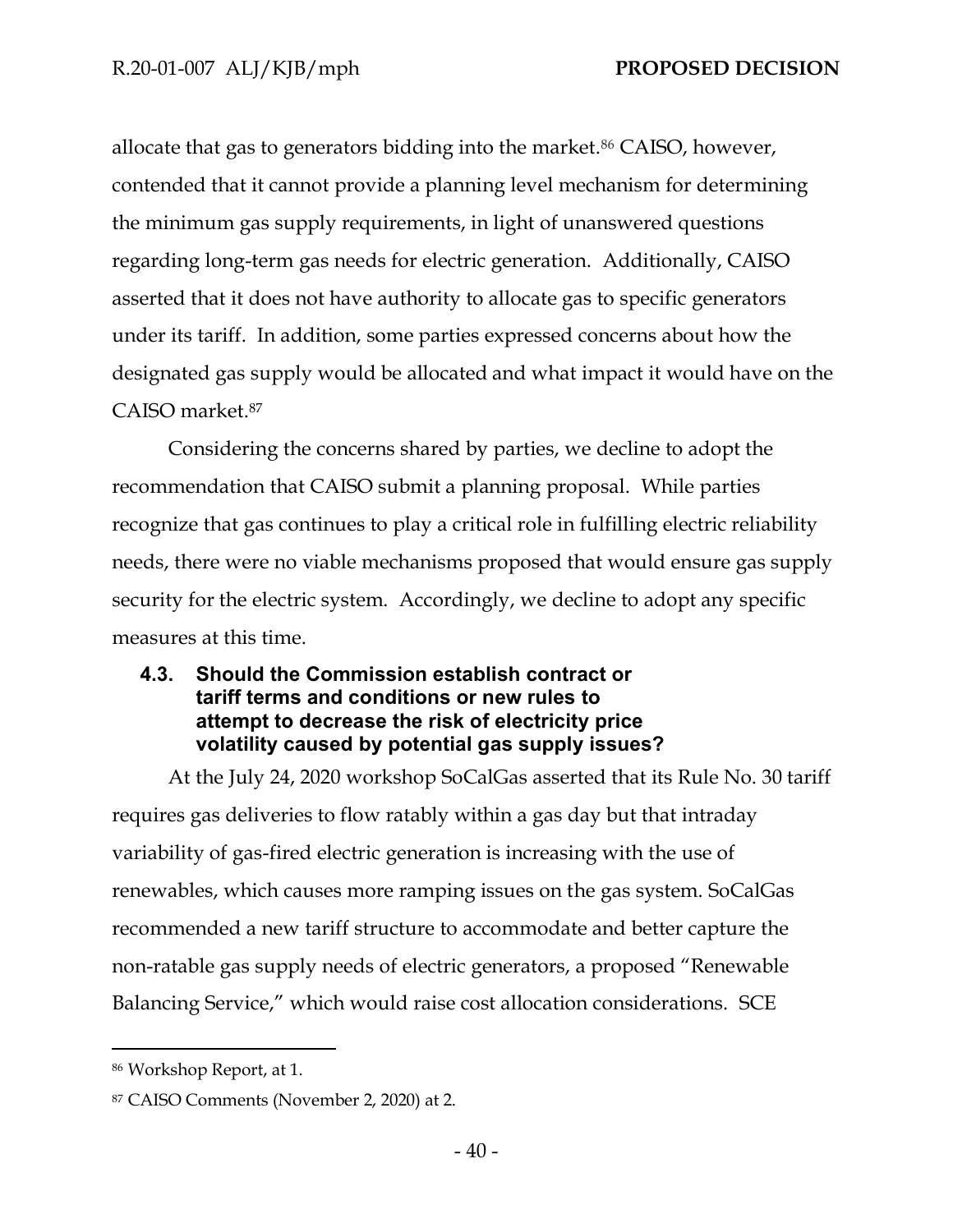allocate that gas to generators bidding into the market.[86] CAISO, however, contended that it cannot provide a planning level mechanism for determining the minimum gas supply requirements, in light of unanswered questions regarding long-term gas needs for electric generation. Additionally, CAISO asserted that it does not have authority to allocate gas to specific generators under its tariff. In addition, some parties expressed concerns about how the designated gas supply would be allocated and what impact it would have on the CAISO market.[87]

Considering the concerns shared by parties, we decline to adopt the recommendation that CAISO submit a planning proposal. While parties recognize that gas continues to play a critical role in fulfilling electric reliability needs, there were no viable mechanisms proposed that would ensure gas supply security for the electric system. Accordingly, we decline to adopt any specific measures at this time.

### 4.3. Should the Commission establish contract or tariff terms and conditions or new rules to attempt to decrease the risk of electricity price volatility caused by potential gas supply issues?

At the July 24, 2020 workshop SoCalGas asserted that its Rule No. 30 tariff requires gas deliveries to flow ratably within a gas day but that intraday variability of gas-fired electric generation is increasing with the use of renewables, which causes more ramping issues on the gas system. SoCalGas recommended a new tariff structure to accommodate and better capture the non-ratable gas supply needs of electric generators, a proposed "Renewable Balancing Service," which would raise cost allocation considerations. SCE

---

[86] Workshop Report, at 1.

[87] CAISO Comments (November 2, 2020) at 2.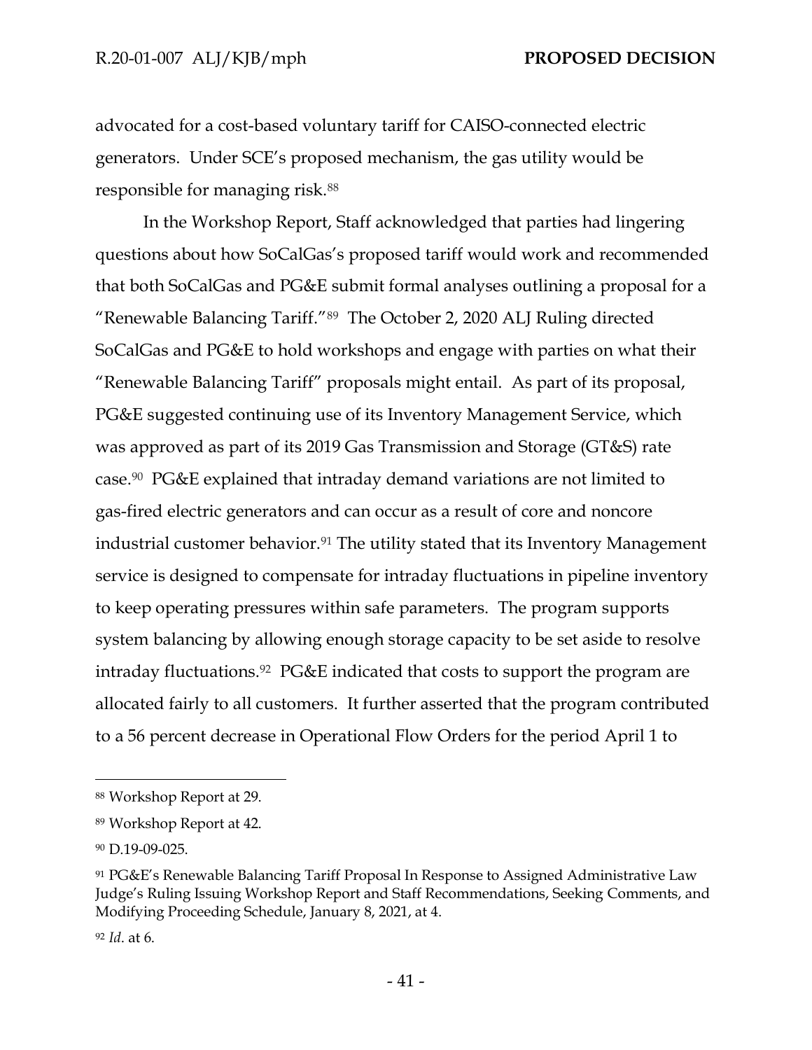advocated for a cost-based voluntary tariff for CAISO-connected electric generators. Under SCE's proposed mechanism, the gas utility would be responsible for managing risk.[88]

In the Workshop Report, Staff acknowledged that parties had lingering questions about how SoCalGas's proposed tariff would work and recommended that both SoCalGas and PG&E submit formal analyses outlining a proposal for a "Renewable Balancing Tariff."[89] The October 2, 2020 ALJ Ruling directed SoCalGas and PG&E to hold workshops and engage with parties on what their "Renewable Balancing Tariff" proposals might entail. As part of its proposal, PG&E suggested continuing use of its Inventory Management Service, which was approved as part of its 2019 Gas Transmission and Storage (GT&S) rate case.[90] PG&E explained that intraday demand variations are not limited to gas-fired electric generators and can occur as a result of core and noncore industrial customer behavior.[91] The utility stated that its Inventory Management service is designed to compensate for intraday fluctuations in pipeline inventory to keep operating pressures within safe parameters. The program supports system balancing by allowing enough storage capacity to be set aside to resolve intraday fluctuations.[92] PG&E indicated that costs to support the program are allocated fairly to all customers. It further asserted that the program contributed to a 56 percent decrease in Operational Flow Orders for the period April 1 to

---

[88] Workshop Report at 29.

[89] Workshop Report at 42.

[90] D.19-09-025.

[91] PG&E's Renewable Balancing Tariff Proposal In Response to Assigned Administrative Law Judge's Ruling Issuing Workshop Report and Staff Recommendations, Seeking Comments, and Modifying Proceeding Schedule, January 8, 2021, at 4.

[92] *Id*. at 6.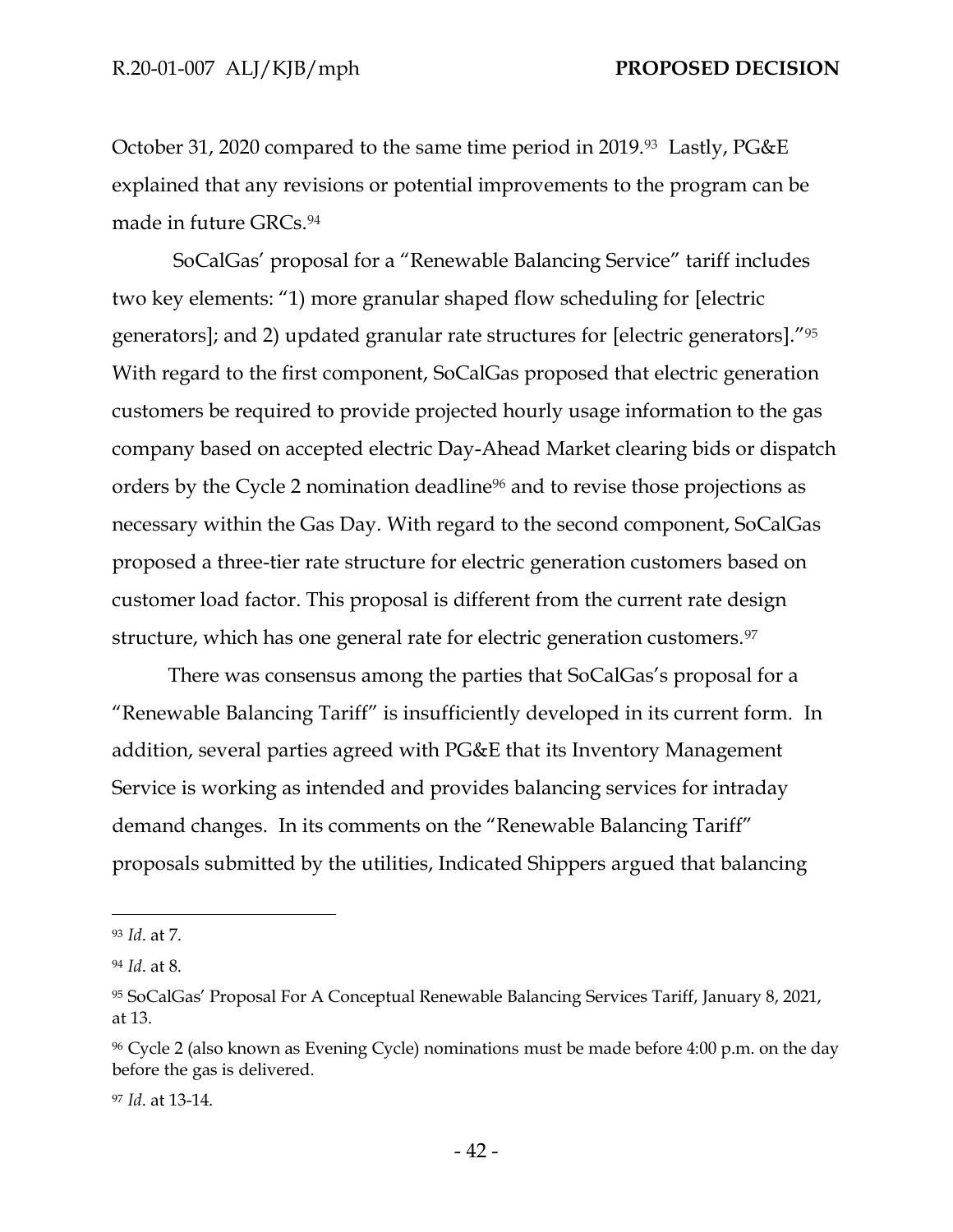October 31, 2020 compared to the same time period in 2019.[93] Lastly, PG&E explained that any revisions or potential improvements to the program can be made in future GRCs.[94]

SoCalGas' proposal for a "Renewable Balancing Service" tariff includes two key elements: "1) more granular shaped flow scheduling for [electric generators]; and 2) updated granular rate structures for [electric generators]."[95] With regard to the first component, SoCalGas proposed that electric generation customers be required to provide projected hourly usage information to the gas company based on accepted electric Day-Ahead Market clearing bids or dispatch orders by the Cycle 2 nomination deadline[96] and to revise those projections as necessary within the Gas Day. With regard to the second component, SoCalGas proposed a three-tier rate structure for electric generation customers based on customer load factor. This proposal is different from the current rate design structure, which has one general rate for electric generation customers.[97]

There was consensus among the parties that SoCalGas's proposal for a "Renewable Balancing Tariff" is insufficiently developed in its current form. In addition, several parties agreed with PG&E that its Inventory Management Service is working as intended and provides balancing services for intraday demand changes. In its comments on the "Renewable Balancing Tariff" proposals submitted by the utilities, Indicated Shippers argued that balancing

---

[93] *Id*. at 7.

[94] *Id*. at 8.

[95] SoCalGas' Proposal For A Conceptual Renewable Balancing Services Tariff, January 8, 2021, at 13.

[96] Cycle 2 (also known as Evening Cycle) nominations must be made before 4:00 p.m. on the day before the gas is delivered.

[97] *Id*. at 13-14.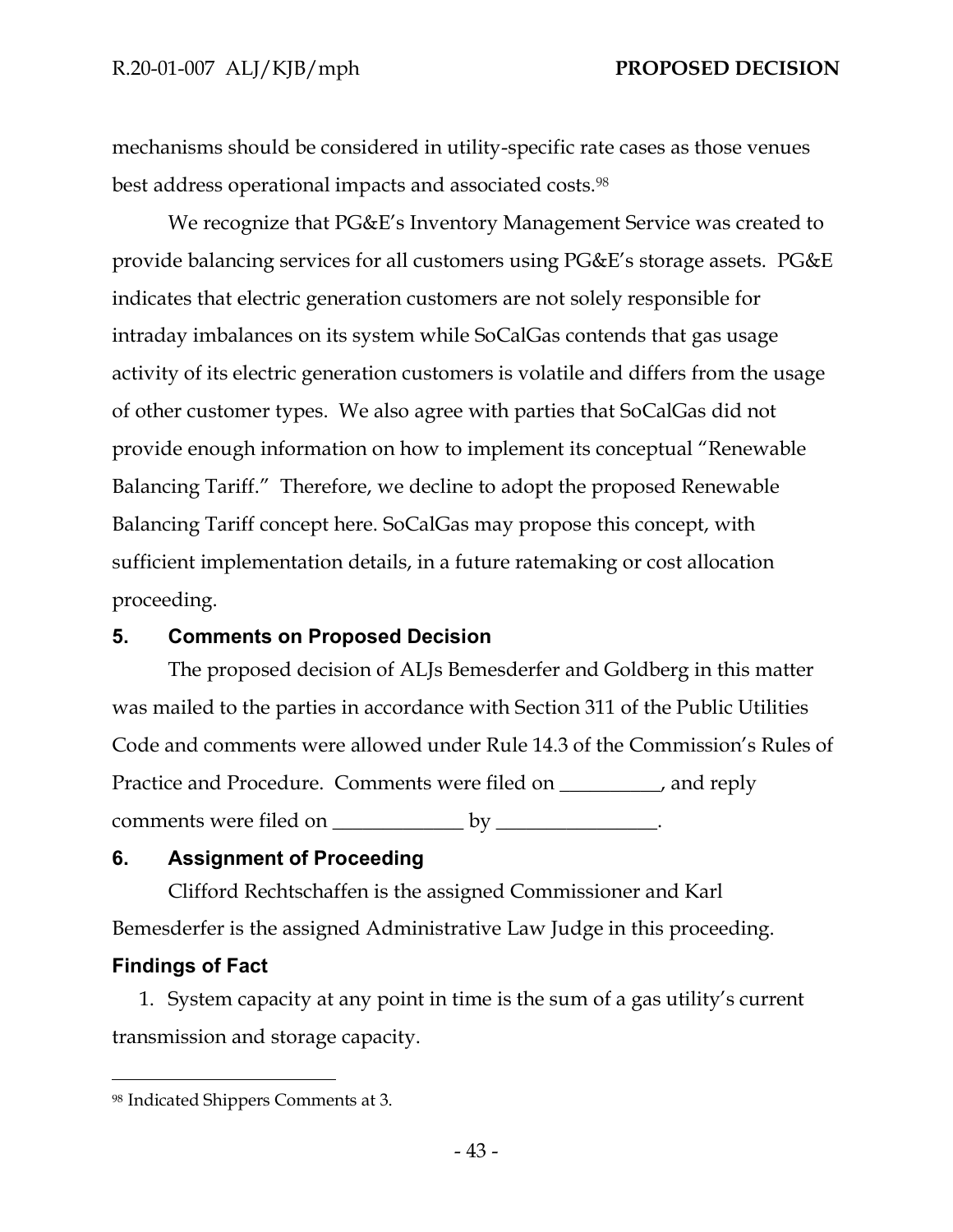mechanisms should be considered in utility-specific rate cases as those venues best address operational impacts and associated costs.[98]

We recognize that PG&E's Inventory Management Service was created to provide balancing services for all customers using PG&E's storage assets. PG&E indicates that electric generation customers are not solely responsible for intraday imbalances on its system while SoCalGas contends that gas usage activity of its electric generation customers is volatile and differs from the usage of other customer types. We also agree with parties that SoCalGas did not provide enough information on how to implement its conceptual "Renewable Balancing Tariff." Therefore, we decline to adopt the proposed Renewable Balancing Tariff concept here. SoCalGas may propose this concept, with sufficient implementation details, in a future ratemaking or cost allocation proceeding.

## 5. Comments on Proposed Decision

The proposed decision of ALJs Bemesderfer and Goldberg in this matter was mailed to the parties in accordance with Section 311 of the Public Utilities Code and comments were allowed under Rule 14.3 of the Commission's Rules of Practice and Procedure. Comments were filed on __________, and reply comments were filed on _____________ by ________________.

## 6. Assignment of Proceeding

Clifford Rechtschaffen is the assigned Commissioner and Karl Bemesderfer is the assigned Administrative Law Judge in this proceeding.

## Findings of Fact

1. System capacity at any point in time is the sum of a gas utility's current transmission and storage capacity.

---

[98] Indicated Shippers Comments at 3.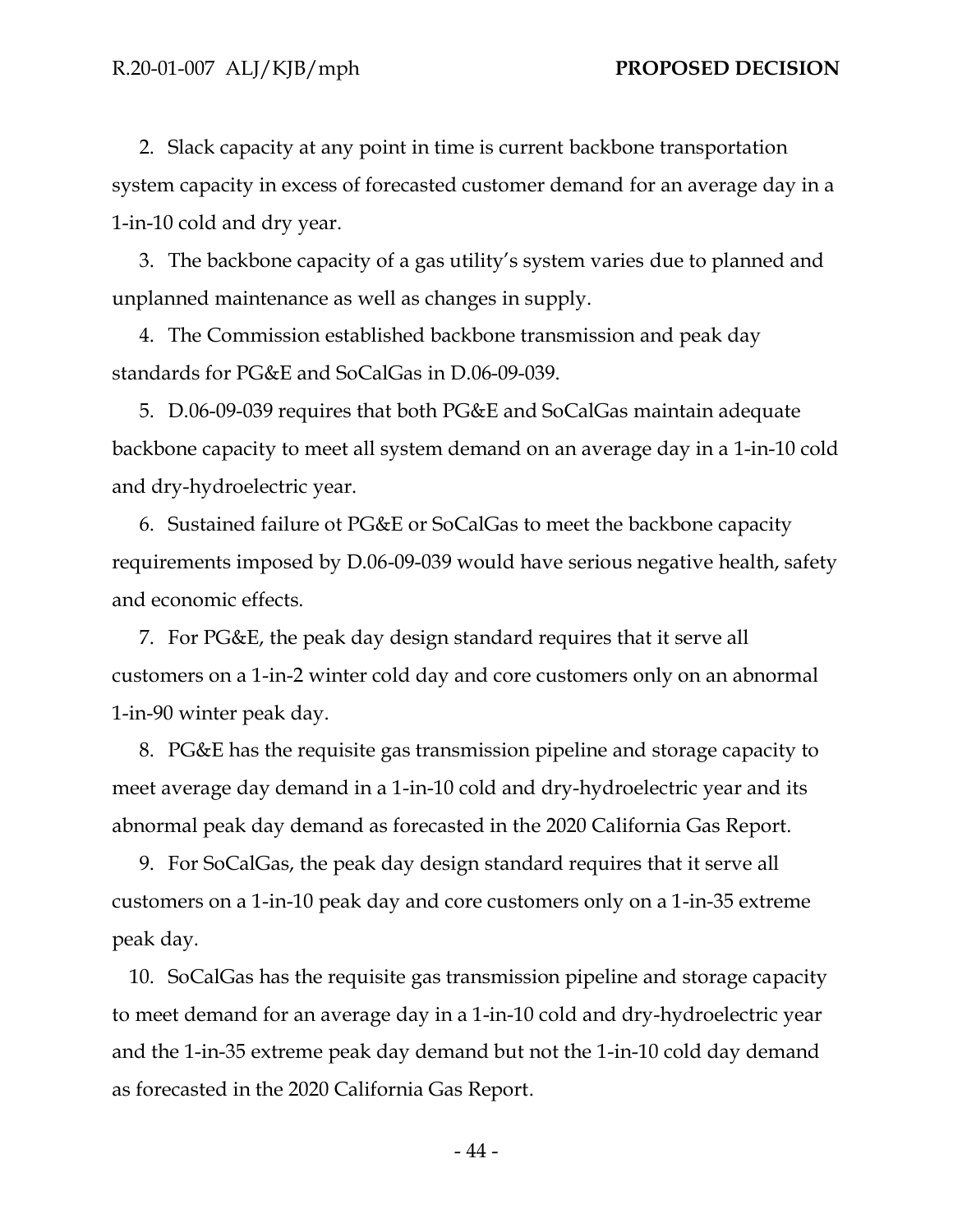2. Slack capacity at any point in time is current backbone transportation system capacity in excess of forecasted customer demand for an average day in a 1-in-10 cold and dry year.

3. The backbone capacity of a gas utility's system varies due to planned and unplanned maintenance as well as changes in supply.

4. The Commission established backbone transmission and peak day standards for PG&E and SoCalGas in D.06-09-039.

5. D.06-09-039 requires that both PG&E and SoCalGas maintain adequate backbone capacity to meet all system demand on an average day in a 1-in-10 cold and dry-hydroelectric year.

6. Sustained failure ot PG&E or SoCalGas to meet the backbone capacity requirements imposed by D.06-09-039 would have serious negative health, safety and economic effects.

7. For PG&E, the peak day design standard requires that it serve all customers on a 1-in-2 winter cold day and core customers only on an abnormal 1-in-90 winter peak day.

8. PG&E has the requisite gas transmission pipeline and storage capacity to meet average day demand in a 1-in-10 cold and dry-hydroelectric year and its abnormal peak day demand as forecasted in the 2020 California Gas Report.

9. For SoCalGas, the peak day design standard requires that it serve all customers on a 1-in-10 peak day and core customers only on a 1-in-35 extreme peak day.

10. SoCalGas has the requisite gas transmission pipeline and storage capacity to meet demand for an average day in a 1-in-10 cold and dry-hydroelectric year and the 1-in-35 extreme peak day demand but not the 1-in-10 cold day demand as forecasted in the 2020 California Gas Report.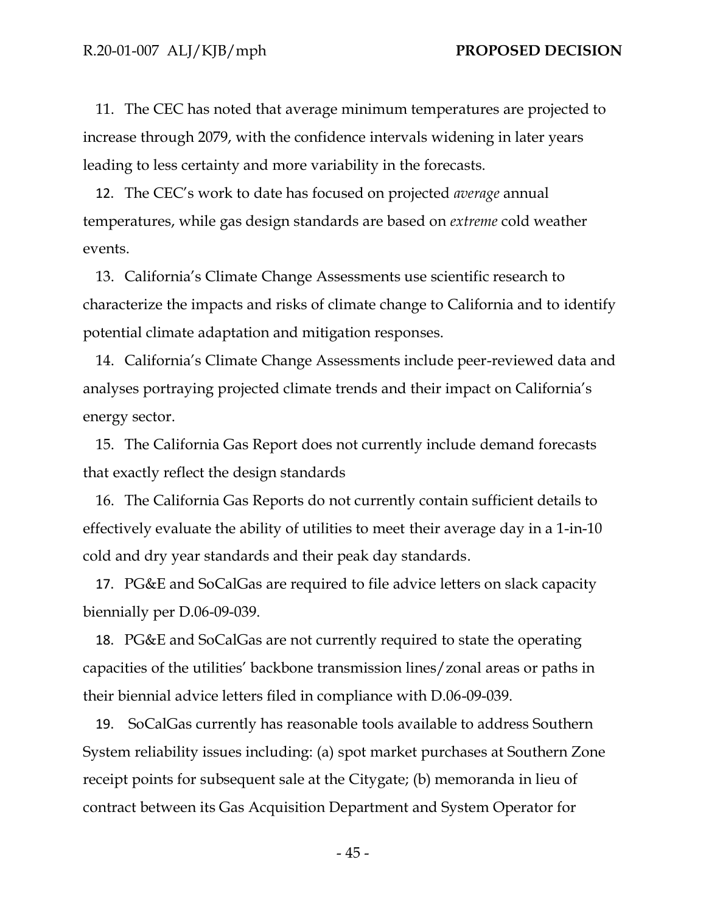11. The CEC has noted that average minimum temperatures are projected to increase through 2079, with the confidence intervals widening in later years leading to less certainty and more variability in the forecasts.

12. The CEC's work to date has focused on projected *average* annual temperatures, while gas design standards are based on *extreme* cold weather events.

13. California's Climate Change Assessments use scientific research to characterize the impacts and risks of climate change to California and to identify potential climate adaptation and mitigation responses.

14. California's Climate Change Assessments include peer-reviewed data and analyses portraying projected climate trends and their impact on California's energy sector.

15. The California Gas Report does not currently include demand forecasts that exactly reflect the design standards

16. The California Gas Reports do not currently contain sufficient details to effectively evaluate the ability of utilities to meet their average day in a 1-in-10 cold and dry year standards and their peak day standards.

17. PG&E and SoCalGas are required to file advice letters on slack capacity biennially per D.06-09-039.

18. PG&E and SoCalGas are not currently required to state the operating capacities of the utilities' backbone transmission lines/zonal areas or paths in their biennial advice letters filed in compliance with D.06-09-039.

19. SoCalGas currently has reasonable tools available to address Southern System reliability issues including: (a) spot market purchases at Southern Zone receipt points for subsequent sale at the Citygate; (b) memoranda in lieu of contract between its Gas Acquisition Department and System Operator for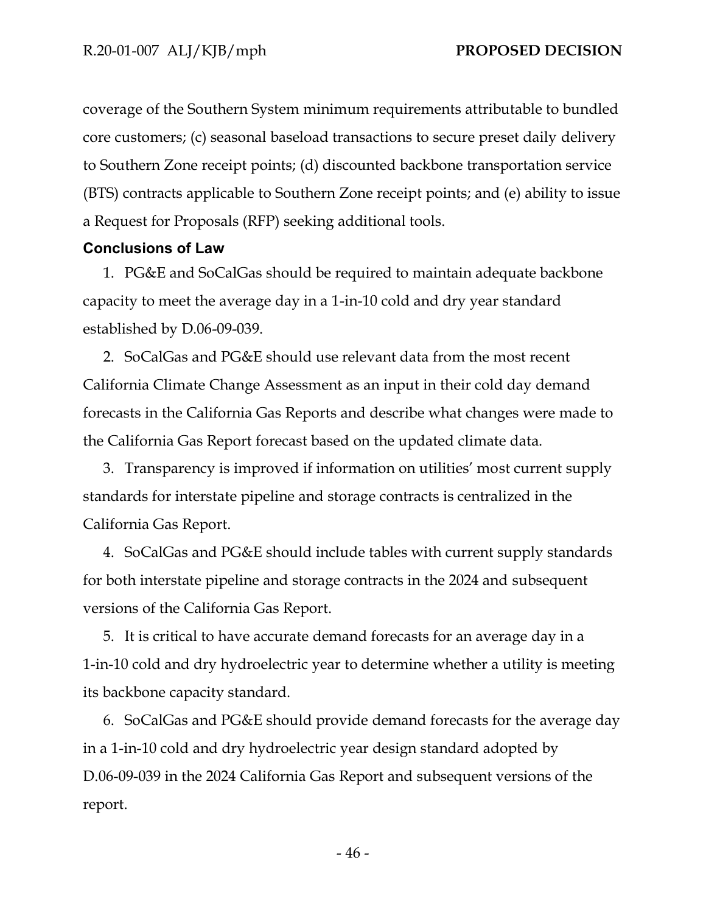coverage of the Southern System minimum requirements attributable to bundled core customers; (c) seasonal baseload transactions to secure preset daily delivery to Southern Zone receipt points; (d) discounted backbone transportation service (BTS) contracts applicable to Southern Zone receipt points; and (e) ability to issue a Request for Proposals (RFP) seeking additional tools.

## Conclusions of Law

1. PG&E and SoCalGas should be required to maintain adequate backbone capacity to meet the average day in a 1-in-10 cold and dry year standard established by D.06-09-039.

2. SoCalGas and PG&E should use relevant data from the most recent California Climate Change Assessment as an input in their cold day demand forecasts in the California Gas Reports and describe what changes were made to the California Gas Report forecast based on the updated climate data.

3. Transparency is improved if information on utilities' most current supply standards for interstate pipeline and storage contracts is centralized in the California Gas Report.

4. SoCalGas and PG&E should include tables with current supply standards for both interstate pipeline and storage contracts in the 2024 and subsequent versions of the California Gas Report.

5. It is critical to have accurate demand forecasts for an average day in a 1-in-10 cold and dry hydroelectric year to determine whether a utility is meeting its backbone capacity standard.

6. SoCalGas and PG&E should provide demand forecasts for the average day in a 1-in-10 cold and dry hydroelectric year design standard adopted by D.06-09-039 in the 2024 California Gas Report and subsequent versions of the report.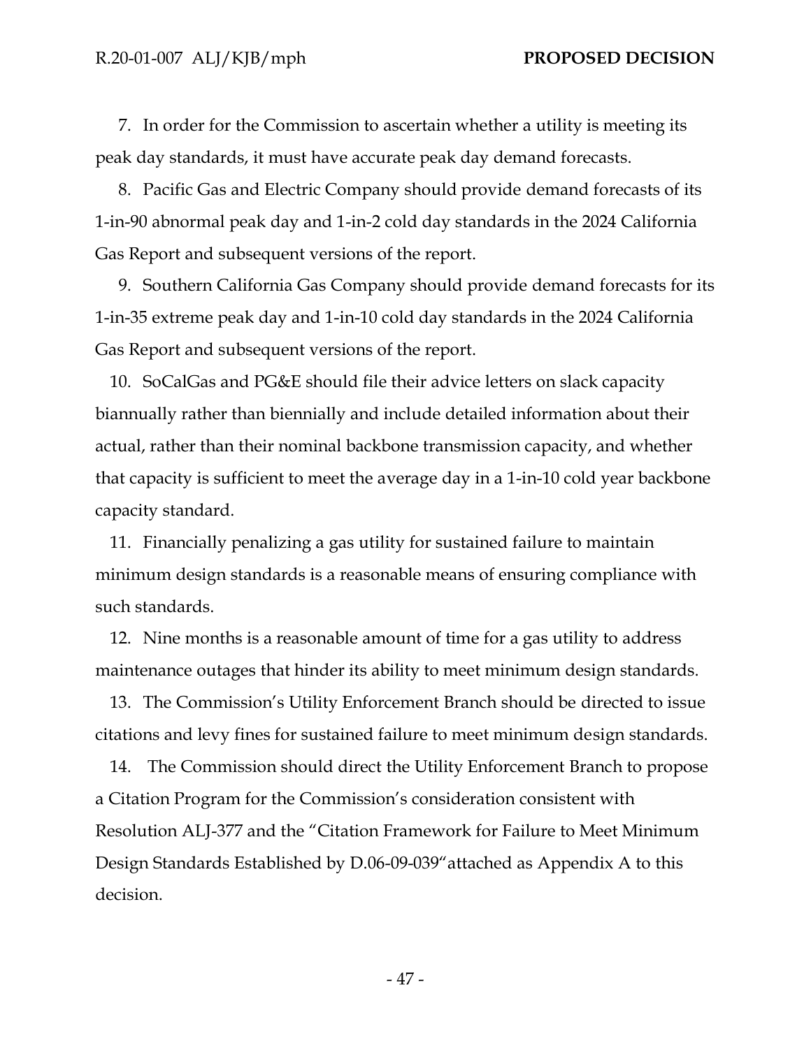7. In order for the Commission to ascertain whether a utility is meeting its peak day standards, it must have accurate peak day demand forecasts.

8. Pacific Gas and Electric Company should provide demand forecasts of its 1-in-90 abnormal peak day and 1-in-2 cold day standards in the 2024 California Gas Report and subsequent versions of the report.

9. Southern California Gas Company should provide demand forecasts for its 1-in-35 extreme peak day and 1-in-10 cold day standards in the 2024 California Gas Report and subsequent versions of the report.

10. SoCalGas and PG&E should file their advice letters on slack capacity biannually rather than biennially and include detailed information about their actual, rather than their nominal backbone transmission capacity, and whether that capacity is sufficient to meet the average day in a 1-in-10 cold year backbone capacity standard.

11. Financially penalizing a gas utility for sustained failure to maintain minimum design standards is a reasonable means of ensuring compliance with such standards.

12. Nine months is a reasonable amount of time for a gas utility to address maintenance outages that hinder its ability to meet minimum design standards.

13. The Commission's Utility Enforcement Branch should be directed to issue citations and levy fines for sustained failure to meet minimum design standards.

14. The Commission should direct the Utility Enforcement Branch to propose a Citation Program for the Commission's consideration consistent with Resolution ALJ-377 and the "Citation Framework for Failure to Meet Minimum Design Standards Established by D.06-09-039"attached as Appendix A to this decision.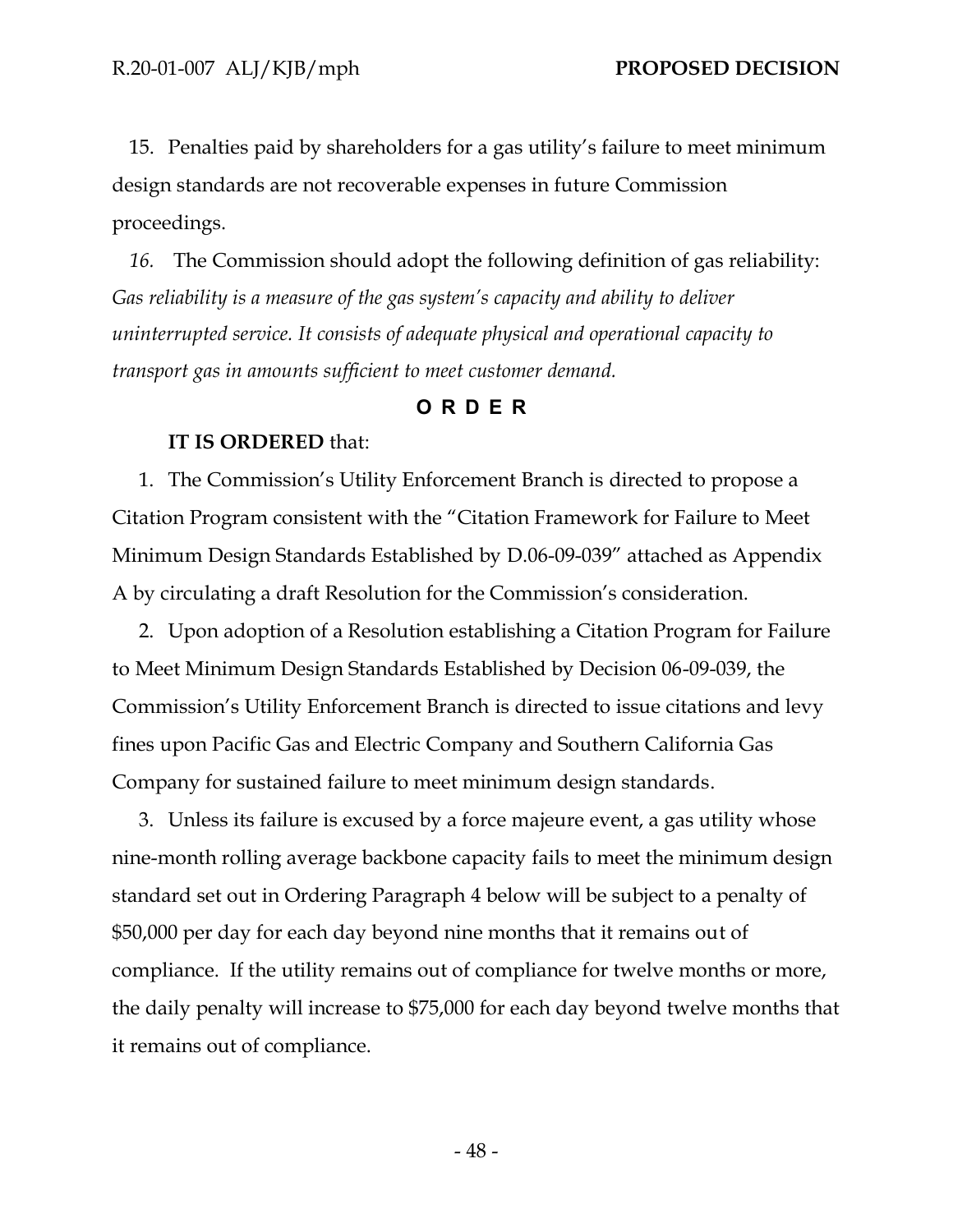15. Penalties paid by shareholders for a gas utility's failure to meet minimum design standards are not recoverable expenses in future Commission proceedings.

*16.* The Commission should adopt the following definition of gas reliability: *Gas reliability is a measure of the gas system's capacity and ability to deliver uninterrupted service. It consists of adequate physical and operational capacity to transport gas in amounts sufficient to meet customer demand.*

## O R D E R

**IT IS ORDERED** that:

1. The Commission's Utility Enforcement Branch is directed to propose a Citation Program consistent with the "Citation Framework for Failure to Meet Minimum Design Standards Established by D.06-09-039" attached as Appendix A by circulating a draft Resolution for the Commission's consideration.

2. Upon adoption of a Resolution establishing a Citation Program for Failure to Meet Minimum Design Standards Established by Decision 06-09-039, the Commission's Utility Enforcement Branch is directed to issue citations and levy fines upon Pacific Gas and Electric Company and Southern California Gas Company for sustained failure to meet minimum design standards.

3. Unless its failure is excused by a force majeure event, a gas utility whose nine-month rolling average backbone capacity fails to meet the minimum design standard set out in Ordering Paragraph 4 below will be subject to a penalty of $50,000 per day for each day beyond nine months that it remains out of compliance. If the utility remains out of compliance for twelve months or more, the daily penalty will increase to $75,000 for each day beyond twelve months that it remains out of compliance.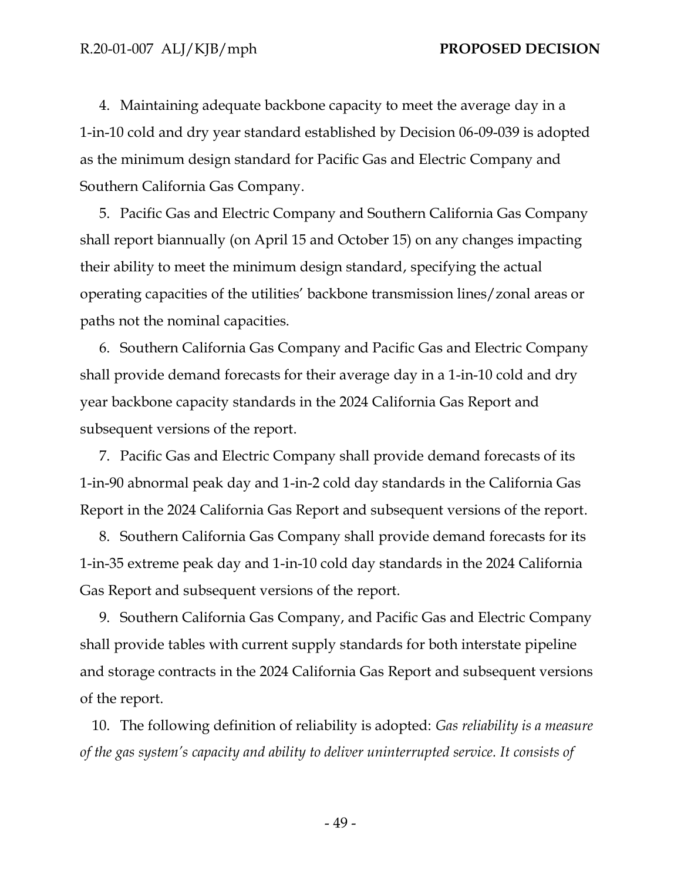4. Maintaining adequate backbone capacity to meet the average day in a 1-in-10 cold and dry year standard established by Decision 06-09-039 is adopted as the minimum design standard for Pacific Gas and Electric Company and Southern California Gas Company.

5. Pacific Gas and Electric Company and Southern California Gas Company shall report biannually (on April 15 and October 15) on any changes impacting their ability to meet the minimum design standard, specifying the actual operating capacities of the utilities' backbone transmission lines/zonal areas or paths not the nominal capacities.

6. Southern California Gas Company and Pacific Gas and Electric Company shall provide demand forecasts for their average day in a 1-in-10 cold and dry year backbone capacity standards in the 2024 California Gas Report and subsequent versions of the report.

7. Pacific Gas and Electric Company shall provide demand forecasts of its 1-in-90 abnormal peak day and 1-in-2 cold day standards in the California Gas Report in the 2024 California Gas Report and subsequent versions of the report.

8. Southern California Gas Company shall provide demand forecasts for its 1-in-35 extreme peak day and 1-in-10 cold day standards in the 2024 California Gas Report and subsequent versions of the report.

9. Southern California Gas Company, and Pacific Gas and Electric Company shall provide tables with current supply standards for both interstate pipeline and storage contracts in the 2024 California Gas Report and subsequent versions of the report.

10. The following definition of reliability is adopted: *Gas reliability is a measure of the gas system's capacity and ability to deliver uninterrupted service. It consists of*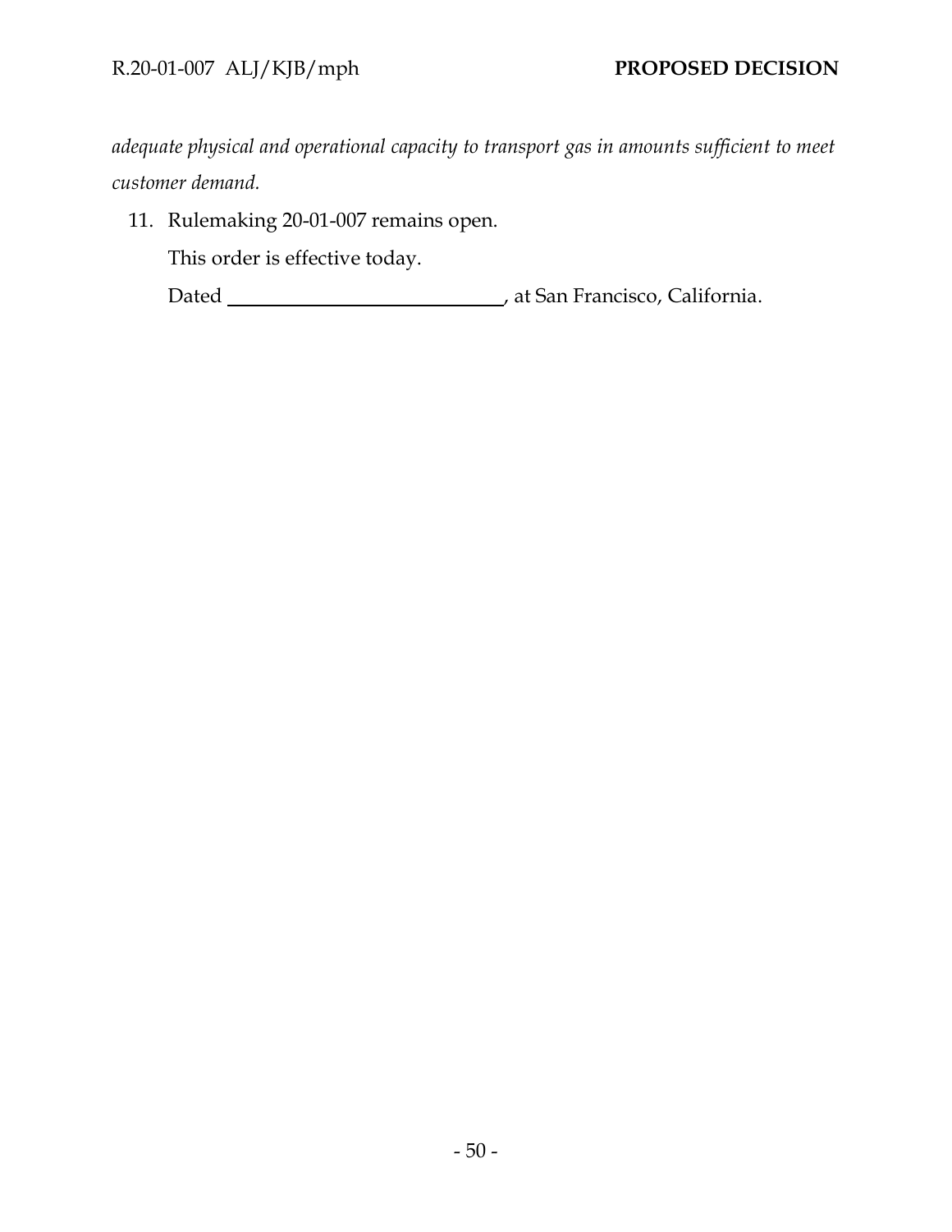*adequate physical and operational capacity to transport gas in amounts sufficient to meet customer demand.*

11. Rulemaking 20-01-007 remains open.

This order is effective today.

Dated \_\_\_\_\_\_\_\_\_\_\_\_\_\_\_\_\_\_\_\_\_\_\_\_\_\_\_\_, at San Francisco, California.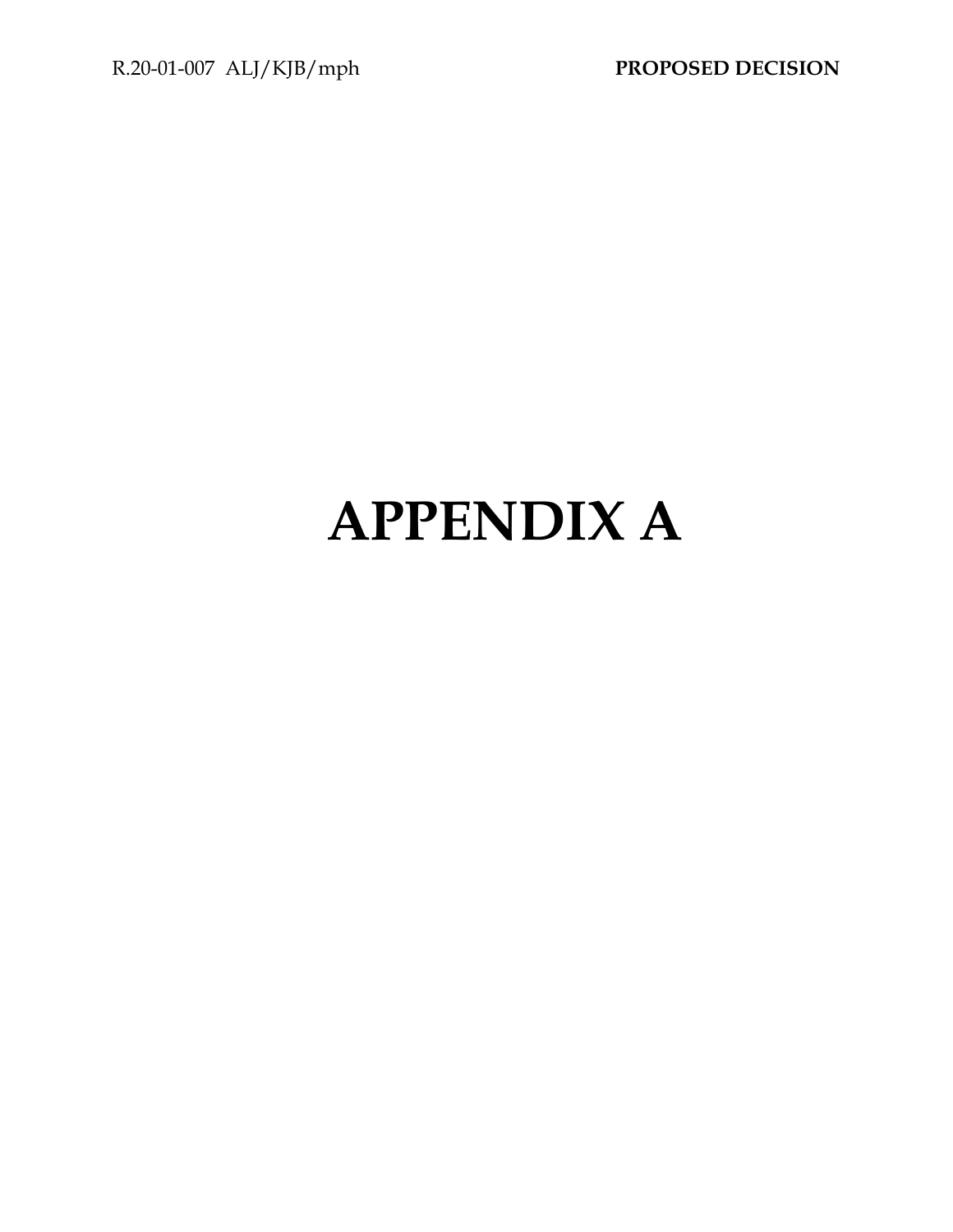# APPENDIX A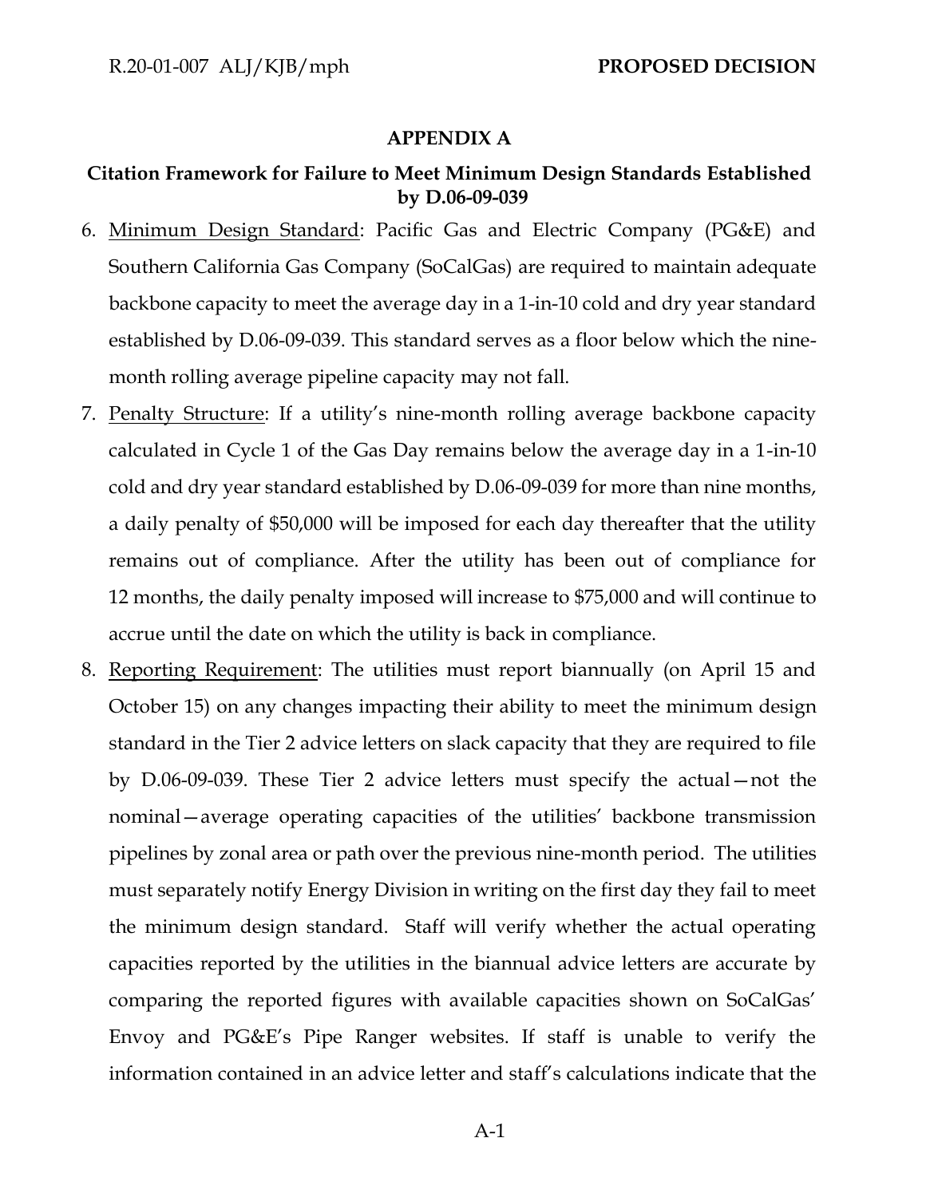## APPENDIX A

### Citation Framework for Failure to Meet Minimum Design Standards Established by D.06-09-039

6. Minimum Design Standard: Pacific Gas and Electric Company (PG&E) and Southern California Gas Company (SoCalGas) are required to maintain adequate backbone capacity to meet the average day in a 1-in-10 cold and dry year standard established by D.06-09-039. This standard serves as a floor below which the nine-month rolling average pipeline capacity may not fall.

7. Penalty Structure: If a utility's nine-month rolling average backbone capacity calculated in Cycle 1 of the Gas Day remains below the average day in a 1-in-10 cold and dry year standard established by D.06-09-039 for more than nine months, a daily penalty of $50,000 will be imposed for each day thereafter that the utility remains out of compliance. After the utility has been out of compliance for 12 months, the daily penalty imposed will increase to $75,000 and will continue to accrue until the date on which the utility is back in compliance.

8. Reporting Requirement: The utilities must report biannually (on April 15 and October 15) on any changes impacting their ability to meet the minimum design standard in the Tier 2 advice letters on slack capacity that they are required to file by D.06-09-039. These Tier 2 advice letters must specify the actual—not the nominal—average operating capacities of the utilities' backbone transmission pipelines by zonal area or path over the previous nine-month period. The utilities must separately notify Energy Division in writing on the first day they fail to meet the minimum design standard. Staff will verify whether the actual operating capacities reported by the utilities in the biannual advice letters are accurate by comparing the reported figures with available capacities shown on SoCalGas' Envoy and PG&E's Pipe Ranger websites. If staff is unable to verify the information contained in an advice letter and staff's calculations indicate that the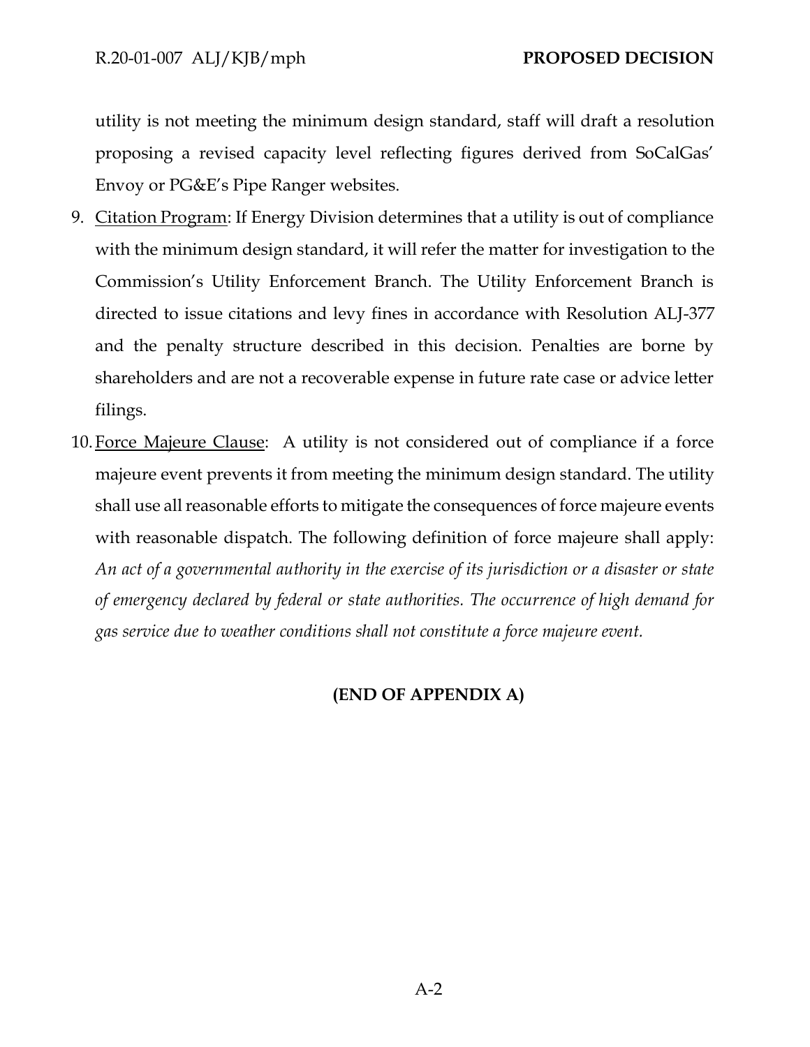utility is not meeting the minimum design standard, staff will draft a resolution proposing a revised capacity level reflecting figures derived from SoCalGas' Envoy or PG&E's Pipe Ranger websites.

9. <u>Citation Program</u>: If Energy Division determines that a utility is out of compliance with the minimum design standard, it will refer the matter for investigation to the Commission's Utility Enforcement Branch. The Utility Enforcement Branch is directed to issue citations and levy fines in accordance with Resolution ALJ-377 and the penalty structure described in this decision. Penalties are borne by shareholders and are not a recoverable expense in future rate case or advice letter filings.
10. <u>Force Majeure Clause</u>: A utility is not considered out of compliance if a force majeure event prevents it from meeting the minimum design standard. The utility shall use all reasonable efforts to mitigate the consequences of force majeure events with reasonable dispatch. The following definition of force majeure shall apply: *An act of a governmental authority in the exercise of its jurisdiction or a disaster or state of emergency declared by federal or state authorities. The occurrence of high demand for gas service due to weather conditions shall not constitute a force majeure event.*

**(END OF APPENDIX A)**